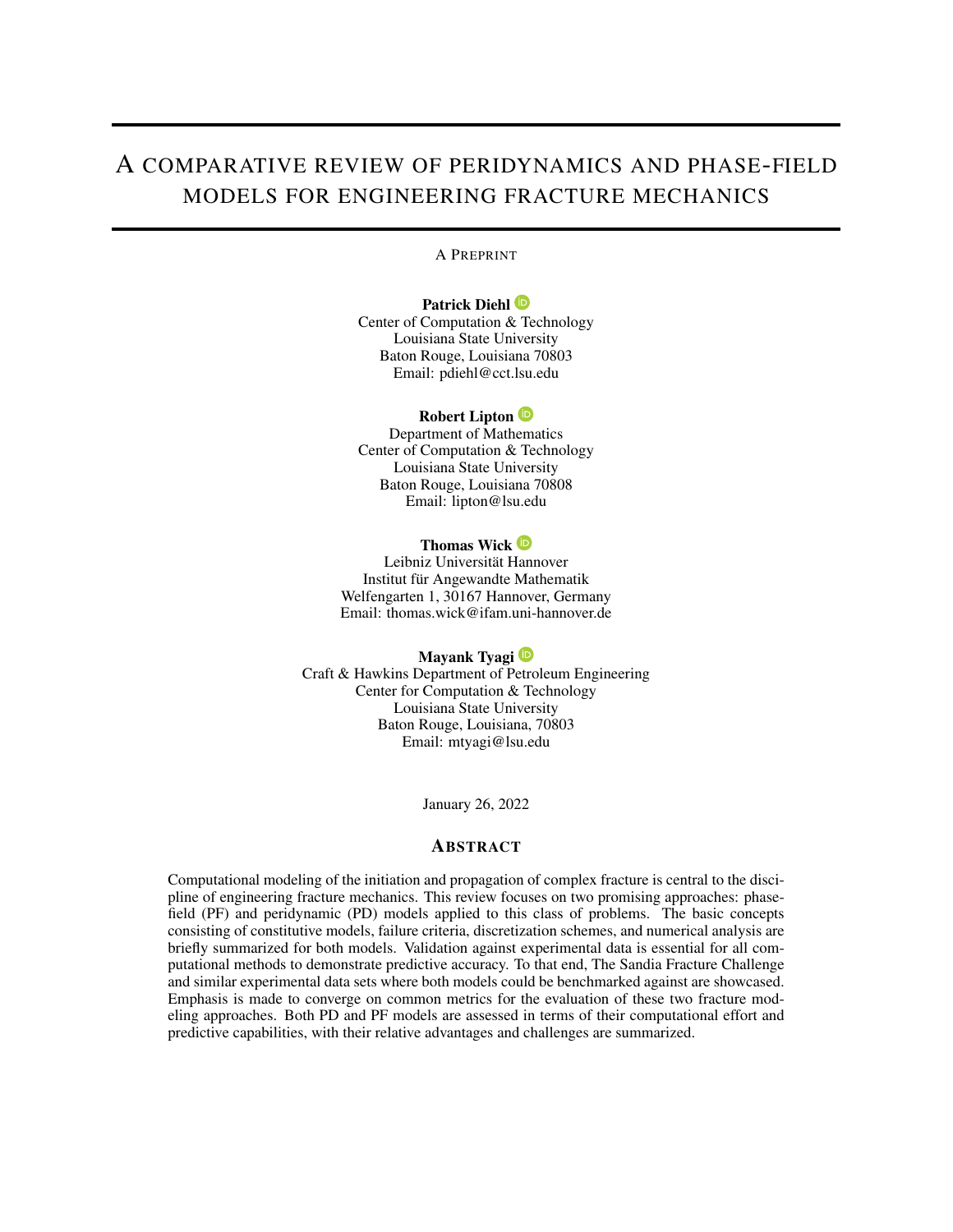# A COMPARATIVE REVIEW OF PERIDYNAMICS AND PHASE-FIELD MODELS FOR ENGINEERING FRACTURE MECHANICS

A PREPRINT

**Patrick Diehl**
Center of Computation & Technology
Louisiana State University
Baton Rouge, Louisiana 70803
Email: pdiehl@cct.lsu.edu

**Robert Lipton**
Department of Mathematics
Center of Computation & Technology
Louisiana State University
Baton Rouge, Louisiana 70808
Email: lipton@lsu.edu

**Thomas Wick**
Leibniz Universität Hannover
Institut für Angewandte Mathematik
Welfengarten 1, 30167 Hannover, Germany
Email: thomas.wick@ifam.uni-hannover.de

**Mayank Tyagi**
Craft & Hawkins Department of Petroleum Engineering
Center for Computation & Technology
Louisiana State University
Baton Rouge, Louisiana, 70803
Email: mtyagi@lsu.edu

January 26, 2022

## ABSTRACT

Computational modeling of the initiation and propagation of complex fracture is central to the discipline of engineering fracture mechanics. This review focuses on two promising approaches: phase-field (PF) and peridynamic (PD) models applied to this class of problems. The basic concepts consisting of constitutive models, failure criteria, discretization schemes, and numerical analysis are briefly summarized for both models. Validation against experimental data is essential for all computational methods to demonstrate predictive accuracy. To that end, The Sandia Fracture Challenge and similar experimental data sets where both models could be benchmarked against are showcased. Emphasis is made to converge on common metrics for the evaluation of these two fracture modeling approaches. Both PD and PF models are assessed in terms of their computational effort and predictive capabilities, with their relative advantages and challenges are summarized.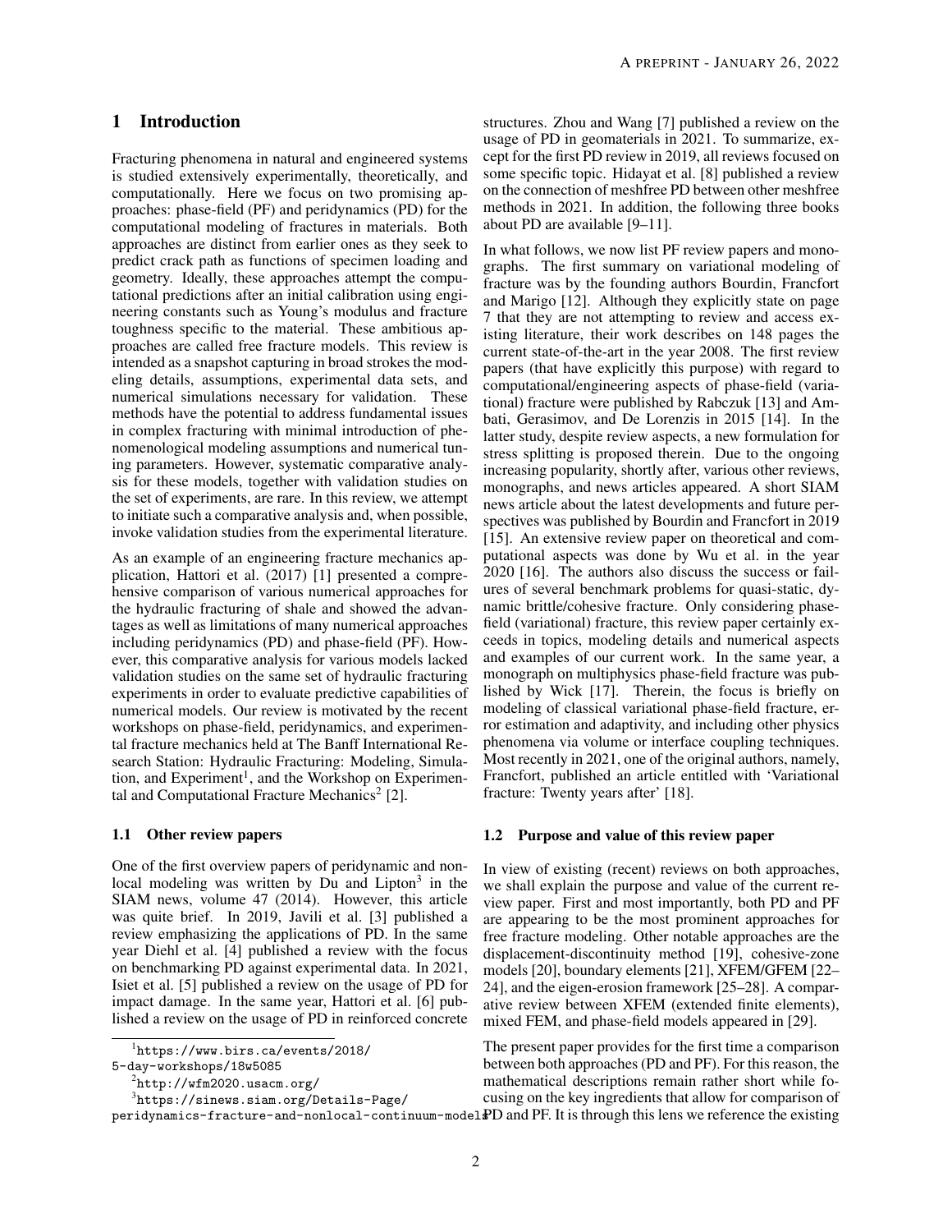# 1 Introduction

Fracturing phenomena in natural and engineered systems is studied extensively experimentally, theoretically, and computationally. Here we focus on two promising approaches: phase-field (PF) and peridynamics (PD) for the computational modeling of fractures in materials. Both approaches are distinct from earlier ones as they seek to predict crack path as functions of specimen loading and geometry. Ideally, these approaches attempt the computational predictions after an initial calibration using engineering constants such as Young's modulus and fracture toughness specific to the material. These ambitious approaches are called free fracture models. This review is intended as a snapshot capturing in broad strokes the modeling details, assumptions, experimental data sets, and numerical simulations necessary for validation. These methods have the potential to address fundamental issues in complex fracturing with minimal introduction of phenomenological modeling assumptions and numerical tuning parameters. However, systematic comparative analysis for these models, together with validation studies on the set of experiments, are rare. In this review, we attempt to initiate such a comparative analysis and, when possible, invoke validation studies from the experimental literature.

As an example of an engineering fracture mechanics application, Hattori et al. (2017) [1] presented a comprehensive comparison of various numerical approaches for the hydraulic fracturing of shale and showed the advantages as well as limitations of many numerical approaches including peridynamics (PD) and phase-field (PF). However, this comparative analysis for various models lacked validation studies on the same set of hydraulic fracturing experiments in order to evaluate predictive capabilities of numerical models. Our review is motivated by the recent workshops on phase-field, peridynamics, and experimental fracture mechanics held at The Banff International Research Station: Hydraulic Fracturing: Modeling, Simulation, and Experiment[1], and the Workshop on Experimental and Computational Fracture Mechanics[2] [2].

## 1.1 Other review papers

One of the first overview papers of peridynamic and nonlocal modeling was written by Du and Lipton[3] in the SIAM news, volume 47 (2014). However, this article was quite brief. In 2019, Javili et al. [3] published a review emphasizing the applications of PD. In the same year Diehl et al. [4] published a review with the focus on benchmarking PD against experimental data. In 2021, Isiet et al. [5] published a review on the usage of PD for impact damage. In the same year, Hattori et al. [6] published a review on the usage of PD in reinforced concrete structures. Zhou and Wang [7] published a review on the usage of PD in geomaterials in 2021. To summarize, except for the first PD review in 2019, all reviews focused on some specific topic. Hidayat et al. [8] published a review on the connection of meshfree PD between other meshfree methods in 2021. In addition, the following three books about PD are available [9–11].

In what follows, we now list PF review papers and monographs. The first summary on variational modeling of fracture was by the founding authors Bourdin, Francfort and Marigo [12]. Although they explicitly state on page 7 that they are not attempting to review and access existing literature, their work describes on 148 pages the current state-of-the-art in the year 2008. The first review papers (that have explicitly this purpose) with regard to computational/engineering aspects of phase-field (variational) fracture were published by Rabczuk [13] and Ambati, Gerasimov, and De Lorenzis in 2015 [14]. In the latter study, despite review aspects, a new formulation for stress splitting is proposed therein. Due to the ongoing increasing popularity, shortly after, various other reviews, monographs, and news articles appeared. A short SIAM news article about the latest developments and future perspectives was published by Bourdin and Francfort in 2019 [15]. An extensive review paper on theoretical and computational aspects was done by Wu et al. in the year 2020 [16]. The authors also discuss the success or failures of several benchmark problems for quasi-static, dynamic brittle/cohesive fracture. Only considering phase-field (variational) fracture, this review paper certainly exceeds in topics, modeling details and numerical aspects and examples of our current work. In the same year, a monograph on multiphysics phase-field fracture was published by Wick [17]. Therein, the focus is briefly on modeling of classical variational phase-field fracture, error estimation and adaptivity, and including other physics phenomena via volume or interface coupling techniques. Most recently in 2021, one of the original authors, namely, Francfort, published an article entitled with 'Variational fracture: Twenty years after' [18].

## 1.2 Purpose and value of this review paper

In view of existing (recent) reviews on both approaches, we shall explain the purpose and value of the current review paper. First and most importantly, both PD and PF are appearing to be the most prominent approaches for free fracture modeling. Other notable approaches are the displacement-discontinuity method [19], cohesive-zone models [20], boundary elements [21], XFEM/GFEM [22–24], and the eigen-erosion framework [25–28]. A comparative review between XFEM (extended finite elements), mixed FEM, and phase-field models appeared in [29].

The present paper provides for the first time a comparison between both approaches (PD and PF). For this reason, the mathematical descriptions remain rather short while focusing on the key ingredients that allow for comparison of PD and PF. It is through this lens we reference the existing

[1] https://www.birs.ca/events/2018/5-day-workshops/18w5085

[2] http://wfm2020.usacm.org/

[3] https://sinews.siam.org/Details-Page/peridynamics-fracture-and-nonlocal-continuum-models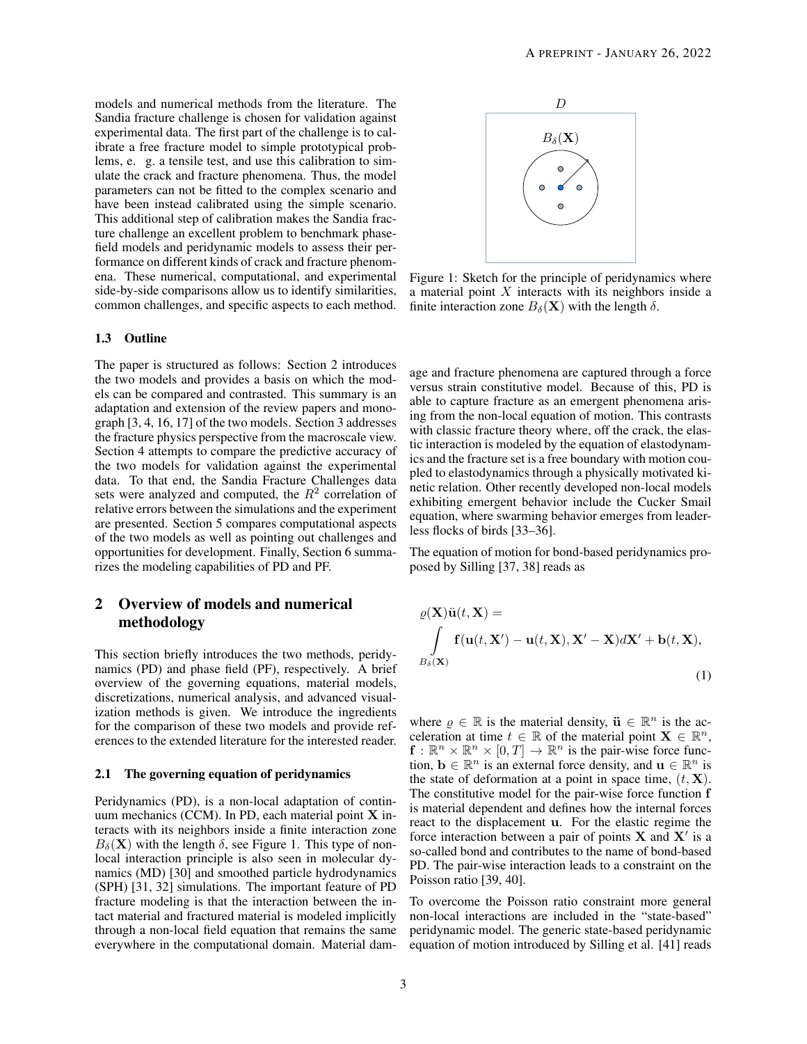models and numerical methods from the literature. The Sandia fracture challenge is chosen for validation against experimental data. The first part of the challenge is to calibrate a free fracture model to simple prototypical problems, e. g. a tensile test, and use this calibration to simulate the crack and fracture phenomena. Thus, the model parameters can not be fitted to the complex scenario and have been instead calibrated using the simple scenario. This additional step of calibration makes the Sandia fracture challenge an excellent problem to benchmark phase-field models and peridynamic models to assess their performance on different kinds of crack and fracture phenomena. These numerical, computational, and experimental side-by-side comparisons allow us to identify similarities, common challenges, and specific aspects to each method.

### 1.3 Outline

The paper is structured as follows: Section 2 introduces the two models and provides a basis on which the models can be compared and contrasted. This summary is an adaptation and extension of the review papers and monograph [3, 4, 16, 17] of the two models. Section 3 addresses the fracture physics perspective from the macroscale view. Section 4 attempts to compare the predictive accuracy of the two models for validation against the experimental data. To that end, the Sandia Fracture Challenges data sets were analyzed and computed, the $R^2$ correlation of relative errors between the simulations and the experiment are presented. Section 5 compares computational aspects of the two models as well as pointing out challenges and opportunities for development. Finally, Section 6 summarizes the modeling capabilities of PD and PF.

## 2 Overview of models and numerical methodology

This section briefly introduces the two methods, peridynamics (PD) and phase field (PF), respectively. A brief overview of the governing equations, material models, discretizations, numerical analysis, and advanced visualization methods is given. We introduce the ingredients for the comparison of these two models and provide references to the extended literature for the interested reader.

### 2.1 The governing equation of peridynamics

Peridynamics (PD), is a non-local adaptation of continuum mechanics (CCM). In PD, each material point $\mathbf{X}$ interacts with its neighbors inside a finite interaction zone $B_\delta(\mathbf{X})$ with the length $\delta$, see Figure 1. This type of non-local interaction principle is also seen in molecular dynamics (MD) [30] and smoothed particle hydrodynamics (SPH) [31, 32] simulations. The important feature of PD fracture modeling is that the interaction between the intact material and fractured material is modeled implicitly through a non-local field equation that remains the same everywhere in the computational domain. Material damage and fracture phenomena are captured through a force versus strain constitutive model. Because of this, PD is able to capture fracture as an emergent phenomena arising from the non-local equation of motion. This contrasts with classic fracture theory where, off the crack, the elastic interaction is modeled by the equation of elastodynamics and the fracture set is a free boundary with motion coupled to elastodynamics through a physically motivated kinetic relation. Other recently developed non-local models exhibiting emergent behavior include the Cucker Smail equation, where swarming behavior emerges from leaderless flocks of birds [33–36].

Figure 1: Sketch for the principle of peridynamics where a material point $X$ interacts with its neighbors inside a finite interaction zone $B_\delta(\mathbf{X})$ with the length $\delta$.

The equation of motion for bond-based peridynamics proposed by Silling [37, 38] reads as

$$
\varrho(\mathbf{X})\ddot{\mathbf{u}}(t,\mathbf{X}) = \int\limits_{B_\delta(\mathbf{X})} \mathbf{f}(\mathbf{u}(t,\mathbf{X}') - \mathbf{u}(t,\mathbf{X}), \mathbf{X}' - \mathbf{X}) d\mathbf{X}' + \mathbf{b}(t,\mathbf{X}), \tag{1}
$$

where $\varrho \in \mathbb{R}$ is the material density, $\ddot{\mathbf{u}} \in \mathbb{R}^n$ is the acceleration at time $t \in \mathbb{R}$ of the material point $\mathbf{X} \in \mathbb{R}^n$, $\mathbf{f} : \mathbb{R}^n \times \mathbb{R}^n \times [0,T] \to \mathbb{R}^n$ is the pair-wise force function, $\mathbf{b} \in \mathbb{R}^n$ is an external force density, and $\mathbf{u} \in \mathbb{R}^n$ is the state of deformation at a point in space time, $(t, \mathbf{X})$. The constitutive model for the pair-wise force function $\mathbf{f}$ is material dependent and defines how the internal forces react to the displacement $\mathbf{u}$. For the elastic regime the force interaction between a pair of points $\mathbf{X}$ and $\mathbf{X}'$ is a so-called bond and contributes to the name of bond-based PD. The pair-wise interaction leads to a constraint on the Poisson ratio [39, 40].

To overcome the Poisson ratio constraint more general non-local interactions are included in the "state-based" peridynamic model. The generic state-based peridynamic equation of motion introduced by Silling et al. [41] reads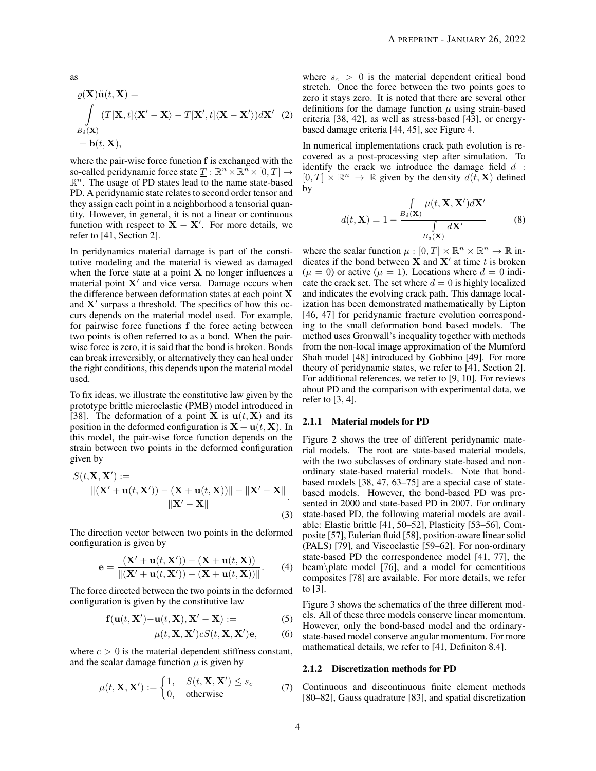as

$$\varrho(\mathbf{X})\ddot{\mathbf{u}}(t,\mathbf{X}) = \int\limits_{B_\delta(\mathbf{X})} (\underline{T}[\mathbf{X},t]\langle\mathbf{X}'-\mathbf{X}\rangle - \underline{T}[\mathbf{X}',t]\langle\mathbf{X}-\mathbf{X}'\rangle)d\mathbf{X}' + \mathbf{b}(t,\mathbf{X}), \tag{2}$$

where the pair-wise force function $\mathbf{f}$ is exchanged with the so-called peridynamic force state $\underline{T} : \mathbb{R}^n \times \mathbb{R}^n \times [0,T] \to \mathbb{R}^n$. The usage of PD states lead to the name state-based PD. A peridynamic state relates to second order tensor and they assign each point in a neighborhood a tensorial quantity. However, in general, it is not a linear or continuous function with respect to $\mathbf{X}-\mathbf{X}'$. For more details, we refer to [41, Section 2].

In peridynamics material damage is part of the constitutive modeling and the material is viewed as damaged when the force state at a point $\mathbf{X}$ no longer influences a material point $\mathbf{X}'$ and vice versa. Damage occurs when the difference between deformation states at each point $\mathbf{X}$ and $\mathbf{X}'$ surpass a threshold. The specifics of how this occurs depends on the material model used. For example, for pairwise force functions $\mathbf{f}$ the force acting between two points is often referred to as a bond. When the pairwise force is zero, it is said that the bond is broken. Bonds can break irreversibly, or alternatively they can heal under the right conditions, this depends upon the material model used.

To fix ideas, we illustrate the constitutive law given by the prototype brittle microelastic (PMB) model introduced in [38]. The deformation of a point $\mathbf{X}$ is $\mathbf{u}(t,\mathbf{X})$ and its position in the deformed configuration is $\mathbf{X}+\mathbf{u}(t,\mathbf{X})$. In this model, the pair-wise force function depends on the strain between two points in the deformed configuration given by

$$S(t,\mathbf{X},\mathbf{X}') := \frac{\|(\mathbf{X}'+\mathbf{u}(t,\mathbf{X}')) - (\mathbf{X}+\mathbf{u}(t,\mathbf{X}))\| - \|\mathbf{X}'-\mathbf{X}\|}{\|\mathbf{X}'-\mathbf{X}\|}. \tag{3}$$

The direction vector between two points in the deformed configuration is given by

$$\mathbf{e} = \frac{(\mathbf{X}'+\mathbf{u}(t,\mathbf{X}')) - (\mathbf{X}+\mathbf{u}(t,\mathbf{X}))}{\|(\mathbf{X}'+\mathbf{u}(t,\mathbf{X}')) - (\mathbf{X}+\mathbf{u}(t,\mathbf{X}))\|}. \tag{4}$$

The force directed between the two points in the deformed configuration is given by the constitutive law

$$\mathbf{f}(\mathbf{u}(t,\mathbf{X}')-\mathbf{u}(t,\mathbf{X}), \mathbf{X}'-\mathbf{X}) := \tag{5}$$

$$\mu(t,\mathbf{X},\mathbf{X}')cS(t,\mathbf{X},\mathbf{X}')\mathbf{e}, \tag{6}$$

where $c>0$ is the material dependent stiffness constant, and the scalar damage function $\mu$ is given by

$$\mu(t,\mathbf{X},\mathbf{X}') := \begin{cases} 1, & S(t,\mathbf{X},\mathbf{X}') \leq s_c \\ 0, & \text{otherwise} \end{cases} \tag{7}$$

where $s_c > 0$ is the material dependent critical bond stretch. Once the force between the two points goes to zero it stays zero. It is noted that there are several other definitions for the damage function $\mu$ using strain-based criteria [38, 42], as well as stress-based [43], or energy-based damage criteria [44, 45], see Figure 4.

In numerical implementations crack path evolution is recovered as a post-processing step after simulation. To identify the crack we introduce the damage field $d : [0,T] \times \mathbb{R}^n \to \mathbb{R}$ given by the density $d(t,\mathbf{X})$ defined by

$$d(t,\mathbf{X}) = 1 - \frac{\int\limits_{B_\delta(\mathbf{X})} \mu(t,\mathbf{X},\mathbf{X}')d\mathbf{X}'}{\int\limits_{B_\delta(\mathbf{X})} d\mathbf{X}'} \tag{8}$$

where the scalar function $\mu : [0,T] \times \mathbb{R}^n \times \mathbb{R}^n \to \mathbb{R}$ indicates if the bond between $\mathbf{X}$ and $\mathbf{X}'$ at time $t$ is broken ($\mu = 0$) or active ($\mu = 1$). Locations where $d = 0$ indicate the crack set. The set where $d = 0$ is highly localized and indicates the evolving crack path. This damage localization has been demonstrated mathematically by Lipton [46, 47] for peridynamic fracture evolution corresponding to the small deformation bond based models. The method uses Gronwall's inequality together with methods from the non-local image approximation of the Mumford Shah model [48] introduced by Gobbino [49]. For more theory of peridynamic states, we refer to [41, Section 2]. For additional references, we refer to [9, 10]. For reviews about PD and the comparison with experimental data, we refer to [3, 4].

### 2.1.1 Material models for PD

Figure 2 shows the tree of different peridynamic material models. The root are state-based material models, with the two subclasses of ordinary state-based and non-ordinary state-based material models. Note that bond-based models [38, 47, 63–75] are a special case of state-based models. However, the bond-based PD was presented in 2000 and state-based PD in 2007. For ordinary state-based PD, the following material models are available: Elastic brittle [41, 50–52], Plasticity [53–56], Composite [57], Eulerian fluid [58], position-aware linear solid (PALS) [79], and Viscoelastic [59–62]. For non-ordinary state-based PD the correspondence model [41, 77], the beam\plate model [76], and a model for cementitious composites [78] are available. For more details, we refer to [3].

Figure 3 shows the schematics of the three different models. All of these three models conserve linear momentum. However, only the bond-based model and the ordinary-state-based model conserve angular momentum. For more mathematical details, we refer to [41, Definiton 8.4].

### 2.1.2 Discretization methods for PD

Continuous and discontinuous finite element methods [80–82], Gauss quadrature [83], and spatial discretization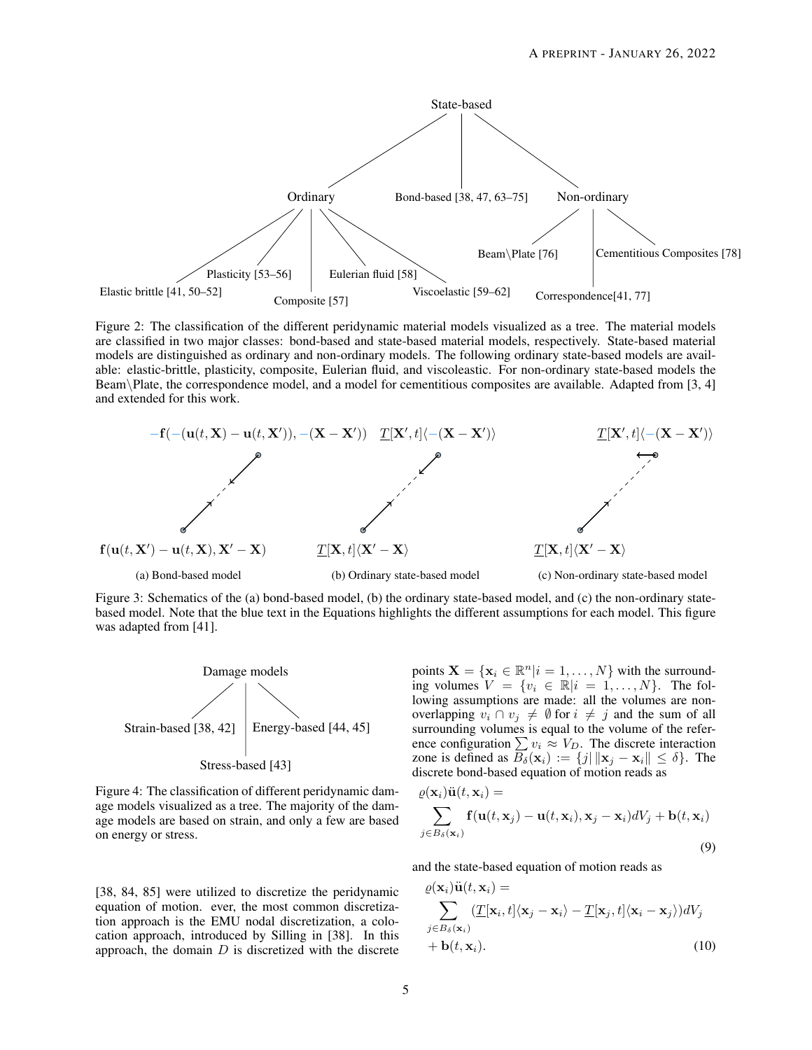State-based

Ordinary — Bond-based [38, 47, 63–75] — Non-ordinary

Elastic brittle [41, 50–52], Plasticity [53–56], Composite [57], Eulerian fluid [58], Viscoelastic [59–62]

Beam\Plate [76], Correspondence[41, 77], Cementitious Composites [78]

Figure 2: The classification of the different peridynamic material models visualized as a tree. The material models are classified in two major classes: bond-based and state-based material models, respectively. State-based material models are distinguished as ordinary and non-ordinary models. The following ordinary state-based models are available: elastic-brittle, plasticity, composite, Eulerian fluid, and viscoelastic. For non-ordinary state-based models the Beam\Plate, the correspondence model, and a model for cementitious composites are available. Adapted from [3, 4] and extended for this work.

$-\mathbf{f}(-(\mathbf{u}(t,\mathbf{X}) - \mathbf{u}(t,\mathbf{X}')), -(\mathbf{X} - \mathbf{X}'))$ $\quad \underline{T}[\mathbf{X}',t]\langle -(\mathbf{X} - \mathbf{X}')\rangle \quad \underline{T}[\mathbf{X}',t]\langle -(\mathbf{X} - \mathbf{X}')\rangle$

$\mathbf{f}(\mathbf{u}(t,\mathbf{X}') - \mathbf{u}(t,\mathbf{X}), \mathbf{X}' - \mathbf{X})$ $\quad \underline{T}[\mathbf{X},t]\langle \mathbf{X}' - \mathbf{X}\rangle \quad \underline{T}[\mathbf{X},t]\langle \mathbf{X}' - \mathbf{X}\rangle$

(a) Bond-based model (b) Ordinary state-based model (c) Non-ordinary state-based model

Figure 3: Schematics of the (a) bond-based model, (b) the ordinary state-based model, and (c) the non-ordinary state-based model. Note that the blue text in the Equations highlights the different assumptions for each model. This figure was adapted from [41].

Damage models

Strain-based [38, 42] — Stress-based [43] — Energy-based [44, 45]

Figure 4: The classification of different peridynamic damage models visualized as a tree. The majority of the damage models are based on strain, and only a few are based on energy or stress.

[38, 84, 85] were utilized to discretize the peridynamic equation of motion. ever, the most common discretization approach is the EMU nodal discretization, a colocation approach, introduced by Silling in [38]. In this approach, the domain $D$ is discretized with the discrete points $\mathbf{X} = \{\mathbf{x}_i \in \mathbb{R}^n | i = 1, \ldots, N\}$ with the surrounding volumes $V = \{v_i \in \mathbb{R} | i = 1, \ldots, N\}$. The following assumptions are made: all the volumes are non-overlapping $v_i \cap v_j \neq \emptyset$ for $i \neq j$ and the sum of all surrounding volumes is equal to the volume of the reference configuration $\sum v_i \approx V_D$. The discrete interaction zone is defined as $B_\delta(\mathbf{x}_i) := \{j | \, \|\mathbf{x}_j - \mathbf{x}_i\| \leq \delta\}$. The discrete bond-based equation of motion reads as

$$\varrho(\mathbf{x}_i)\ddot{\mathbf{u}}(t,\mathbf{x}_i) = \sum_{j \in B_\delta(\mathbf{x}_i)} \mathbf{f}(\mathbf{u}(t,\mathbf{x}_j) - \mathbf{u}(t,\mathbf{x}_i), \mathbf{x}_j - \mathbf{x}_i) dV_j + \mathbf{b}(t,\mathbf{x}_i) \tag{9}$$

and the state-based equation of motion reads as

$$\varrho(\mathbf{x}_i)\ddot{\mathbf{u}}(t,\mathbf{x}_i) = \sum_{j \in B_\delta(\mathbf{x}_i)} (\underline{T}[\mathbf{x}_i,t]\langle \mathbf{x}_j - \mathbf{x}_i\rangle - \underline{T}[\mathbf{x}_j,t]\langle \mathbf{x}_i - \mathbf{x}_j\rangle) dV_j + \mathbf{b}(t,\mathbf{x}_i). \tag{10}$$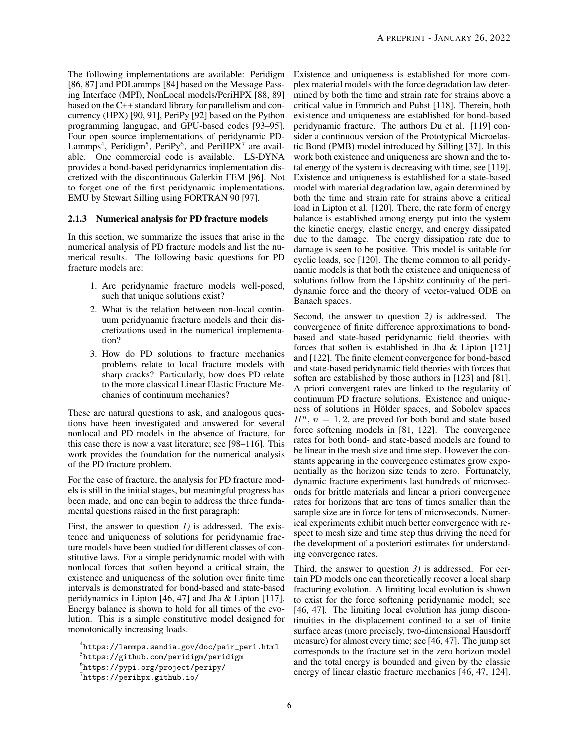The following implementations are available: Peridigm [86, 87] and PDLammps [84] based on the Message Passing Interface (MPI), NonLocal models/PeriHPX [88, 89] based on the C++ standard library for parallelism and concurrency (HPX) [90, 91], PeriPy [92] based on the Python programming langugae, and GPU-based codes [93–95]. Four open source implementations of peridynamic PDLammps[4], Peridigm[5], PeriPy[6], and PeriHPX[7] are available. One commercial code is available. LS-DYNA provides a bond-based peridynamics implementation discretized with the discontinuous Galerkin FEM [96]. Not to forget one of the first peridynamic implementations, EMU by Stewart Silling using FORTRAN 90 [97].

### 2.1.3 Numerical analysis for PD fracture models

In this section, we summarize the issues that arise in the numerical analysis of PD fracture models and list the numerical results. The following basic questions for PD fracture models are:

1. Are peridynamic fracture models well-posed, such that unique solutions exist?
2. What is the relation between non-local continuum peridynamic fracture models and their discretizations used in the numerical implementation?
3. How do PD solutions to fracture mechanics problems relate to local fracture models with sharp cracks? Particularly, how does PD relate to the more classical Linear Elastic Fracture Mechanics of continuum mechanics?

These are natural questions to ask, and analogous questions have been investigated and answered for several nonlocal and PD models in the absence of fracture, for this case there is now a vast literature; see [98–116]. This work provides the foundation for the numerical analysis of the PD fracture problem.

For the case of fracture, the analysis for PD fracture models is still in the initial stages, but meaningful progress has been made, and one can begin to address the three fundamental questions raised in the first paragraph:

First, the answer to question *1)* is addressed. The existence and uniqueness of solutions for peridynamic fracture models have been studied for different classes of constitutive laws. For a simple peridynamic model with with nonlocal forces that soften beyond a critical strain, the existence and uniqueness of the solution over finite time intervals is demonstrated for bond-based and state-based peridynamics in Lipton [46, 47] and Jha & Lipton [117]. Energy balance is shown to hold for all times of the evolution. This is a simple constitutive model designed for monotonically increasing loads.

Existence and uniqueness is established for more complex material models with the force degradation law determined by both the time and strain rate for strains above a critical value in Emmrich and Puhst [118]. Therein, both existence and uniqueness are established for bond-based peridynamic fracture. The authors Du et al. [119] consider a continuous version of the Prototypical Microelastic Bond (PMB) model introduced by Silling [37]. In this work both existence and uniqueness are shown and the total energy of the system is decreasing with time, see [119]. Existence and uniqueness is established for a state-based model with material degradation law, again determined by both the time and strain rate for strains above a critical load in Lipton et al. [120]. There, the rate form of energy balance is established among energy put into the system the kinetic energy, elastic energy, and energy dissipated due to the damage. The energy dissipation rate due to damage is seen to be positive. This model is suitable for cyclic loads, see [120]. The theme common to all peridynamic models is that both the existence and uniqueness of solutions follow from the Lipshitz continuity of the peridynamic force and the theory of vector-valued ODE on Banach spaces.

Second, the answer to question *2)* is addressed. The convergence of finite difference approximations to bond-based and state-based peridynamic field theories with forces that soften is established in Jha & Lipton [121] and [122]. The finite element convergence for bond-based and state-based peridynamic field theories with forces that soften are established by those authors in [123] and [81]. A priori convergent rates are linked to the regularity of continuum PD fracture solutions. Existence and uniqueness of solutions in Hölder spaces, and Sobolev spaces $H^n$, $n = 1, 2$, are proved for both bond and state based force softening models in [81, 122]. The convergence rates for both bond- and state-based models are found to be linear in the mesh size and time step. However the constants appearing in the convergence estimates grow exponentially as the horizon size tends to zero. Fortunately, dynamic fracture experiments last hundreds of microseconds for brittle materials and linear a priori convergence rates for horizons that are tens of times smaller than the sample size are in force for tens of microseconds. Numerical experiments exhibit much better convergence with respect to mesh size and time step thus driving the need for the development of a posteriori estimates for understanding convergence rates.

Third, the answer to question *3)* is addressed. For certain PD models one can theoretically recover a local sharp fracturing evolution. A limiting local evolution is shown to exist for the force softening peridynamic model; see [46, 47]. The limiting local evolution has jump discontinuities in the displacement confined to a set of finite surface areas (more precisely, two-dimensional Hausdorff measure) for almost every time; see [46, 47]. The jump set corresponds to the fracture set in the zero horizon model and the total energy is bounded and given by the classic energy of linear elastic fracture mechanics [46, 47, 124].

[4] https://lammps.sandia.gov/doc/pair_peri.html

[5] https://github.com/peridigm/peridigm

[6] https://pypi.org/project/peripy/

[7] https://perihpx.github.io/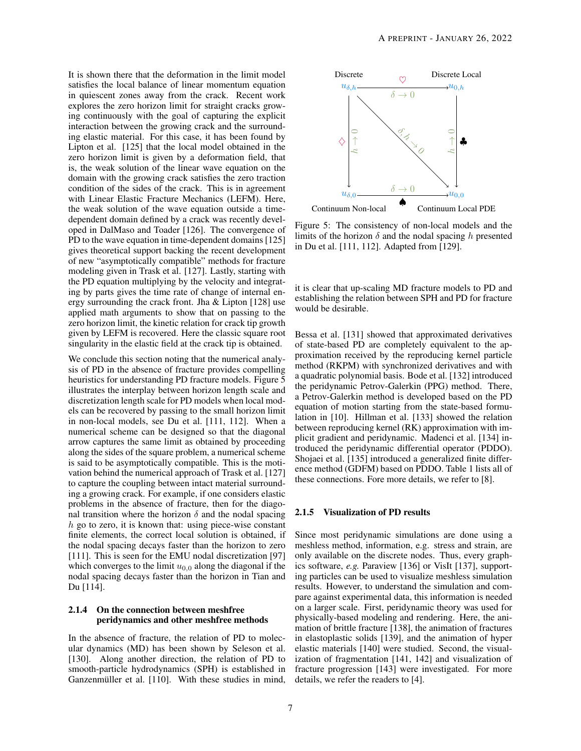It is shown there that the deformation in the limit model satisfies the local balance of linear momentum equation in quiescent zones away from the crack. Recent work explores the zero horizon limit for straight cracks growing continuously with the goal of capturing the explicit interaction between the growing crack and the surrounding elastic material. For this case, it has been found by Lipton et al. [125] that the local model obtained in the zero horizon limit is given by a deformation field, that is, the weak solution of the linear wave equation on the domain with the growing crack satisfies the zero traction condition of the sides of the crack. This is in agreement with Linear Elastic Fracture Mechanics (LEFM). Here, the weak solution of the wave equation outside a time-dependent domain defined by a crack was recently developed in DalMaso and Toader [126]. The convergence of PD to the wave equation in time-dependent domains [125] gives theoretical support backing the recent development of new "asymptotically compatible" methods for fracture modeling given in Trask et al. [127]. Lastly, starting with the PD equation multiplying by the velocity and integrating by parts gives the time rate of change of internal energy surrounding the crack front. Jha & Lipton [128] use applied math arguments to show that on passing to the zero horizon limit, the kinetic relation for crack tip growth given by LEFM is recovered. Here the classic square root singularity in the elastic field at the crack tip is obtained.

We conclude this section noting that the numerical analysis of PD in the absence of fracture provides compelling heuristics for understanding PD fracture models. Figure 5 illustrates the interplay between horizon length scale and discretization length scale for PD models when local models can be recovered by passing to the small horizon limit in non-local models, see Du et al. [111, 112]. When a numerical scheme can be designed so that the diagonal arrow captures the same limit as obtained by proceeding along the sides of the square problem, a numerical scheme is said to be asymptotically compatible. This is the motivation behind the numerical approach of Trask et al. [127] to capture the coupling between intact material surrounding a growing crack. For example, if one considers elastic problems in the absence of fracture, then for the diagonal transition where the horizon $\delta$ and the nodal spacing $h$ go to zero, it is known that: using piece-wise constant finite elements, the correct local solution is obtained, if the nodal spacing decays faster than the horizon to zero [111]. This is seen for the EMU nodal discretization [97] which converges to the limit $u_{0,0}$ along the diagonal if the nodal spacing decays faster than the horizon in Tian and Du [114].

Discrete $u_{\delta,h}$ —♡ $\delta \to 0$→ $u_{0,h}$ Discrete Local

♢ $h \to 0$ | $\delta, h \to 0$ | $h \to 0$ ♣

Continuum Non-local $u_{\delta,0}$ —♠ $\delta \to 0$→ $u_{0,0}$ Continuum Local PDE

Figure 5: The consistency of non-local models and the limits of the horizon $\delta$ and the nodal spacing $h$ presented in Du et al. [111, 112]. Adapted from [129].

#### 2.1.4 On the connection between meshfree peridynamics and other meshfree methods

In the absence of fracture, the relation of PD to molecular dynamics (MD) has been shown by Seleson et al. [130]. Along another direction, the relation of PD to smooth-particle hydrodynamics (SPH) is established in Ganzenmüller et al. [110]. With these studies in mind, it is clear that up-scaling MD fracture models to PD and establishing the relation between SPH and PD for fracture would be desirable.

Bessa et al. [131] showed that approximated derivatives of state-based PD are completely equivalent to the approximation received by the reproducing kernel particle method (RKPM) with synchronized derivatives and with a quadratic polynomial basis. Bode et al. [132] introduced the peridynamic Petrov-Galerkin (PPG) method. There, a Petrov-Galerkin method is developed based on the PD equation of motion starting from the state-based formulation in [10]. Hillman et al. [133] showed the relation between reproducing kernel (RK) approximation with implicit gradient and peridynamic. Madenci et al. [134] introduced the peridynamic differential operator (PDDO). Shojaei et al. [135] introduced a generalized finite difference method (GDFM) based on PDDO. Table 1 lists all of these connections. Fore more details, we refer to [8].

#### 2.1.5 Visualization of PD results

Since most peridynamic simulations are done using a meshless method, information, e.g. stress and strain, are only available on the discrete nodes. Thus, every graphics software, *e.g.* Paraview [136] or VisIt [137], supporting particles can be used to visualize meshless simulation results. However, to understand the simulation and compare against experimental data, this information is needed on a larger scale. First, peridynamic theory was used for physically-based modeling and rendering. Here, the animation of brittle fracture [138], the animation of fractures in elastoplastic solids [139], and the animation of hyper elastic materials [140] were studied. Second, the visualization of fragmentation [141, 142] and visualization of fracture progression [143] were investigated. For more details, we refer the readers to [4].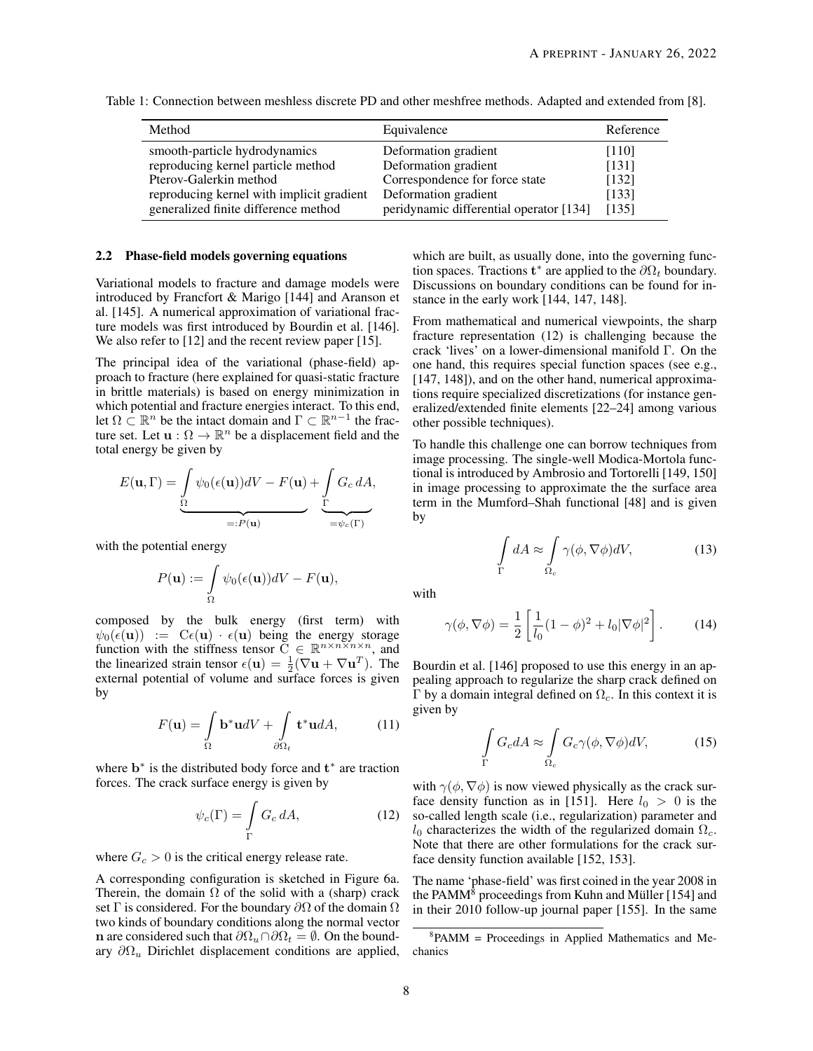Table 1: Connection between meshless discrete PD and other meshfree methods. Adapted and extended from [8].

| Method | Equivalence | Reference |
|---|---|---|
| smooth-particle hydrodynamics | Deformation gradient | [110] |
| reproducing kernel particle method | Deformation gradient | [131] |
| Pterov-Galerkin method | Correspondence for force state | [132] |
| reproducing kernel with implicit gradient | Deformation gradient | [133] |
| generalized finite difference method | peridynamic differential operator [134] | [135] |

## 2.2 Phase-field models governing equations

Variational models to fracture and damage models were introduced by Francfort & Marigo [144] and Aranson et al. [145]. A numerical approximation of variational fracture models was first introduced by Bourdin et al. [146]. We also refer to [12] and the recent review paper [15].

The principal idea of the variational (phase-field) approach to fracture (here explained for quasi-static fracture in brittle materials) is based on energy minimization in which potential and fracture energies interact. To this end, let $\Omega \subset \mathbb{R}^n$ be the intact domain and $\Gamma \subset \mathbb{R}^{n-1}$ the fracture set. Let $\mathbf{u} : \Omega \to \mathbb{R}^n$ be a displacement field and the total energy be given by

$$E(\mathbf{u}, \Gamma) = \underbrace{\int\limits_{\Omega} \psi_0(\epsilon(\mathbf{u}))dV - F(\mathbf{u})}_{=:P(\mathbf{u})} + \underbrace{\int\limits_{\Gamma} G_c\, dA}_{=\psi_c(\Gamma)},$$

with the potential energy

$$P(\mathbf{u}) := \int\limits_{\Omega} \psi_0(\epsilon(\mathbf{u}))dV - F(\mathbf{u}),$$

composed by the bulk energy (first term) with $\psi_0(\epsilon(\mathbf{u})) := \mathrm{C}\epsilon(\mathbf{u}) \cdot \epsilon(\mathbf{u})$ being the energy storage function with the stiffness tensor $\mathrm{C} \in \mathbb{R}^{n \times n \times n \times n}$, and the linearized strain tensor $\epsilon(\mathbf{u}) = \frac{1}{2}(\nabla \mathbf{u} + \nabla \mathbf{u}^T)$. The external potential of volume and surface forces is given by

$$F(\mathbf{u}) = \int\limits_{\Omega} \mathbf{b}^* \mathbf{u} dV + \int\limits_{\partial\Omega_t} \mathbf{t}^* \mathbf{u} dA, \tag{11}$$

where $\mathbf{b}^*$ is the distributed body force and $\mathbf{t}^*$ are traction forces. The crack surface energy is given by

$$\psi_c(\Gamma) = \int\limits_{\Gamma} G_c\, dA, \tag{12}$$

where $G_c > 0$ is the critical energy release rate.

A corresponding configuration is sketched in Figure 6a. Therein, the domain $\Omega$ of the solid with a (sharp) crack set $\Gamma$ is considered. For the boundary $\partial\Omega$ of the domain $\Omega$ two kinds of boundary conditions along the normal vector $\mathbf{n}$ are considered such that $\partial\Omega_u \cap \partial\Omega_t = \emptyset$. On the boundary $\partial\Omega_u$ Dirichlet displacement conditions are applied, which are built, as usually done, into the governing function spaces. Tractions $\mathbf{t}^*$ are applied to the $\partial\Omega_t$ boundary. Discussions on boundary conditions can be found for instance in the early work [144, 147, 148].

From mathematical and numerical viewpoints, the sharp fracture representation (12) is challenging because the crack 'lives' on a lower-dimensional manifold $\Gamma$. On the one hand, this requires special function spaces (see e.g., [147, 148]), and on the other hand, numerical approximations require specialized discretizations (for instance generalized/extended finite elements [22–24] among various other possible techniques).

To handle this challenge one can borrow techniques from image processing. The single-well Modica-Mortola functional is introduced by Ambrosio and Tortorelli [149, 150] in image processing to approximate the the surface area term in the Mumford–Shah functional [48] and is given by

$$\int\limits_{\Gamma} dA \approx \int\limits_{\Omega_c} \gamma(\phi, \nabla\phi) dV, \tag{13}$$

with

$$\gamma(\phi, \nabla\phi) = \frac{1}{2}\left[\frac{1}{l_0}(1-\phi)^2 + l_0 |\nabla\phi|^2\right]. \tag{14}$$

Bourdin et al. [146] proposed to use this energy in an appealing approach to regularize the sharp crack defined on $\Gamma$ by a domain integral defined on $\Omega_c$. In this context it is given by

$$\int\limits_{\Gamma} G_c dA \approx \int\limits_{\Omega_c} G_c \gamma(\phi, \nabla\phi) dV, \tag{15}$$

with $\gamma(\phi, \nabla\phi)$ is now viewed physically as the crack surface density function as in [151]. Here $l_0 > 0$ is the so-called length scale (i.e., regularization) parameter and $l_0$ characterizes the width of the regularized domain $\Omega_c$. Note that there are other formulations for the crack surface density function available [152, 153].

The name 'phase-field' was first coined in the year 2008 in the PAMM[8] proceedings from Kuhn and Müller [154] and in their 2010 follow-up journal paper [155]. In the same

[8] PAMM = Proceedings in Applied Mathematics and Mechanics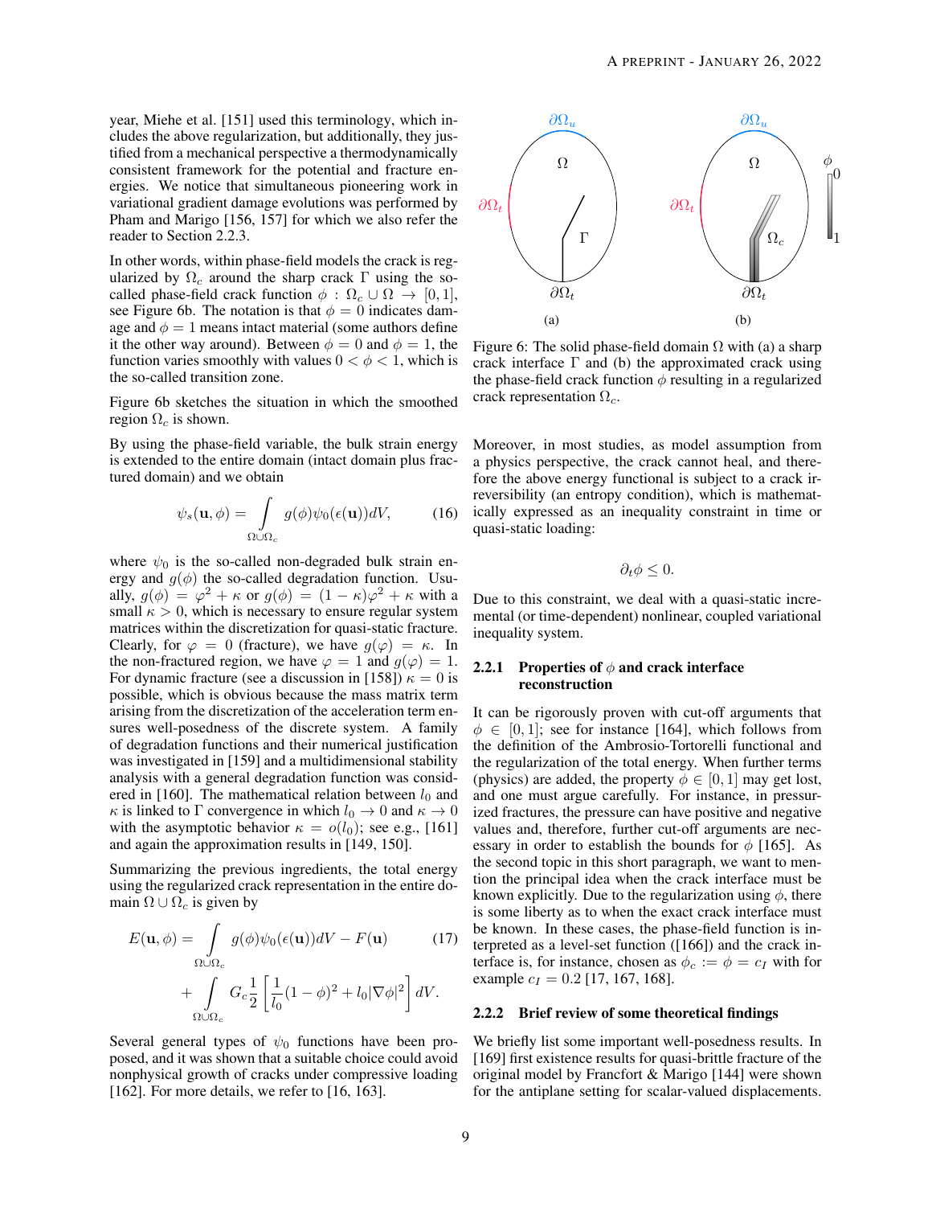year, Miehe et al. [151] used this terminology, which includes the above regularization, but additionally, they justified from a mechanical perspective a thermodynamically consistent framework for the potential and fracture energies. We notice that simultaneous pioneering work in variational gradient damage evolutions was performed by Pham and Marigo [156, 157] for which we also refer the reader to Section 2.2.3.

In other words, within phase-field models the crack is regularized by $\Omega_c$ around the sharp crack $\Gamma$ using the so-called phase-field crack function $\phi : \Omega_c \cup \Omega \to [0, 1]$, see Figure 6b. The notation is that $\phi = 0$ indicates damage and $\phi = 1$ means intact material (some authors define it the other way around). Between $\phi = 0$ and $\phi = 1$, the function varies smoothly with values $0 < \phi < 1$, which is the so-called transition zone.

Figure 6b sketches the situation in which the smoothed region $\Omega_c$ is shown.

By using the phase-field variable, the bulk strain energy is extended to the entire domain (intact domain plus fractured domain) and we obtain

$$\psi_s(\mathbf{u}, \phi) = \int_{\Omega \cup \Omega_c} g(\phi)\psi_0(\epsilon(\mathbf{u}))dV, \tag{16}$$

where $\psi_0$ is the so-called non-degraded bulk strain energy and $g(\phi)$ the so-called degradation function. Usually, $g(\phi) = \varphi^2 + \kappa$ or $g(\phi) = (1 - \kappa)\varphi^2 + \kappa$ with a small $\kappa > 0$, which is necessary to ensure regular system matrices within the discretization for quasi-static fracture. Clearly, for $\varphi = 0$ (fracture), we have $g(\varphi) = \kappa$. In the non-fractured region, we have $\varphi = 1$ and $g(\varphi) = 1$. For dynamic fracture (see a discussion in [158]) $\kappa = 0$ is possible, which is obvious because the mass matrix term arising from the discretization of the acceleration term ensures well-posedness of the discrete system. A family of degradation functions and their numerical justification was investigated in [159] and a multidimensional stability analysis with a general degradation function was considered in [160]. The mathematical relation between $l_0$ and $\kappa$ is linked to $\Gamma$ convergence in which $l_0 \to 0$ and $\kappa \to 0$ with the asymptotic behavior $\kappa = o(l_0)$; see e.g., [161] and again the approximation results in [149, 150].

Summarizing the previous ingredients, the total energy using the regularized crack representation in the entire domain $\Omega \cup \Omega_c$ is given by

$$E(\mathbf{u}, \phi) = \int_{\Omega \cup \Omega_c} g(\phi)\psi_0(\epsilon(\mathbf{u}))dV - F(\mathbf{u}) \tag{17}$$
$$+ \int_{\Omega \cup \Omega_c} G_c \frac{1}{2}\left[\frac{1}{l_0}(1 - \phi)^2 + l_0|\nabla\phi|^2\right] dV.$$

Several general types of $\psi_0$ functions have been proposed, and it was shown that a suitable choice could avoid nonphysical growth of cracks under compressive loading [162]. For more details, we refer to [16, 163].

Figure 6: The solid phase-field domain $\Omega$ with (a) a sharp crack interface $\Gamma$ and (b) the approximated crack using the phase-field crack function $\phi$ resulting in a regularized crack representation $\Omega_c$.

Moreover, in most studies, as model assumption from a physics perspective, the crack cannot heal, and therefore the above energy functional is subject to a crack irreversibility (an entropy condition), which is mathematically expressed as an inequality constraint in time or quasi-static loading:

$$\partial_t \phi \leq 0.$$

Due to this constraint, we deal with a quasi-static incremental (or time-dependent) nonlinear, coupled variational inequality system.

#### 2.2.1 Properties of $\phi$ and crack interface reconstruction

It can be rigorously proven with cut-off arguments that $\phi \in [0, 1]$; see for instance [164], which follows from the definition of the Ambrosio-Tortorelli functional and the regularization of the total energy. When further terms (physics) are added, the property $\phi \in [0, 1]$ may get lost, and one must argue carefully. For instance, in pressurized fractures, the pressure can have positive and negative values and, therefore, further cut-off arguments are necessary in order to establish the bounds for $\phi$ [165]. As the second topic in this short paragraph, we want to mention the principal idea when the crack interface must be known explicitly. Due to the regularization using $\phi$, there is some liberty as to when the exact crack interface must be known. In these cases, the phase-field function is interpreted as a level-set function ([166]) and the crack interface is, for instance, chosen as $\phi_c := \phi = c_I$ with for example $c_I = 0.2$ [17, 167, 168].

#### 2.2.2 Brief review of some theoretical findings

We briefly list some important well-posedness results. In [169] first existence results for quasi-brittle fracture of the original model by Francfort & Marigo [144] were shown for the antiplane setting for scalar-valued displacements.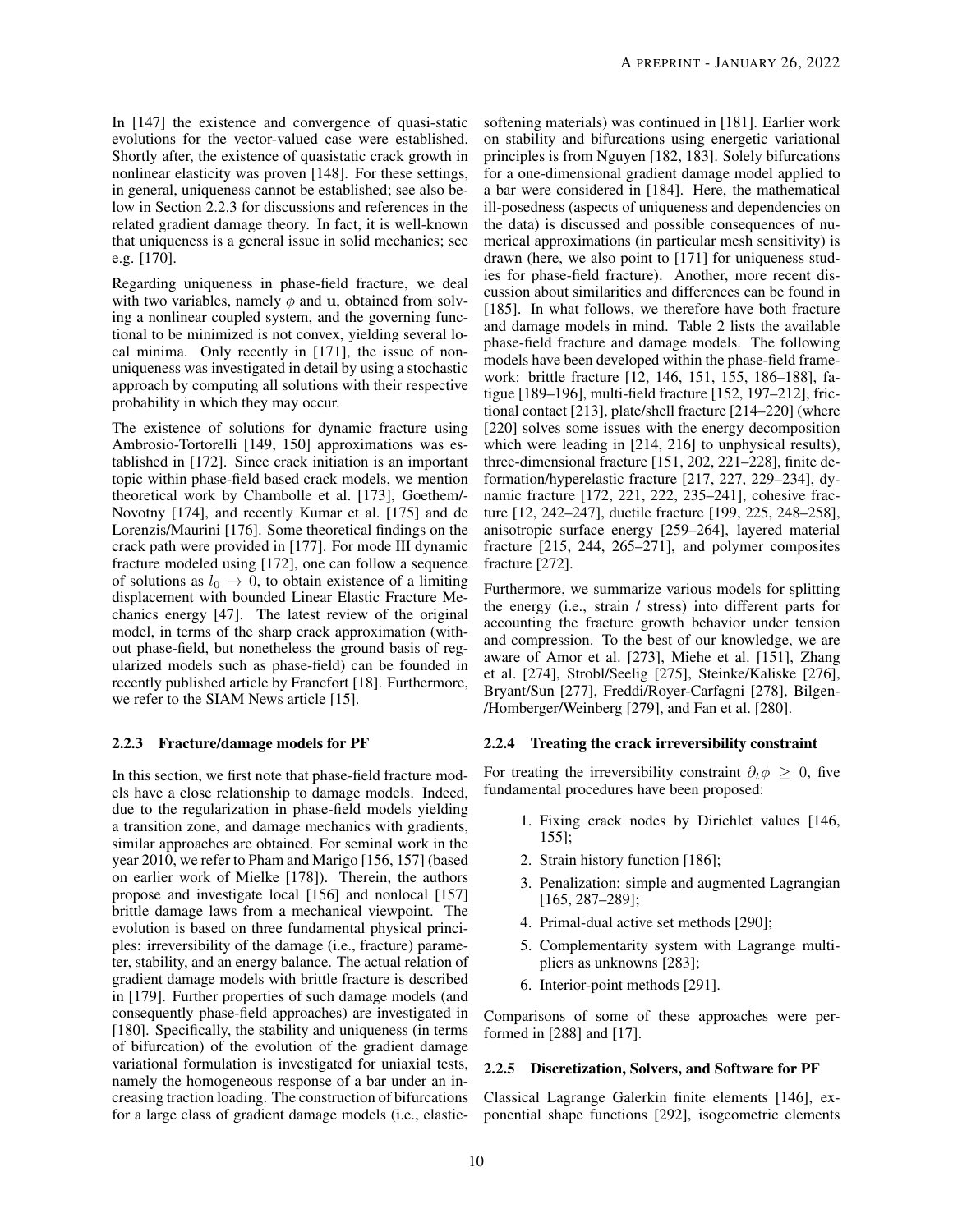In [147] the existence and convergence of quasi-static evolutions for the vector-valued case were established. Shortly after, the existence of quasistatic crack growth in nonlinear elasticity was proven [148]. For these settings, in general, uniqueness cannot be established; see also below in Section 2.2.3 for discussions and references in the related gradient damage theory. In fact, it is well-known that uniqueness is a general issue in solid mechanics; see e.g. [170].

Regarding uniqueness in phase-field fracture, we deal with two variables, namely $\phi$ and $\mathbf{u}$, obtained from solving a nonlinear coupled system, and the governing functional to be minimized is not convex, yielding several local minima. Only recently in [171], the issue of non-uniqueness was investigated in detail by using a stochastic approach by computing all solutions with their respective probability in which they may occur.

The existence of solutions for dynamic fracture using Ambrosio-Tortorelli [149, 150] approximations was established in [172]. Since crack initiation is an important topic within phase-field based crack models, we mention theoretical work by Chambolle et al. [173], Goethem/-Novotny [174], and recently Kumar et al. [175] and de Lorenzis/Maurini [176]. Some theoretical findings on the crack path were provided in [177]. For mode III dynamic fracture modeled using [172], one can follow a sequence of solutions as $l_0 \to 0$, to obtain existence of a limiting displacement with bounded Linear Elastic Fracture Mechanics energy [47]. The latest review of the original model, in terms of the sharp crack approximation (without phase-field, but nonetheless the ground basis of regularized models such as phase-field) can be founded in recently published article by Francfort [18]. Furthermore, we refer to the SIAM News article [15].

### 2.2.3 Fracture/damage models for PF

In this section, we first note that phase-field fracture models have a close relationship to damage models. Indeed, due to the regularization in phase-field models yielding a transition zone, and damage mechanics with gradients, similar approaches are obtained. For seminal work in the year 2010, we refer to Pham and Marigo [156, 157] (based on earlier work of Mielke [178]). Therein, the authors propose and investigate local [156] and nonlocal [157] brittle damage laws from a mechanical viewpoint. The evolution is based on three fundamental physical principles: irreversibility of the damage (i.e., fracture) parameter, stability, and an energy balance. The actual relation of gradient damage models with brittle fracture is described in [179]. Further properties of such damage models (and consequently phase-field approaches) are investigated in [180]. Specifically, the stability and uniqueness (in terms of bifurcation) of the evolution of the gradient damage variational formulation is investigated for uniaxial tests, namely the homogeneous response of a bar under an increasing traction loading. The construction of bifurcations for a large class of gradient damage models (i.e., elastic-softening materials) was continued in [181]. Earlier work on stability and bifurcations using energetic variational principles is from Nguyen [182, 183]. Solely bifurcations for a one-dimensional gradient damage model applied to a bar were considered in [184]. Here, the mathematical ill-posedness (aspects of uniqueness and dependencies on the data) is discussed and possible consequences of numerical approximations (in particular mesh sensitivity) is drawn (here, we also point to [171] for uniqueness studies for phase-field fracture). Another, more recent discussion about similarities and differences can be found in [185]. In what follows, we therefore have both fracture and damage models in mind. Table 2 lists the available phase-field fracture and damage models. The following models have been developed within the phase-field framework: brittle fracture [12, 146, 151, 155, 186–188], fatigue [189–196], multi-field fracture [152, 197–212], frictional contact [213], plate/shell fracture [214–220] (where [220] solves some issues with the energy decomposition which were leading in [214, 216] to unphysical results), three-dimensional fracture [151, 202, 221–228], finite deformation/hyperelastic fracture [217, 227, 229–234], dynamic fracture [172, 221, 222, 235–241], cohesive fracture [12, 242–247], ductile fracture [199, 225, 248–258], anisotropic surface energy [259–264], layered material fracture [215, 244, 265–271], and polymer composites fracture [272].

Furthermore, we summarize various models for splitting the energy (i.e., strain / stress) into different parts for accounting the fracture growth behavior under tension and compression. To the best of our knowledge, we are aware of Amor et al. [273], Miehe et al. [151], Zhang et al. [274], Strobl/Seelig [275], Steinke/Kaliske [276], Bryant/Sun [277], Freddi/Royer-Carfagni [278], Bilgen-/Homberger/Weinberg [279], and Fan et al. [280].

### 2.2.4 Treating the crack irreversibility constraint

For treating the irreversibility constraint $\partial_t \phi \geq 0$, five fundamental procedures have been proposed:

1. Fixing crack nodes by Dirichlet values [146, 155];
2. Strain history function [186];
3. Penalization: simple and augmented Lagrangian [165, 287–289];
4. Primal-dual active set methods [290];
5. Complementarity system with Lagrange multipliers as unknowns [283];
6. Interior-point methods [291].

Comparisons of some of these approaches were performed in [288] and [17].

### 2.2.5 Discretization, Solvers, and Software for PF

Classical Lagrange Galerkin finite elements [146], exponential shape functions [292], isogeometric elements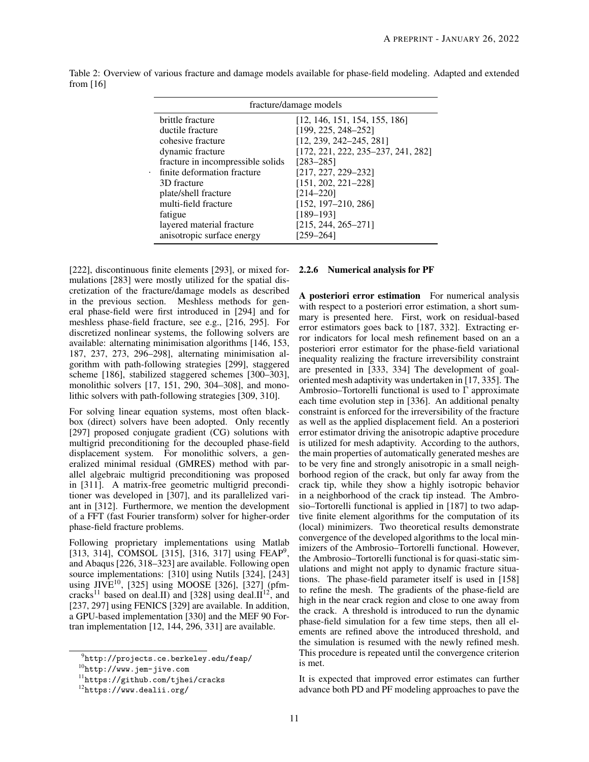Table 2: Overview of various fracture and damage models available for phase-field modeling. Adapted and extended from [16]

| fracture/damage models | |
|---|---|
| brittle fracture | [12, 146, 151, 154, 155, 186] |
| ductile fracture | [199, 225, 248–252] |
| cohesive fracture | [12, 239, 242–245, 281] |
| dynamic fracture | [172, 221, 222, 235–237, 241, 282] |
| fracture in incompressible solids | [283–285] |
| finite deformation fracture | [217, 227, 229–232] |
| 3D fracture | [151, 202, 221–228] |
| plate/shell fracture | [214–220] |
| multi-field fracture | [152, 197–210, 286] |
| fatigue | [189–193] |
| layered material fracture | [215, 244, 265–271] |
| anisotropic surface energy | [259–264] |

[222], discontinuous finite elements [293], or mixed formulations [283] were mostly utilized for the spatial discretization of the fracture/damage models as described in the previous section. Meshless methods for general phase-field were first introduced in [294] and for meshless phase-field fracture, see e.g., [216, 295]. For discretized nonlinear systems, the following solvers are available: alternating minimisation algorithms [146, 153, 187, 237, 273, 296–298], alternating minimisation algorithm with path-following strategies [299], staggered scheme [186], stabilized staggered schemes [300–303], monolithic solvers [17, 151, 290, 304–308], and monolithic solvers with path-following strategies [309, 310].

For solving linear equation systems, most often blackbox (direct) solvers have been adopted. Only recently [297] proposed conjugate gradient (CG) solutions with multigrid preconditioning for the decoupled phase-field displacement system. For monolithic solvers, a generalized minimal residual (GMRES) method with parallel algebraic multigrid preconditioning was proposed in [311]. A matrix-free geometric multigrid preconditioner was developed in [307], and its parallelized variant in [312]. Furthermore, we mention the development of a FFT (fast Fourier transform) solver for higher-order phase-field fracture problems.

Following proprietary implementations using Matlab [313, 314], COMSOL [315], [316, 317] using FEAP[9], and Abaqus [226, 318–323] are available. Following open source implementations: [310] using Nutils [324], [243] using JIVE[10], [325] using MOOSE [326], [327] (pfm-cracks[11] based on deal.II) and [328] using deal.II[12], and [237, 297] using FENICS [329] are available. In addition, a GPU-based implementation [330] and the MEF 90 Fortran implementation [12, 144, 296, 331] are available.

[9] http://projects.ce.berkeley.edu/feap/

[10] http://www.jem-jive.com

[11] https://github.com/tjhei/cracks

[12] https://www.dealii.org/

#### 2.2.6 Numerical analysis for PF

**A posteriori error estimation** For numerical analysis with respect to a posteriori error estimation, a short summary is presented here. First, work on residual-based error estimators goes back to [187, 332]. Extracting error indicators for local mesh refinement based on an a posteriori error estimator for the phase-field variational inequality realizing the fracture irreversibility constraint are presented in [333, 334] The development of goal-oriented mesh adaptivity was undertaken in [17, 335]. The Ambrosio–Tortorelli functional is used to $\Gamma$ approximate each time evolution step in [336]. An additional penalty constraint is enforced for the irreversibility of the fracture as well as the applied displacement field. An a posteriori error estimator driving the anisotropic adaptive procedure is utilized for mesh adaptivity. According to the authors, the main properties of automatically generated meshes are to be very fine and strongly anisotropic in a small neighborhood region of the crack, but only far away from the crack tip, while they show a highly isotropic behavior in a neighborhood of the crack tip instead. The Ambrosio–Tortorelli functional is applied in [187] to two adaptive finite element algorithms for the computation of its (local) minimizers. Two theoretical results demonstrate convergence of the developed algorithms to the local minimizers of the Ambrosio–Tortorelli functional. However, the Ambrosio–Tortorelli functional is for quasi-static simulations and might not apply to dynamic fracture situations. The phase-field parameter itself is used in [158] to refine the mesh. The gradients of the phase-field are high in the near crack region and close to one away from the crack. A threshold is introduced to run the dynamic phase-field simulation for a few time steps, then all elements are refined above the introduced threshold, and the simulation is resumed with the newly refined mesh. This procedure is repeated until the convergence criterion is met.

It is expected that improved error estimates can further advance both PD and PF modeling approaches to pave the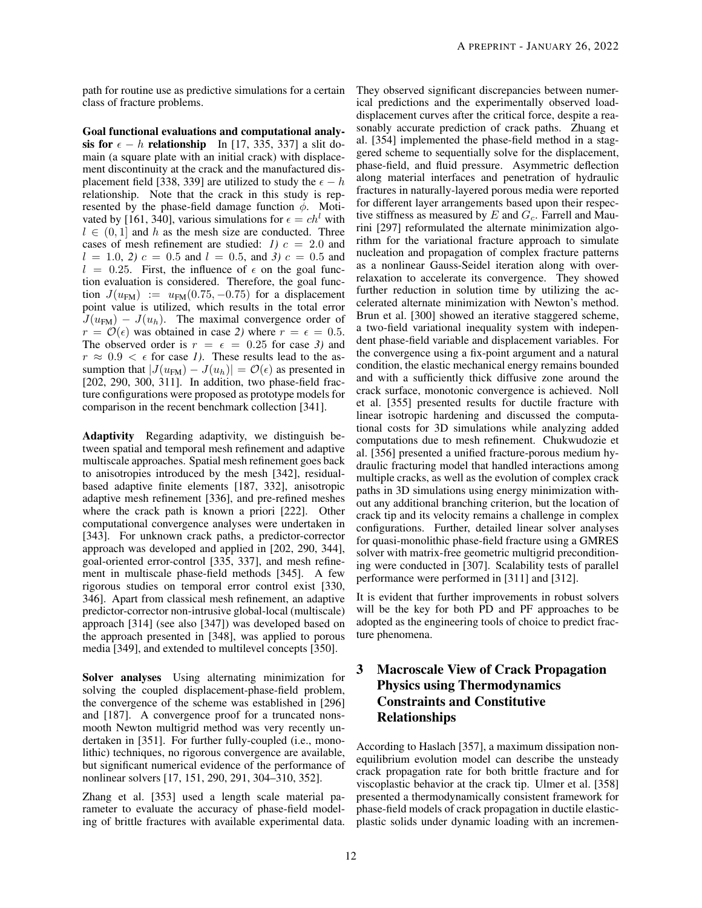path for routine use as predictive simulations for a certain class of fracture problems.

**Goal functional evaluations and computational analysis for $\epsilon - h$ relationship** In [17, 335, 337] a slit domain (a square plate with an initial crack) with displacement discontinuity at the crack and the manufactured displacement field [338, 339] are utilized to study the $\epsilon - h$ relationship. Note that the crack in this study is represented by the phase-field damage function $\phi$. Motivated by [161, 340], various simulations for $\epsilon = ch^l$ with $l \in (0, 1]$ and $h$ as the mesh size are conducted. Three cases of mesh refinement are studied: *1)* $c = 2.0$ and $l = 1.0$, *2)* $c = 0.5$ and $l = 0.5$, and *3)* $c = 0.5$ and $l = 0.25$. First, the influence of $\epsilon$ on the goal function evaluation is considered. Therefore, the goal function $J(u_{\text{FM}}) := u_{\text{FM}}(0.75, -0.75)$ for a displacement point value is utilized, which results in the total error $J(u_{\text{FM}}) - J(u_h)$. The maximal convergence order of $r = \mathcal{O}(\epsilon)$ was obtained in case *2)* where $r = \epsilon = 0.5$. The observed order is $r = \epsilon = 0.25$ for case *3)* and $r \approx 0.9 < \epsilon$ for case *1)*. These results lead to the assumption that $|J(u_{\text{FM}}) - J(u_h)| = \mathcal{O}(\epsilon)$ as presented in [202, 290, 300, 311]. In addition, two phase-field fracture configurations were proposed as prototype models for comparison in the recent benchmark collection [341].

**Adaptivity** Regarding adaptivity, we distinguish between spatial and temporal mesh refinement and adaptive multiscale approaches. Spatial mesh refinement goes back to anisotropies introduced by the mesh [342], residual-based adaptive finite elements [187, 332], anisotropic adaptive mesh refinement [336], and pre-refined meshes where the crack path is known a priori [222]. Other computational convergence analyses were undertaken in [343]. For unknown crack paths, a predictor-corrector approach was developed and applied in [202, 290, 344], goal-oriented error-control [335, 337], and mesh refinement in multiscale phase-field methods [345]. A few rigorous studies on temporal error control exist [330, 346]. Apart from classical mesh refinement, an adaptive predictor-corrector non-intrusive global-local (multiscale) approach [314] (see also [347]) was developed based on the approach presented in [348], was applied to porous media [349], and extended to multilevel concepts [350].

**Solver analyses** Using alternating minimization for solving the coupled displacement-phase-field problem, the convergence of the scheme was established in [296] and [187]. A convergence proof for a truncated nonsmooth Newton multigrid method was very recently undertaken in [351]. For further fully-coupled (i.e., monolithic) techniques, no rigorous convergence are available, but significant numerical evidence of the performance of nonlinear solvers [17, 151, 290, 291, 304–310, 352].

Zhang et al. [353] used a length scale material parameter to evaluate the accuracy of phase-field modeling of brittle fractures with available experimental data. They observed significant discrepancies between numerical predictions and the experimentally observed load-displacement curves after the critical force, despite a reasonably accurate prediction of crack paths. Zhuang et al. [354] implemented the phase-field method in a staggered scheme to sequentially solve for the displacement, phase-field, and fluid pressure. Asymmetric deflection along material interfaces and penetration of hydraulic fractures in naturally-layered porous media were reported for different layer arrangements based upon their respective stiffness as measured by $E$ and $G_c$. Farrell and Maurini [297] reformulated the alternate minimization algorithm for the variational fracture approach to simulate nucleation and propagation of complex fracture patterns as a nonlinear Gauss-Seidel iteration along with over-relaxation to accelerate its convergence. They showed further reduction in solution time by utilizing the accelerated alternate minimization with Newton's method. Brun et al. [300] showed an iterative staggered scheme, a two-field variational inequality system with independent phase-field variable and displacement variables. For the convergence using a fix-point argument and a natural condition, the elastic mechanical energy remains bounded and with a sufficiently thick diffusive zone around the crack surface, monotonic convergence is achieved. Noll et al. [355] presented results for ductile fracture with linear isotropic hardening and discussed the computational costs for 3D simulations while analyzing added computations due to mesh refinement. Chukwudozie et al. [356] presented a unified fracture-porous medium hydraulic fracturing model that handled interactions among multiple cracks, as well as the evolution of complex crack paths in 3D simulations using energy minimization without any additional branching criterion, but the location of crack tip and its velocity remains a challenge in complex configurations. Further, detailed linear solver analyses for quasi-monolithic phase-field fracture using a GMRES solver with matrix-free geometric multigrid preconditioning were conducted in [307]. Scalability tests of parallel performance were performed in [311] and [312].

It is evident that further improvements in robust solvers will be the key for both PD and PF approaches to be adopted as the engineering tools of choice to predict fracture phenomena.

# 3 Macroscale View of Crack Propagation Physics using Thermodynamics Constraints and Constitutive Relationships

According to Haslach [357], a maximum dissipation non-equilibrium evolution model can describe the unsteady crack propagation rate for both brittle fracture and for viscoplastic behavior at the crack tip. Ulmer et al. [358] presented a thermodynamically consistent framework for phase-field models of crack propagation in ductile elastic-plastic solids under dynamic loading with an incremen-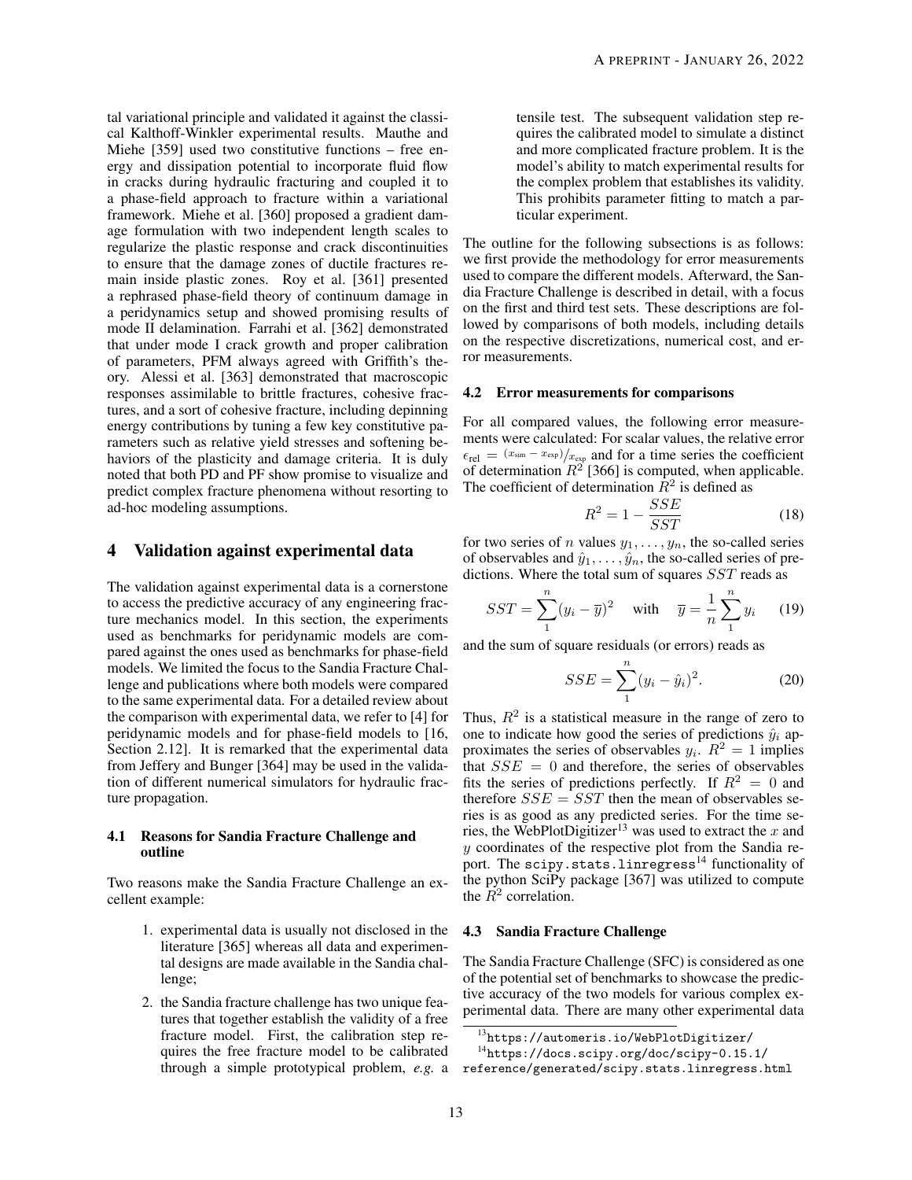tal variational principle and validated it against the classical Kalthoff-Winkler experimental results. Mauthe and Miehe [359] used two constitutive functions – free energy and dissipation potential to incorporate fluid flow in cracks during hydraulic fracturing and coupled it to a phase-field approach to fracture within a variational framework. Miehe et al. [360] proposed a gradient damage formulation with two independent length scales to regularize the plastic response and crack discontinuities to ensure that the damage zones of ductile fractures remain inside plastic zones. Roy et al. [361] presented a rephrased phase-field theory of continuum damage in a peridynamics setup and showed promising results of mode II delamination. Farrahi et al. [362] demonstrated that under mode I crack growth and proper calibration of parameters, PFM always agreed with Griffith's theory. Alessi et al. [363] demonstrated that macroscopic responses assimilable to brittle fractures, cohesive fractures, and a sort of cohesive fracture, including depinning energy contributions by tuning a few key constitutive parameters such as relative yield stresses and softening behaviors of the plasticity and damage criteria. It is duly noted that both PD and PF show promise to visualize and predict complex fracture phenomena without resorting to ad-hoc modeling assumptions.

# 4 Validation against experimental data

The validation against experimental data is a cornerstone to access the predictive accuracy of any engineering fracture mechanics model. In this section, the experiments used as benchmarks for peridynamic models are compared against the ones used as benchmarks for phase-field models. We limited the focus to the Sandia Fracture Challenge and publications where both models were compared to the same experimental data. For a detailed review about the comparison with experimental data, we refer to [4] for peridynamic models and for phase-field models to [16, Section 2.12]. It is remarked that the experimental data from Jeffery and Bunger [364] may be used in the validation of different numerical simulators for hydraulic fracture propagation.

## 4.1 Reasons for Sandia Fracture Challenge and outline

Two reasons make the Sandia Fracture Challenge an excellent example:

1. experimental data is usually not disclosed in the literature [365] whereas all data and experimental designs are made available in the Sandia challenge;
2. the Sandia fracture challenge has two unique features that together establish the validity of a free fracture model. First, the calibration step requires the free fracture model to be calibrated through a simple prototypical problem, *e.g.* a tensile test. The subsequent validation step requires the calibrated model to simulate a distinct and more complicated fracture problem. It is the model's ability to match experimental results for the complex problem that establishes its validity. This prohibits parameter fitting to match a particular experiment.

The outline for the following subsections is as follows: we first provide the methodology for error measurements used to compare the different models. Afterward, the Sandia Fracture Challenge is described in detail, with a focus on the first and third test sets. These descriptions are followed by comparisons of both models, including details on the respective discretizations, numerical cost, and error measurements.

## 4.2 Error measurements for comparisons

For all compared values, the following error measurements were calculated: For scalar values, the relative error $\epsilon_{\text{rel}} = {(x_{\text{sim}} - x_{\text{exp}})}/{x_{\text{exp}}}$ and for a time series the coefficient of determination $R^2$ [366] is computed, when applicable. The coefficient of determination $R^2$ is defined as

$$R^2 = 1 - \frac{SSE}{SST} \tag{18}$$

for two series of $n$ values $y_1, \ldots, y_n$, the so-called series of observables and $\hat{y}_1, \ldots, \hat{y}_n$, the so-called series of predictions. Where the total sum of squares $SST$ reads as

$$SST = \sum_{1}^{n} (y_i - \overline{y})^2 \quad \text{with} \quad \overline{y} = \frac{1}{n} \sum_{1}^{n} y_i \tag{19}$$

and the sum of square residuals (or errors) reads as

$$SSE = \sum_{1}^{n} (y_i - \hat{y}_i)^2. \tag{20}$$

Thus, $R^2$ is a statistical measure in the range of zero to one to indicate how good the series of predictions $\hat{y}_i$ approximates the series of observables $y_i$. $R^2 = 1$ implies that $SSE = 0$ and therefore, the series of observables fits the series of predictions perfectly. If $R^2 = 0$ and therefore $SSE = SST$ then the mean of observables series is as good as any predicted series. For the time series, the WebPlotDigitizer[13] was used to extract the $x$ and $y$ coordinates of the respective plot from the Sandia report. The `scipy.stats.linregress`[14] functionality of the python SciPy package [367] was utilized to compute the $R^2$ correlation.

## 4.3 Sandia Fracture Challenge

The Sandia Fracture Challenge (SFC) is considered as one of the potential set of benchmarks to showcase the predictive accuracy of the two models for various complex experimental data. There are many other experimental data

[13] https://automeris.io/WebPlotDigitizer/

[14] https://docs.scipy.org/doc/scipy-0.15.1/reference/generated/scipy.stats.linregress.html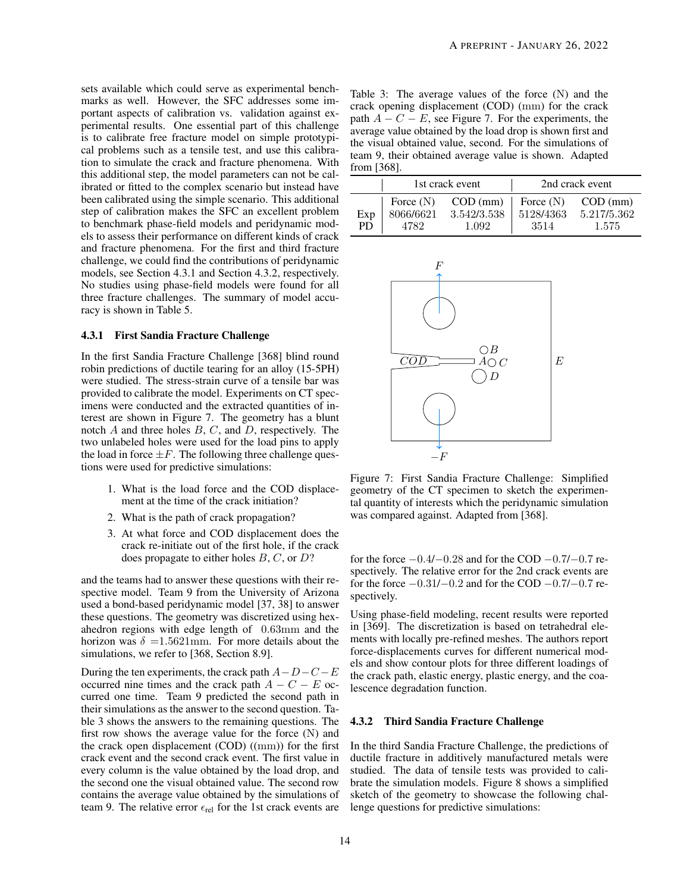sets available which could serve as experimental benchmarks as well. However, the SFC addresses some important aspects of calibration vs. validation against experimental results. One essential part of this challenge is to calibrate free fracture model on simple prototypical problems such as a tensile test, and use this calibration to simulate the crack and fracture phenomena. With this additional step, the model parameters can not be calibrated or fitted to the complex scenario but instead have been calibrated using the simple scenario. This additional step of calibration makes the SFC an excellent problem to benchmark phase-field models and peridynamic models to assess their performance on different kinds of crack and fracture phenomena. For the first and third fracture challenge, we could find the contributions of peridynamic models, see Section 4.3.1 and Section 4.3.2, respectively. No studies using phase-field models were found for all three fracture challenges. The summary of model accuracy is shown in Table 5.

### 4.3.1 First Sandia Fracture Challenge

In the first Sandia Fracture Challenge [368] blind round robin predictions of ductile tearing for an alloy (15-5PH) were studied. The stress-strain curve of a tensile bar was provided to calibrate the model. Experiments on CT specimens were conducted and the extracted quantities of interest are shown in Figure 7. The geometry has a blunt notch $A$ and three holes $B$, $C$, and $D$, respectively. The two unlabeled holes were used for the load pins to apply the load in force $\pm F$. The following three challenge questions were used for predictive simulations:

1. What is the load force and the COD displacement at the time of the crack initiation?
2. What is the path of crack propagation?
3. At what force and COD displacement does the crack re-initiate out of the first hole, if the crack does propagate to either holes $B$, $C$, or $D$?

and the teams had to answer these questions with their respective model. Team 9 from the University of Arizona used a bond-based peridynamic model [37, 38] to answer these questions. The geometry was discretized using hexahedron regions with edge length of $0.63\mathrm{mm}$ and the horizon was $\delta = 1.5621\mathrm{mm}$. For more details about the simulations, we refer to [368, Section 8.9].

During the ten experiments, the crack path $A-D-C-E$ occurred nine times and the crack path $A-C-E$ occurred one time. Team 9 predicted the second path in their simulations as the answer to the second question. Table 3 shows the answers to the remaining questions. The first row shows the average value for the force (N) and the crack open displacement (COD) ((mm)) for the first crack event and the second crack event. The first value in every column is the value obtained by the load drop, and the second one the visual obtained value. The second row contains the average value obtained by the simulations of team 9. The relative error $\epsilon_{\text{rel}}$ for the 1st crack events are for the force $-0.4$/$-0.28$ and for the COD $-0.7$/$-0.7$ respectively. The relative error for the 2nd crack events are for the force $-0.31$/$-0.2$ and for the COD $-0.7$/$-0.7$ respectively.

Table 3: The average values of the force (N) and the crack opening displacement (COD) (mm) for the crack path $A-C-E$, see Figure 7. For the experiments, the average value obtained by the load drop is shown first and the visual obtained value, second. For the simulations of team 9, their obtained average value is shown. Adapted from [368].

| | 1st crack event | | 2nd crack event | |
|---|---|---|---|---|
| | Force (N) | COD (mm) | Force (N) | COD (mm) |
| Exp | 8066/6621 | 3.542/3.538 | 5128/4363 | 5.217/5.362 |
| PD | 4782 | 1.092 | 3514 | 1.575 |

Figure 7: First Sandia Fracture Challenge: Simplified geometry of the CT specimen to sketch the experimental quantity of interests which the peridynamic simulation was compared against. Adapted from [368].

Using phase-field modeling, recent results were reported in [369]. The discretization is based on tetrahedral elements with locally pre-refined meshes. The authors report force-displacements curves for different numerical models and show contour plots for three different loadings of the crack path, elastic energy, plastic energy, and the coalescence degradation function.

### 4.3.2 Third Sandia Fracture Challenge

In the third Sandia Fracture Challenge, the predictions of ductile fracture in additively manufactured metals were studied. The data of tensile tests was provided to calibrate the simulation models. Figure 8 shows a simplified sketch of the geometry to showcase the following challenge questions for predictive simulations: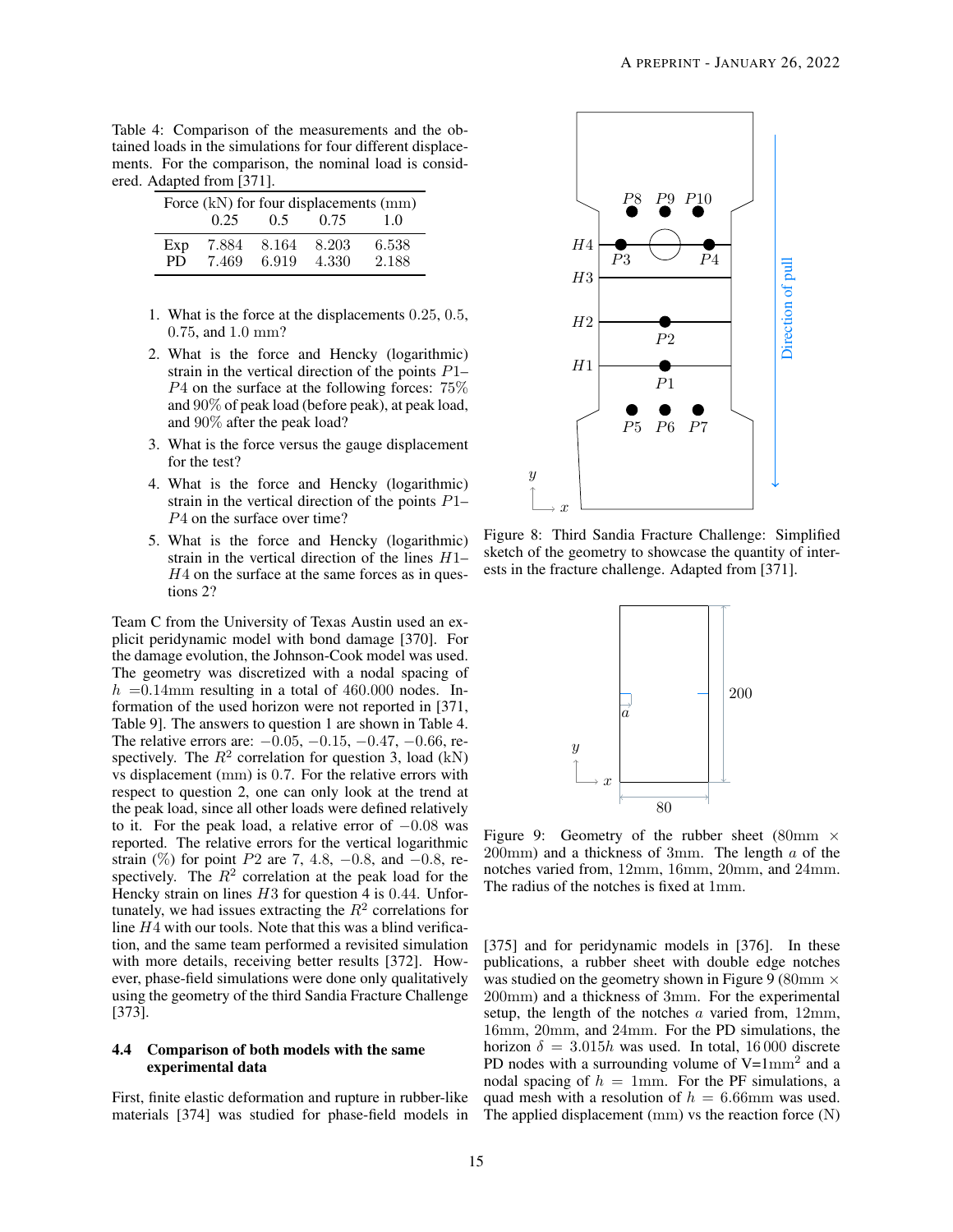Table 4: Comparison of the measurements and the obtained loads in the simulations for four different displacements. For the comparison, the nominal load is considered. Adapted from [371].

| | Force (kN) for four displacements (mm) | | | |
|---|---|---|---|---|
| | 0.25 | 0.5 | 0.75 | 1.0 |
| Exp | 7.884 | 8.164 | 8.203 | 6.538 |
| PD | 7.469 | 6.919 | 4.330 | 2.188 |

1. What is the force at the displacements 0.25, 0.5, 0.75, and 1.0 mm?
2. What is the force and Hencky (logarithmic) strain in the vertical direction of the points $P1$–$P4$ on the surface at the following forces: 75% and 90% of peak load (before peak), at peak load, and 90% after the peak load?
3. What is the force versus the gauge displacement for the test?
4. What is the force and Hencky (logarithmic) strain in the vertical direction of the points $P1$–$P4$ on the surface over time?
5. What is the force and Hencky (logarithmic) strain in the vertical direction of the lines $H1$–$H4$ on the surface at the same forces as in questions 2?

Team C from the University of Texas Austin used an explicit peridynamic model with bond damage [370]. For the damage evolution, the Johnson-Cook model was used. The geometry was discretized with a nodal spacing of $h$ =0.14mm resulting in a total of 460.000 nodes. Information of the used horizon were not reported in [371, Table 9]. The answers to question 1 are shown in Table 4. The relative errors are: −0.05, −0.15, −0.47, −0.66, respectively. The $R^2$ correlation for question 3, load (kN) vs displacement (mm) is 0.7. For the relative errors with respect to question 2, one can only look at the trend at the peak load, since all other loads were defined relatively to it. For the peak load, a relative error of −0.08 was reported. The relative errors for the vertical logarithmic strain (%) for point $P2$ are 7, 4.8, −0.8, and −0.8, respectively. The $R^2$ correlation at the peak load for the Hencky strain on lines $H3$ for question 4 is 0.44. Unfortunately, we had issues extracting the $R^2$ correlations for line $H4$ with our tools. Note that this was a blind verification, and the same team performed a revisited simulation with more details, receiving better results [372]. However, phase-field simulations were done only qualitatively using the geometry of the third Sandia Fracture Challenge [373].

### 4.4 Comparison of both models with the same experimental data

First, finite elastic deformation and rupture in rubber-like materials [374] was studied for phase-field models in [375] and for peridynamic models in [376]. In these publications, a rubber sheet with double edge notches was studied on the geometry shown in Figure 9 (80mm × 200mm) and a thickness of 3mm. For the experimental setup, the length of the notches $a$ varied from, 12mm, 16mm, 20mm, and 24mm. For the PD simulations, the horizon $\delta = 3.015h$ was used. In total, 16 000 discrete PD nodes with a surrounding volume of V=1mm$^2$ and a nodal spacing of $h$ = 1mm. For the PF simulations, a quad mesh with a resolution of $h$ = 6.66mm was used. The applied displacement (mm) vs the reaction force (N)

Figure 8: Third Sandia Fracture Challenge: Simplified sketch of the geometry to showcase the quantity of interests in the fracture challenge. Adapted from [371].

Figure 9: Geometry of the rubber sheet (80mm × 200mm) and a thickness of 3mm. The length $a$ of the notches varied from, 12mm, 16mm, 20mm, and 24mm. The radius of the notches is fixed at 1mm.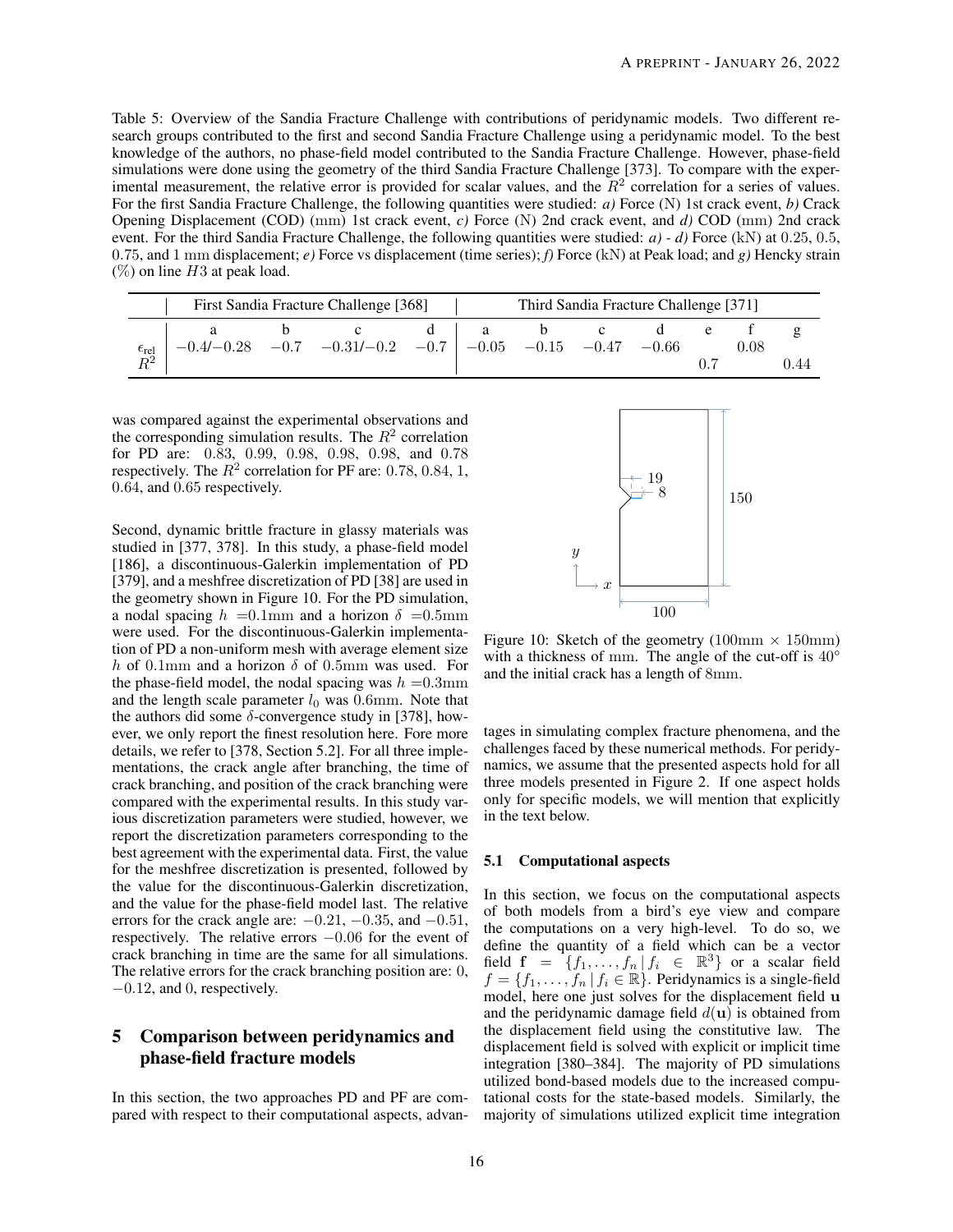Table 5: Overview of the Sandia Fracture Challenge with contributions of peridynamic models. Two different research groups contributed to the first and second Sandia Fracture Challenge using a peridynamic model. To the best knowledge of the authors, no phase-field model contributed to the Sandia Fracture Challenge. However, phase-field simulations were done using the geometry of the third Sandia Fracture Challenge [373]. To compare with the experimental measurement, the relative error is provided for scalar values, and the $R^2$ correlation for a series of values. For the first Sandia Fracture Challenge, the following quantities were studied: *a)* Force (N) 1st crack event, *b)* Crack Opening Displacement (COD) (mm) 1st crack event, *c)* Force (N) 2nd crack event, and *d)* COD (mm) 2nd crack event. For the third Sandia Fracture Challenge, the following quantities were studied: *a) - d)* Force (kN) at 0.25, 0.5, 0.75, and 1 mm displacement; *e)* Force vs displacement (time series); *f)* Force (kN) at Peak load; and *g)* Hencky strain (%) on line $H3$ at peak load.

| | First Sandia Fracture Challenge [368] | | | | Third Sandia Fracture Challenge [371] | | | | | | |
|---|---|---|---|---|---|---|---|---|---|---|---|
| | a | b | c | d | a | b | c | d | e | f | g |
| $\epsilon_{\text{rel}}$ | $-0.4/-0.28$ | $-0.7$ | $-0.31/-0.2$ | $-0.7$ | $-0.05$ | $-0.15$ | $-0.47$ | $-0.66$ | | $0.08$ | |
| $R^2$ | | | | | | | | | $0.7$ | | $0.44$ |

was compared against the experimental observations and the corresponding simulation results. The $R^2$ correlation for PD are: 0.83, 0.99, 0.98, 0.98, 0.98, and 0.78 respectively. The $R^2$ correlation for PF are: 0.78, 0.84, 1, 0.64, and 0.65 respectively.

Second, dynamic brittle fracture in glassy materials was studied in [377, 378]. In this study, a phase-field model [186], a discontinuous-Galerkin implementation of PD [379], and a meshfree discretization of PD [38] are used in the geometry shown in Figure 10. For the PD simulation, a nodal spacing $h$ =0.1mm and a horizon $\delta$ =0.5mm were used. For the discontinuous-Galerkin implementation of PD a non-uniform mesh with average element size $h$ of 0.1mm and a horizon $\delta$ of 0.5mm was used. For the phase-field model, the nodal spacing was $h$ =0.3mm and the length scale parameter $l_0$ was 0.6mm. Note that the authors did some $\delta$-convergence study in [378], however, we only report the finest resolution here. Fore more details, we refer to [378, Section 5.2]. For all three implementations, the crack angle after branching, the time of crack branching, and position of the crack branching were compared with the experimental results. In this study various discretization parameters were studied, however, we report the discretization parameters corresponding to the best agreement with the experimental data. First, the value for the meshfree discretization is presented, followed by the value for the discontinuous-Galerkin discretization, and the value for the phase-field model last. The relative errors for the crack angle are: $-0.21$, $-0.35$, and $-0.51$, respectively. The relative errors $-0.06$ for the event of crack branching in time are the same for all simulations. The relative errors for the crack branching position are: 0, $-0.12$, and 0, respectively.

Figure 10: Sketch of the geometry (100mm $\times$ 150mm) with a thickness of mm. The angle of the cut-off is 40° and the initial crack has a length of 8mm.

# 5 Comparison between peridynamics and phase-field fracture models

In this section, the two approaches PD and PF are compared with respect to their computational aspects, advantages in simulating complex fracture phenomena, and the challenges faced by these numerical methods. For peridynamics, we assume that the presented aspects hold for all three models presented in Figure 2. If one aspect holds only for specific models, we will mention that explicitly in the text below.

## 5.1 Computational aspects

In this section, we focus on the computational aspects of both models from a bird's eye view and compare the computations on a very high-level. To do so, we define the quantity of a field which can be a vector field $\mathbf{f} = \{f_1, \ldots, f_n \,|\, f_i \in \mathbb{R}^3\}$ or a scalar field $f = \{f_1, \ldots, f_n \,|\, f_i \in \mathbb{R}\}$. Peridynamics is a single-field model, here one just solves for the displacement field $\mathbf{u}$ and the peridynamic damage field $d(\mathbf{u})$ is obtained from the displacement field using the constitutive law. The displacement field is solved with explicit or implicit time integration [380–384]. The majority of PD simulations utilized bond-based models due to the increased computational costs for the state-based models. Similarly, the majority of simulations utilized explicit time integration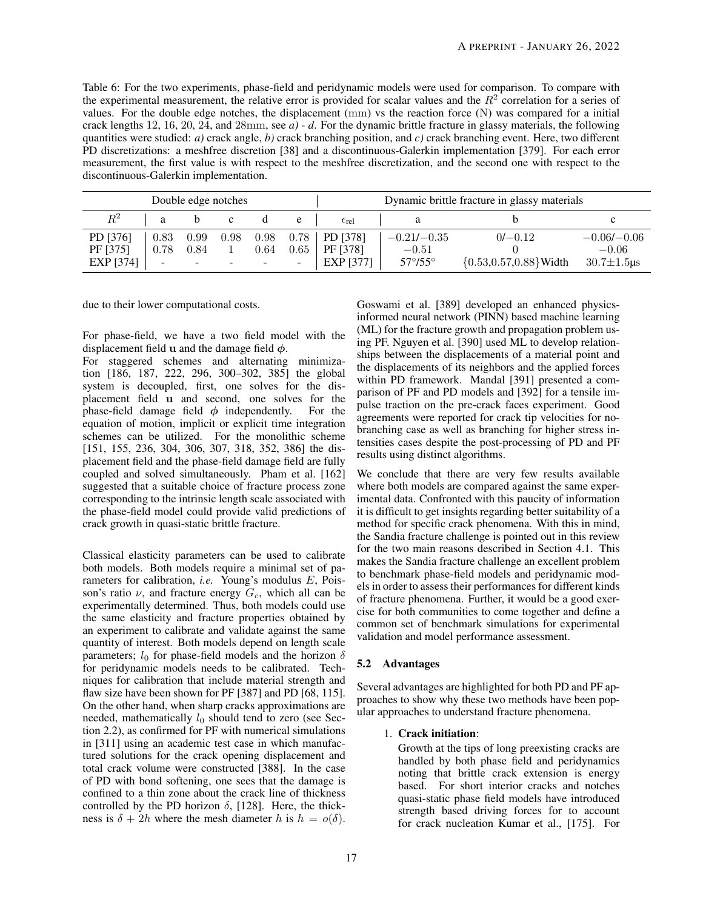Table 6: For the two experiments, phase-field and peridynamic models were used for comparison. To compare with the experimental measurement, the relative error is provided for scalar values and the $R^2$ correlation for a series of values. For the double edge notches, the displacement (mm) vs the reaction force (N) was compared for a initial crack lengths 12, 16, 20, 24, and 28mm, see *a) - d*. For the dynamic brittle fracture in glassy materials, the following quantities were studied: *a)* crack angle, *b)* crack branching position, and *c)* crack branching event. Here, two different PD discretizations: a meshfree discretion [38] and a discontinuous-Galerkin implementation [379]. For each error measurement, the first value is with respect to the meshfree discretization, and the second one with respect to the discontinuous-Galerkin implementation.

| Double edge notches | | | | | | Dynamic brittle fracture in glassy materials | | | |
|---|---|---|---|---|---|---|---|---|---|
| $R^2$ | a | b | c | d | e | $\epsilon_{\text{rel}}$ | a | b | c |
| PD [376] | 0.83 | 0.99 | 0.98 | 0.98 | 0.78 | PD [378] | $-0.21/-0.35$ | $0/-0.12$ | $-0.06/-0.06$ |
| PF [375] | 0.78 | 0.84 | 1 | 0.64 | 0.65 | PF [378] | $-0.51$ | 0 | $-0.06$ |
| EXP [374] | - | - | - | - | - | EXP [377] | 57°/55° | {0.53,0.57,0.88}Width | 30.7±1.5µs |

due to their lower computational costs.

For phase-field, we have a two field model with the displacement field $\mathbf{u}$ and the damage field $\phi$.
For staggered schemes and alternating minimization [186, 187, 222, 296, 300–302, 385] the global system is decoupled, first, one solves for the displacement field $\mathbf{u}$ and second, one solves for the phase-field damage field $\phi$ independently. For the equation of motion, implicit or explicit time integration schemes can be utilized. For the monolithic scheme [151, 155, 236, 304, 306, 307, 318, 352, 386] the displacement field and the phase-field damage field are fully coupled and solved simultaneously. Pham et al. [162] suggested that a suitable choice of fracture process zone corresponding to the intrinsic length scale associated with the phase-field model could provide valid predictions of crack growth in quasi-static brittle fracture.

Classical elasticity parameters can be used to calibrate both models. Both models require a minimal set of parameters for calibration, *i.e.* Young's modulus $E$, Poisson's ratio $\nu$, and fracture energy $G_c$, which all can be experimentally determined. Thus, both models could use the same elasticity and fracture properties obtained by an experiment to calibrate and validate against the same quantity of interest. Both models depend on length scale parameters; $l_0$ for phase-field models and the horizon $\delta$ for peridynamic models needs to be calibrated. Techniques for calibration that include material strength and flaw size have been shown for PF [387] and PD [68, 115]. On the other hand, when sharp cracks approximations are needed, mathematically $l_0$ should tend to zero (see Section 2.2), as confirmed for PF with numerical simulations in [311] using an academic test case in which manufactured solutions for the crack opening displacement and total crack volume were constructed [388]. In the case of PD with bond softening, one sees that the damage is confined to a thin zone about the crack line of thickness controlled by the PD horizon $\delta$, [128]. Here, the thickness is $\delta + 2h$ where the mesh diameter $h$ is $h = o(\delta)$.

Goswami et al. [389] developed an enhanced physics-informed neural network (PINN) based machine learning (ML) for the fracture growth and propagation problem using PF. Nguyen et al. [390] used ML to develop relationships between the displacements of a material point and the displacements of its neighbors and the applied forces within PD framework. Mandal [391] presented a comparison of PF and PD models and [392] for a tensile impulse traction on the pre-crack faces experiment. Good agreements were reported for crack tip velocities for no-branching case as well as branching for higher stress intensities cases despite the post-processing of PD and PF results using distinct algorithms.

We conclude that there are very few results available where both models are compared against the same experimental data. Confronted with this paucity of information it is difficult to get insights regarding better suitability of a method for specific crack phenomena. With this in mind, the Sandia fracture challenge is pointed out in this review for the two main reasons described in Section 4.1. This makes the Sandia fracture challenge an excellent problem to benchmark phase-field models and peridynamic models in order to assess their performances for different kinds of fracture phenomena. Further, it would be a good exercise for both communities to come together and define a common set of benchmark simulations for experimental validation and model performance assessment.

### 5.2 Advantages

Several advantages are highlighted for both PD and PF approaches to show why these two methods have been popular approaches to understand fracture phenomena.

1. **Crack initiation**:
   Growth at the tips of long preexisting cracks are handled by both phase field and peridynamics noting that brittle crack extension is energy based. For short interior cracks and notches quasi-static phase field models have introduced strength based driving forces for to account for crack nucleation Kumar et al., [175]. For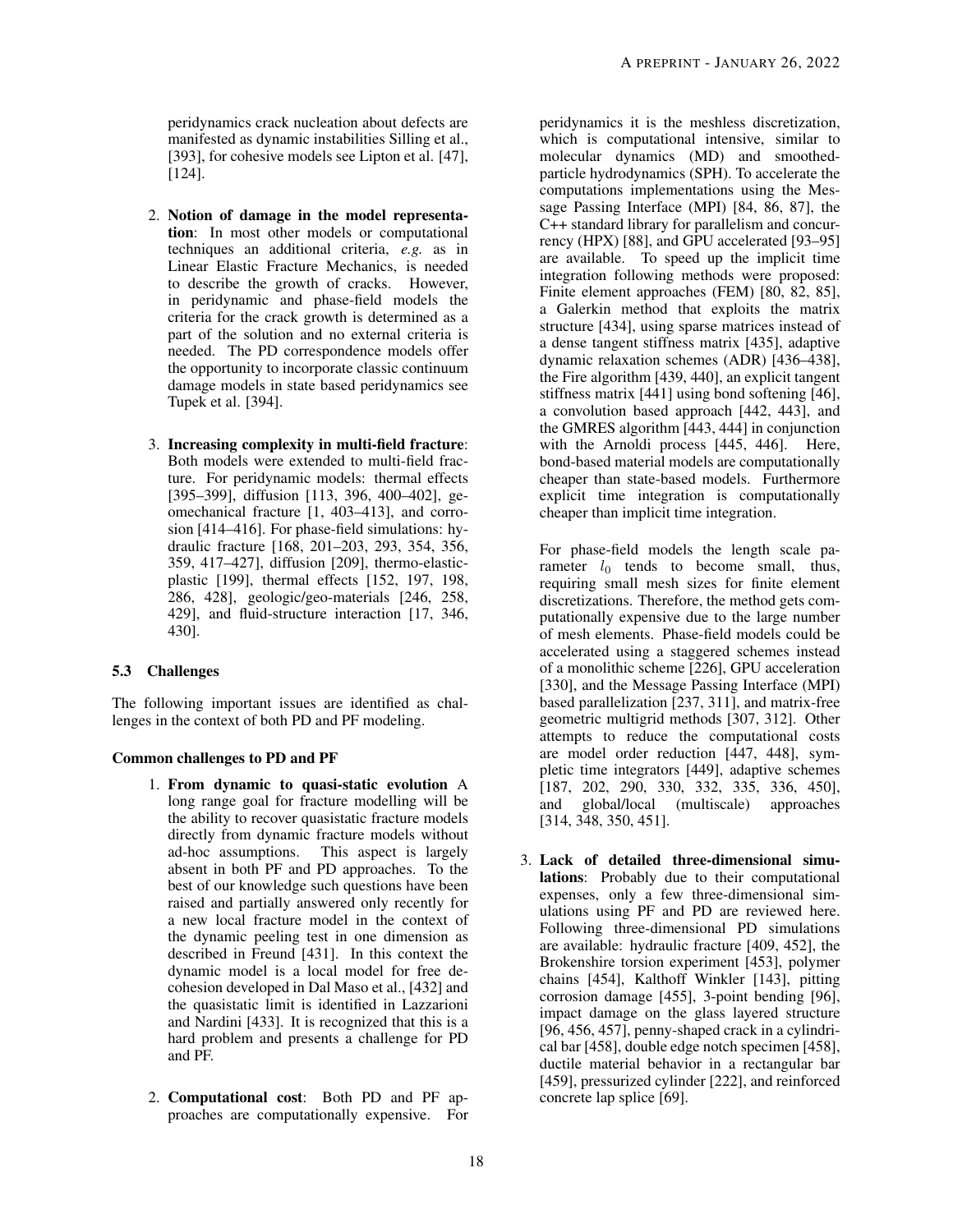peridynamics crack nucleation about defects are manifested as dynamic instabilities Silling et al., [393], for cohesive models see Lipton et al. [47], [124].

2. **Notion of damage in the model representation**: In most other models or computational techniques an additional criteria, *e.g.* as in Linear Elastic Fracture Mechanics, is needed to describe the growth of cracks. However, in peridynamic and phase-field models the criteria for the crack growth is determined as a part of the solution and no external criteria is needed. The PD correspondence models offer the opportunity to incorporate classic continuum damage models in state based peridynamics see Tupek et al. [394].

3. **Increasing complexity in multi-field fracture**: Both models were extended to multi-field fracture. For peridynamic models: thermal effects [395–399], diffusion [113, 396, 400–402], geomechanical fracture [1, 403–413], and corrosion [414–416]. For phase-field simulations: hydraulic fracture [168, 201–203, 293, 354, 356, 359, 417–427], diffusion [209], thermo-elastic-plastic [199], thermal effects [152, 197, 198, 286, 428], geologic/geo-materials [246, 258, 429], and fluid-structure interaction [17, 346, 430].

### 5.3 Challenges

The following important issues are identified as challenges in the context of both PD and PF modeling.

#### Common challenges to PD and PF

1. **From dynamic to quasi-static evolution** A long range goal for fracture modelling will be the ability to recover quasistatic fracture models directly from dynamic fracture models without ad-hoc assumptions. This aspect is largely absent in both PF and PD approaches. To the best of our knowledge such questions have been raised and partially answered only recently for a new local fracture model in the context of the dynamic peeling test in one dimension as described in Freund [431]. In this context the dynamic model is a local model for free decohesion developed in Dal Maso et al., [432] and the quasistatic limit is identified in Lazzarioni and Nardini [433]. It is recognized that this is a hard problem and presents a challenge for PD and PF.

2. **Computational cost**: Both PD and PF approaches are computationally expensive. For peridynamics it is the meshless discretization, which is computational intensive, similar to molecular dynamics (MD) and smoothed-particle hydrodynamics (SPH). To accelerate the computations implementations using the Message Passing Interface (MPI) [84, 86, 87], the C++ standard library for parallelism and concurrency (HPX) [88], and GPU accelerated [93–95] are available. To speed up the implicit time integration following methods were proposed: Finite element approaches (FEM) [80, 82, 85], a Galerkin method that exploits the matrix structure [434], using sparse matrices instead of a dense tangent stiffness matrix [435], adaptive dynamic relaxation schemes (ADR) [436–438], the Fire algorithm [439, 440], an explicit tangent stiffness matrix [441] using bond softening [46], a convolution based approach [442, 443], and the GMRES algorithm [443, 444] in conjunction with the Arnoldi process [445, 446]. Here, bond-based material models are computationally cheaper than state-based models. Furthermore explicit time integration is computationally cheaper than implicit time integration.

   For phase-field models the length scale parameter $l_0$ tends to become small, thus, requiring small mesh sizes for finite element discretizations. Therefore, the method gets computationally expensive due to the large number of mesh elements. Phase-field models could be accelerated using a staggered schemes instead of a monolithic scheme [226], GPU acceleration [330], and the Message Passing Interface (MPI) based parallelization [237, 311], and matrix-free geometric multigrid methods [307, 312]. Other attempts to reduce the computational costs are model order reduction [447, 448], sympletic time integrators [449], adaptive schemes [187, 202, 290, 330, 332, 335, 336, 450], and global/local (multiscale) approaches [314, 348, 350, 451].

3. **Lack of detailed three-dimensional simulations**: Probably due to their computational expenses, only a few three-dimensional simulations using PF and PD are reviewed here. Following three-dimensional PD simulations are available: hydraulic fracture [409, 452], the Brokenshire torsion experiment [453], polymer chains [454], Kalthoff Winkler [143], pitting corrosion damage [455], 3-point bending [96], impact damage on the glass layered structure [96, 456, 457], penny-shaped crack in a cylindrical bar [458], double edge notch specimen [458], ductile material behavior in a rectangular bar [459], pressurized cylinder [222], and reinforced concrete lap splice [69].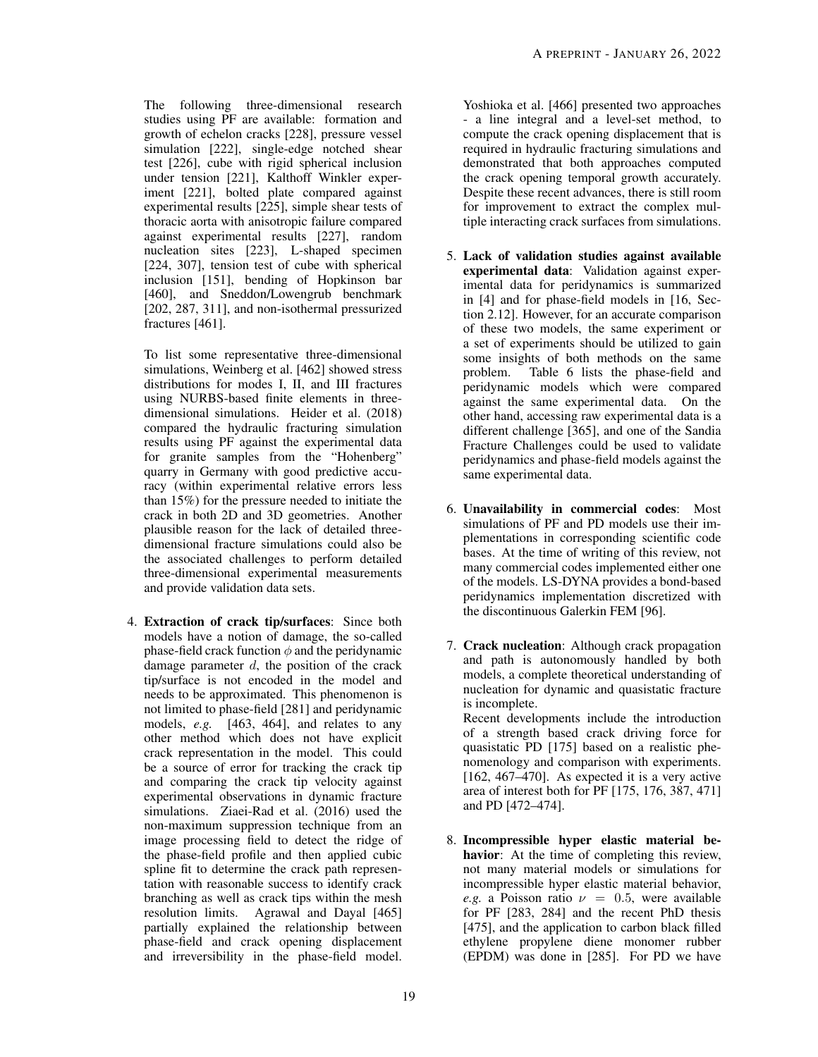The following three-dimensional research studies using PF are available: formation and growth of echelon cracks [228], pressure vessel simulation [222], single-edge notched shear test [226], cube with rigid spherical inclusion under tension [221], Kalthoff Winkler experiment [221], bolted plate compared against experimental results [225], simple shear tests of thoracic aorta with anisotropic failure compared against experimental results [227], random nucleation sites [223], L-shaped specimen [224, 307], tension test of cube with spherical inclusion [151], bending of Hopkinson bar [460], and Sneddon/Lowengrub benchmark [202, 287, 311], and non-isothermal pressurized fractures [461].

To list some representative three-dimensional simulations, Weinberg et al. [462] showed stress distributions for modes I, II, and III fractures using NURBS-based finite elements in three-dimensional simulations. Heider et al. (2018) compared the hydraulic fracturing simulation results using PF against the experimental data for granite samples from the "Hohenberg" quarry in Germany with good predictive accuracy (within experimental relative errors less than 15%) for the pressure needed to initiate the crack in both 2D and 3D geometries. Another plausible reason for the lack of detailed three-dimensional fracture simulations could also be the associated challenges to perform detailed three-dimensional experimental measurements and provide validation data sets.

4. **Extraction of crack tip/surfaces**: Since both models have a notion of damage, the so-called phase-field crack function $\phi$ and the peridynamic damage parameter $d$, the position of the crack tip/surface is not encoded in the model and needs to be approximated. This phenomenon is not limited to phase-field [281] and peridynamic models, *e.g.* [463, 464], and relates to any other method which does not have explicit crack representation in the model. This could be a source of error for tracking the crack tip and comparing the crack tip velocity against experimental observations in dynamic fracture simulations. Ziaei-Rad et al. (2016) used the non-maximum suppression technique from an image processing field to detect the ridge of the phase-field profile and then applied cubic spline fit to determine the crack path representation with reasonable success to identify crack branching as well as crack tips within the mesh resolution limits. Agrawal and Dayal [465] partially explained the relationship between phase-field and crack opening displacement and irreversibility in the phase-field model. Yoshioka et al. [466] presented two approaches - a line integral and a level-set method, to compute the crack opening displacement that is required in hydraulic fracturing simulations and demonstrated that both approaches computed the crack opening temporal growth accurately. Despite these recent advances, there is still room for improvement to extract the complex multiple interacting crack surfaces from simulations.

5. **Lack of validation studies against available experimental data**: Validation against experimental data for peridynamics is summarized in [4] and for phase-field models in [16, Section 2.12]. However, for an accurate comparison of these two models, the same experiment or a set of experiments should be utilized to gain some insights of both methods on the same problem. Table 6 lists the phase-field and peridynamic models which were compared against the same experimental data. On the other hand, accessing raw experimental data is a different challenge [365], and one of the Sandia Fracture Challenges could be used to validate peridynamics and phase-field models against the same experimental data.

6. **Unavailability in commercial codes**: Most simulations of PF and PD models use their implementations in corresponding scientific code bases. At the time of writing of this review, not many commercial codes implemented either one of the models. LS-DYNA provides a bond-based peridynamics implementation discretized with the discontinuous Galerkin FEM [96].

7. **Crack nucleation**: Although crack propagation and path is autonomously handled by both models, a complete theoretical understanding of nucleation for dynamic and quasistatic fracture is incomplete.
   Recent developments include the introduction of a strength based crack driving force for quasistatic PD [175] based on a realistic phenomenology and comparison with experiments. [162, 467–470]. As expected it is a very active area of interest both for PF [175, 176, 387, 471] and PD [472–474].

8. **Incompressible hyper elastic material behavior**: At the time of completing this review, not many material models or simulations for incompressible hyper elastic material behavior, *e.g.* a Poisson ratio $\nu = 0.5$, were available for PF [283, 284] and the recent PhD thesis [475], and the application to carbon black filled ethylene propylene diene monomer rubber (EPDM) was done in [285]. For PD we have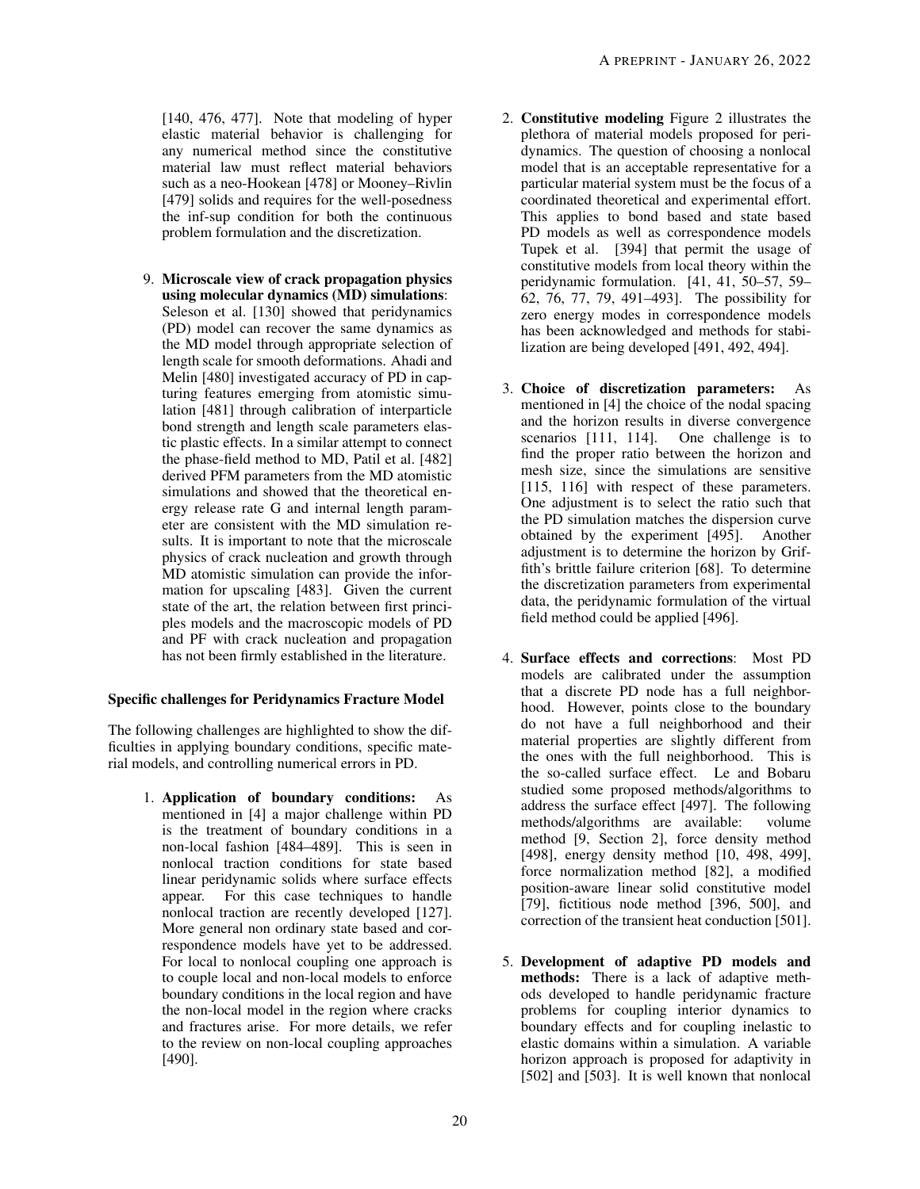[140, 476, 477]. Note that modeling of hyper elastic material behavior is challenging for any numerical method since the constitutive material law must reflect material behaviors such as a neo-Hookean [478] or Mooney–Rivlin [479] solids and requires for the well-posedness the inf-sup condition for both the continuous problem formulation and the discretization.

9. **Microscale view of crack propagation physics using molecular dynamics (MD) simulations**: Seleson et al. [130] showed that peridynamics (PD) model can recover the same dynamics as the MD model through appropriate selection of length scale for smooth deformations. Ahadi and Melin [480] investigated accuracy of PD in capturing features emerging from atomistic simulation [481] through calibration of interparticle bond strength and length scale parameters elastic plastic effects. In a similar attempt to connect the phase-field method to MD, Patil et al. [482] derived PFM parameters from the MD atomistic simulations and showed that the theoretical energy release rate G and internal length parameter are consistent with the MD simulation results. It is important to note that the microscale physics of crack nucleation and growth through MD atomistic simulation can provide the information for upscaling [483]. Given the current state of the art, the relation between first principles models and the macroscopic models of PD and PF with crack nucleation and propagation has not been firmly established in the literature.

#### Specific challenges for Peridynamics Fracture Model

The following challenges are highlighted to show the difficulties in applying boundary conditions, specific material models, and controlling numerical errors in PD.

1. **Application of boundary conditions:** As mentioned in [4] a major challenge within PD is the treatment of boundary conditions in a non-local fashion [484–489]. This is seen in nonlocal traction conditions for state based linear peridynamic solids where surface effects appear. For this case techniques to handle nonlocal traction are recently developed [127]. More general non ordinary state based and correspondence models have yet to be addressed. For local to nonlocal coupling one approach is to couple local and non-local models to enforce boundary conditions in the local region and have the non-local model in the region where cracks and fractures arise. For more details, we refer to the review on non-local coupling approaches [490].

2. **Constitutive modeling** Figure 2 illustrates the plethora of material models proposed for peridynamics. The question of choosing a nonlocal model that is an acceptable representative for a particular material system must be the focus of a coordinated theoretical and experimental effort. This applies to bond based and state based PD models as well as correspondence models Tupek et al. [394] that permit the usage of constitutive models from local theory within the peridynamic formulation. [41, 41, 50–57, 59–62, 76, 77, 79, 491–493]. The possibility for zero energy modes in correspondence models has been acknowledged and methods for stabilization are being developed [491, 492, 494].

3. **Choice of discretization parameters:** As mentioned in [4] the choice of the nodal spacing and the horizon results in diverse convergence scenarios [111, 114]. One challenge is to find the proper ratio between the horizon and mesh size, since the simulations are sensitive [115, 116] with respect of these parameters. One adjustment is to select the ratio such that the PD simulation matches the dispersion curve obtained by the experiment [495]. Another adjustment is to determine the horizon by Griffith's brittle failure criterion [68]. To determine the discretization parameters from experimental data, the peridynamic formulation of the virtual field method could be applied [496].

4. **Surface effects and corrections**: Most PD models are calibrated under the assumption that a discrete PD node has a full neighborhood. However, points close to the boundary do not have a full neighborhood and their material properties are slightly different from the ones with the full neighborhood. This is the so-called surface effect. Le and Bobaru studied some proposed methods/algorithms to address the surface effect [497]. The following methods/algorithms are available: volume method [9, Section 2], force density method [498], energy density method [10, 498, 499], force normalization method [82], a modified position-aware linear solid constitutive model [79], fictitious node method [396, 500], and correction of the transient heat conduction [501].

5. **Development of adaptive PD models and methods:** There is a lack of adaptive methods developed to handle peridynamic fracture problems for coupling interior dynamics to boundary effects and for coupling inelastic to elastic domains within a simulation. A variable horizon approach is proposed for adaptivity in [502] and [503]. It is well known that nonlocal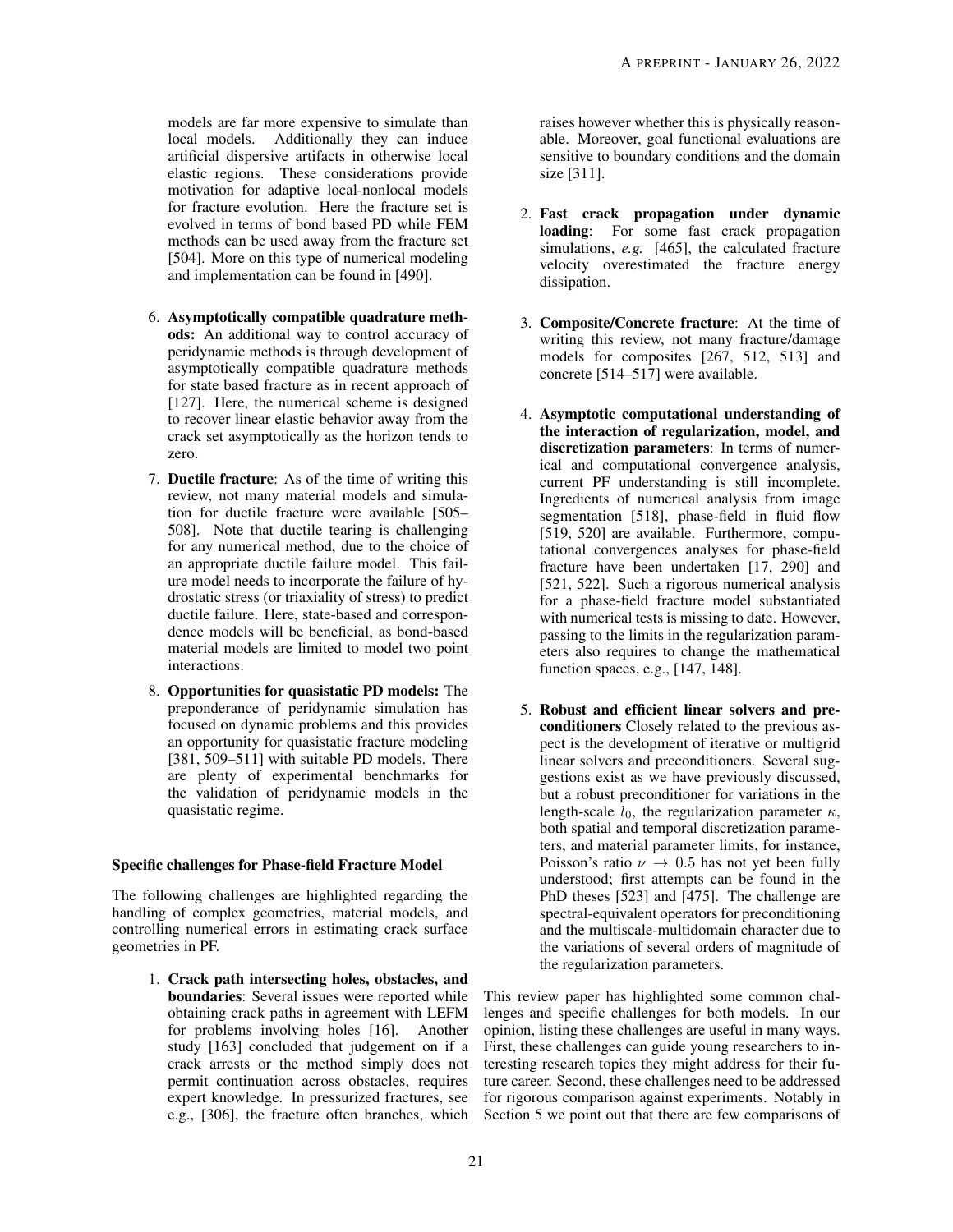models are far more expensive to simulate than local models. Additionally they can induce artificial dispersive artifacts in otherwise local elastic regions. These considerations provide motivation for adaptive local-nonlocal models for fracture evolution. Here the fracture set is evolved in terms of bond based PD while FEM methods can be used away from the fracture set [504]. More on this type of numerical modeling and implementation can be found in [490].

6. **Asymptotically compatible quadrature methods:** An additional way to control accuracy of peridynamic methods is through development of asymptotically compatible quadrature methods for state based fracture as in recent approach of [127]. Here, the numerical scheme is designed to recover linear elastic behavior away from the crack set asymptotically as the horizon tends to zero.

7. **Ductile fracture**: As of the time of writing this review, not many material models and simulation for ductile fracture were available [505–508]. Note that ductile tearing is challenging for any numerical method, due to the choice of an appropriate ductile failure model. This failure model needs to incorporate the failure of hydrostatic stress (or triaxiality of stress) to predict ductile failure. Here, state-based and correspondence models will be beneficial, as bond-based material models are limited to model two point interactions.

8. **Opportunities for quasistatic PD models:** The preponderance of peridynamic simulation has focused on dynamic problems and this provides an opportunity for quasistatic fracture modeling [381, 509–511] with suitable PD models. There are plenty of experimental benchmarks for the validation of peridynamic models in the quasistatic regime.

#### Specific challenges for Phase-field Fracture Model

The following challenges are highlighted regarding the handling of complex geometries, material models, and controlling numerical errors in estimating crack surface geometries in PF.

1. **Crack path intersecting holes, obstacles, and boundaries**: Several issues were reported while obtaining crack paths in agreement with LEFM for problems involving holes [16]. Another study [163] concluded that judgement on if a crack arrests or the method simply does not permit continuation across obstacles, requires expert knowledge. In pressurized fractures, see e.g., [306], the fracture often branches, which raises however whether this is physically reasonable. Moreover, goal functional evaluations are sensitive to boundary conditions and the domain size [311].

2. **Fast crack propagation under dynamic loading**: For some fast crack propagation simulations, *e.g.* [465], the calculated fracture velocity overestimated the fracture energy dissipation.

3. **Composite/Concrete fracture**: At the time of writing this review, not many fracture/damage models for composites [267, 512, 513] and concrete [514–517] were available.

4. **Asymptotic computational understanding of the interaction of regularization, model, and discretization parameters**: In terms of numerical and computational convergence analysis, current PF understanding is still incomplete. Ingredients of numerical analysis from image segmentation [518], phase-field in fluid flow [519, 520] are available. Furthermore, computational convergences analyses for phase-field fracture have been undertaken [17, 290] and [521, 522]. Such a rigorous numerical analysis for a phase-field fracture model substantiated with numerical tests is missing to date. However, passing to the limits in the regularization parameters also requires to change the mathematical function spaces, e.g., [147, 148].

5. **Robust and efficient linear solvers and preconditioners** Closely related to the previous aspect is the development of iterative or multigrid linear solvers and preconditioners. Several suggestions exist as we have previously discussed, but a robust preconditioner for variations in the length-scale $l_0$, the regularization parameter $\kappa$, both spatial and temporal discretization parameters, and material parameter limits, for instance, Poisson's ratio $\nu \to 0.5$ has not yet been fully understood; first attempts can be found in the PhD theses [523] and [475]. The challenge are spectral-equivalent operators for preconditioning and the multiscale-multidomain character due to the variations of several orders of magnitude of the regularization parameters.

This review paper has highlighted some common challenges and specific challenges for both models. In our opinion, listing these challenges are useful in many ways. First, these challenges can guide young researchers to interesting research topics they might address for their future career. Second, these challenges need to be addressed for rigorous comparison against experiments. Notably in Section 5 we point out that there are few comparisons of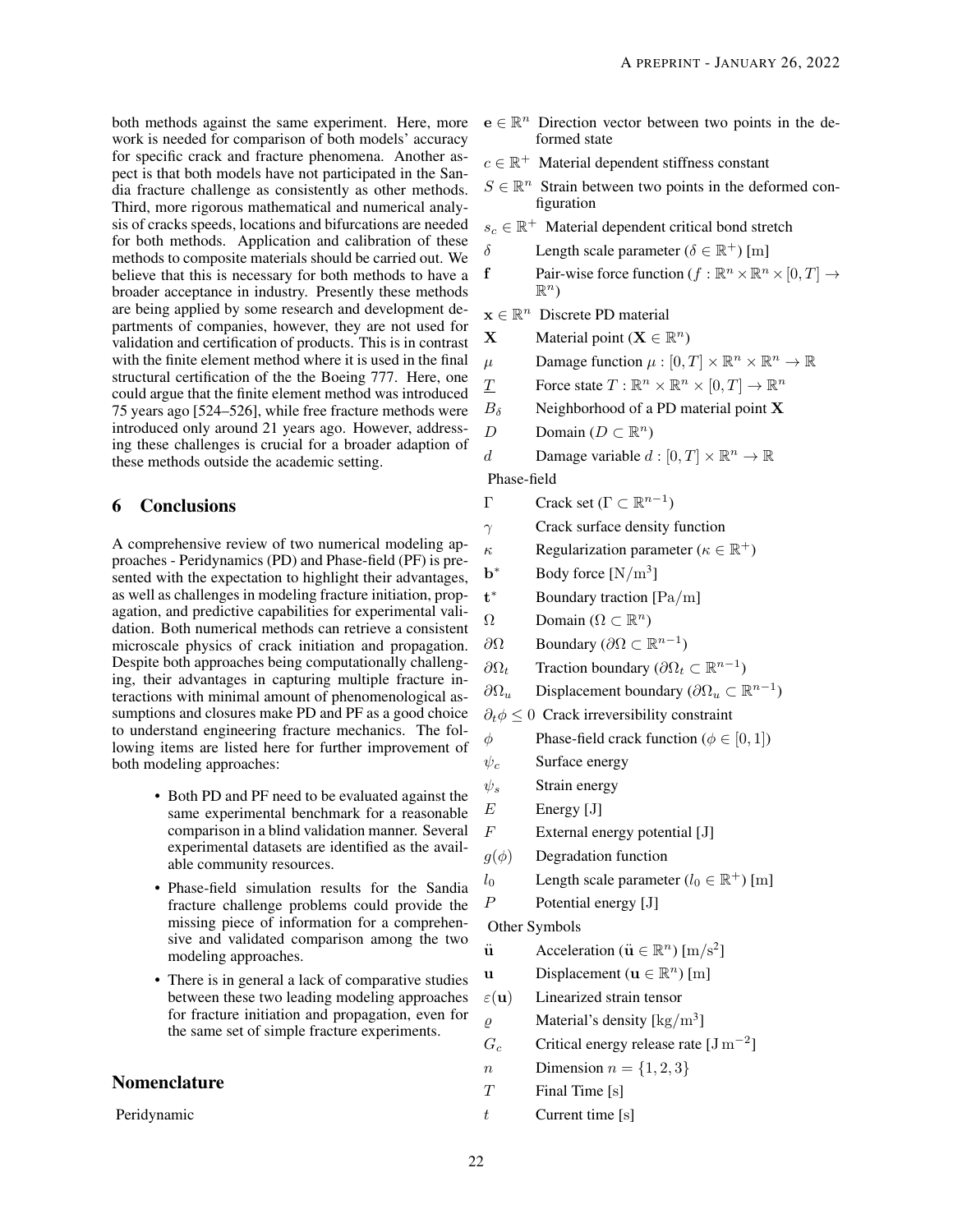both methods against the same experiment. Here, more work is needed for comparison of both models' accuracy for specific crack and fracture phenomena. Another aspect is that both models have not participated in the Sandia fracture challenge as consistently as other methods. Third, more rigorous mathematical and numerical analysis of cracks speeds, locations and bifurcations are needed for both methods. Application and calibration of these methods to composite materials should be carried out. We believe that this is necessary for both methods to have a broader acceptance in industry. Presently these methods are being applied by some research and development departments of companies, however, they are not used for validation and certification of products. This is in contrast with the finite element method where it is used in the final structural certification of the the Boeing 777. Here, one could argue that the finite element method was introduced 75 years ago [524–526], while free fracture methods were introduced only around 21 years ago. However, addressing these challenges is crucial for a broader adaption of these methods outside the academic setting.

## 6 Conclusions

A comprehensive review of two numerical modeling approaches - Peridynamics (PD) and Phase-field (PF) is presented with the expectation to highlight their advantages, as well as challenges in modeling fracture initiation, propagation, and predictive capabilities for experimental validation. Both numerical methods can retrieve a consistent microscale physics of crack initiation and propagation. Despite both approaches being computationally challenging, their advantages in capturing multiple fracture interactions with minimal amount of phenomenological assumptions and closures make PD and PF as a good choice to understand engineering fracture mechanics. The following items are listed here for further improvement of both modeling approaches:

- Both PD and PF need to be evaluated against the same experimental benchmark for a reasonable comparison in a blind validation manner. Several experimental datasets are identified as the available community resources.
- Phase-field simulation results for the Sandia fracture challenge problems could provide the missing piece of information for a comprehensive and validated comparison among the two modeling approaches.
- There is in general a lack of comparative studies between these two leading modeling approaches for fracture initiation and propagation, even for the same set of simple fracture experiments.

## Nomenclature

Peridynamic

- $\mathbf{e} \in \mathbb{R}^n$ Direction vector between two points in the deformed state
- $c \in \mathbb{R}^+$ Material dependent stiffness constant
- $S \in \mathbb{R}^n$ Strain between two points in the deformed configuration
- $s_c \in \mathbb{R}^+$ Material dependent critical bond stretch
- $\delta$ Length scale parameter ($\delta \in \mathbb{R}^+$) [m]
- $\mathbf{f}$ Pair-wise force function ($f : \mathbb{R}^n \times \mathbb{R}^n \times [0,T] \to \mathbb{R}^n$)
- $\mathbf{x} \in \mathbb{R}^n$ Discrete PD material
- $\mathbf{X}$ Material point ($\mathbf{X} \in \mathbb{R}^n$)
- $\mu$ Damage function $\mu : [0,T] \times \mathbb{R}^n \times \mathbb{R}^n \to \mathbb{R}$
- $\underline{T}$ Force state $T : \mathbb{R}^n \times \mathbb{R}^n \times [0,T] \to \mathbb{R}^n$
- $B_\delta$ Neighborhood of a PD material point $\mathbf{X}$
- $D$ Domain ($D \subset \mathbb{R}^n$)
- $d$ Damage variable $d : [0,T] \times \mathbb{R}^n \to \mathbb{R}$

Phase-field

- $\Gamma$ Crack set ($\Gamma \subset \mathbb{R}^{n-1}$)
- $\gamma$ Crack surface density function
- $\kappa$ Regularization parameter ($\kappa \in \mathbb{R}^+$)
- $\mathbf{b}^*$ Body force [$\mathrm{N/m^3}$]
- $\mathbf{t}^*$ Boundary traction [$\mathrm{Pa/m}$]
- $\Omega$ Domain ($\Omega \subset \mathbb{R}^n$)
- $\partial\Omega$ Boundary ($\partial\Omega \subset \mathbb{R}^{n-1}$)
- $\partial\Omega_t$ Traction boundary ($\partial\Omega_t \subset \mathbb{R}^{n-1}$)
- $\partial\Omega_u$ Displacement boundary ($\partial\Omega_u \subset \mathbb{R}^{n-1}$)
- $\partial_t\phi \leq 0$ Crack irreversibility constraint
- $\phi$ Phase-field crack function ($\phi \in [0,1]$)
- $\psi_c$ Surface energy
- $\psi_s$ Strain energy
- $E$ Energy [J]
- $F$ External energy potential [J]
- $g(\phi)$ Degradation function
- $l_0$ Length scale parameter ($l_0 \in \mathbb{R}^+$) [m]
- $P$ Potential energy [J]

Other Symbols

- $\ddot{\mathbf{u}}$ Acceleration ($\ddot{\mathbf{u}} \in \mathbb{R}^n$) [$\mathrm{m/s^2}$]
- $\mathbf{u}$ Displacement ($\mathbf{u} \in \mathbb{R}^n$) [m]
- $\varepsilon(\mathbf{u})$ Linearized strain tensor
- $\varrho$ Material's density [$\mathrm{kg/m^3}$]
- $G_c$ Critical energy release rate [$\mathrm{J\,m^{-2}}$]
- $n$ Dimension $n = \{1, 2, 3\}$
- $T$ Final Time [s]
- $t$ Current time [s]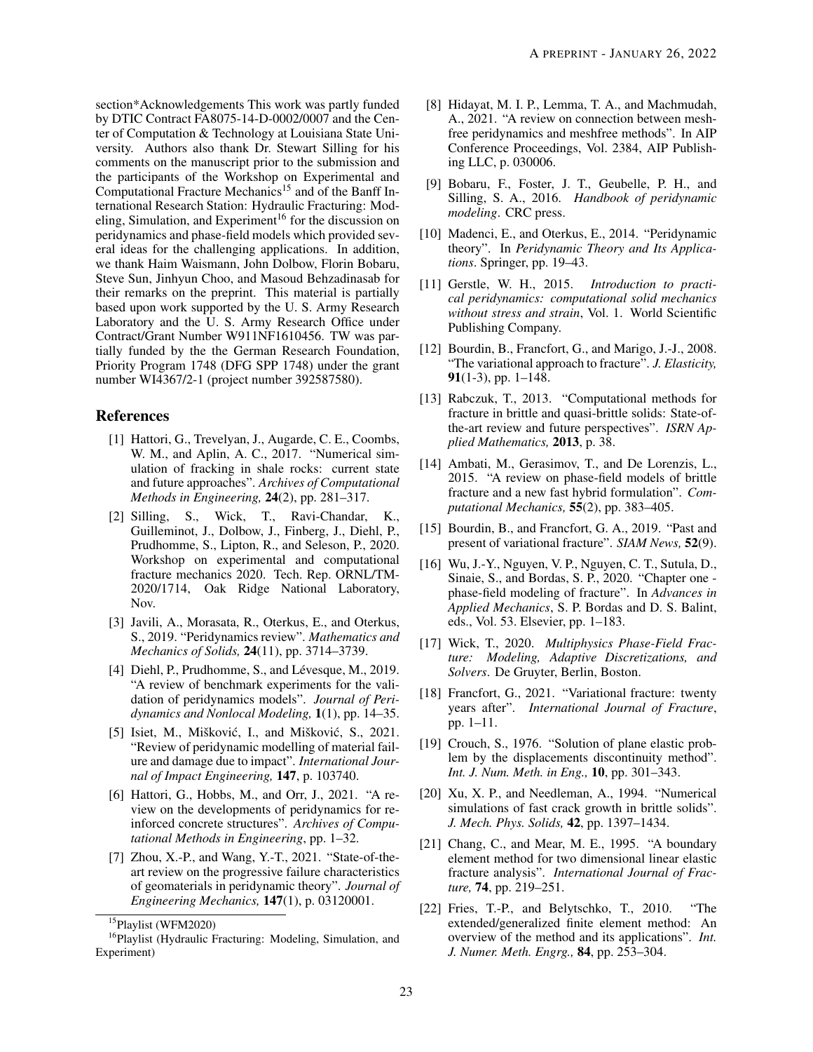section*Acknowledgements This work was partly funded by DTIC Contract FA8075-14-D-0002/0007 and the Center of Computation & Technology at Louisiana State University. Authors also thank Dr. Stewart Silling for his comments on the manuscript prior to the submission and the participants of the Workshop on Experimental and Computational Fracture Mechanics[15] and of the Banff International Research Station: Hydraulic Fracturing: Modeling, Simulation, and Experiment[16] for the discussion on peridynamics and phase-field models which provided several ideas for the challenging applications. In addition, we thank Haim Waismann, John Dolbow, Florin Bobaru, Steve Sun, Jinhyun Choo, and Masoud Behzadinasab for their remarks on the preprint. This material is partially based upon work supported by the U. S. Army Research Laboratory and the U. S. Army Research Office under Contract/Grant Number W911NF1610456. TW was partially funded by the the German Research Foundation, Priority Program 1748 (DFG SPP 1748) under the grant number WI4367/2-1 (project number 392587580).

## References

[1] Hattori, G., Trevelyan, J., Augarde, C. E., Coombs, W. M., and Aplin, A. C., 2017. "Numerical simulation of fracking in shale rocks: current state and future approaches". *Archives of Computational Methods in Engineering,* **24**(2), pp. 281–317.

[2] Silling, S., Wick, T., Ravi-Chandar, K., Guilleminot, J., Dolbow, J., Finberg, J., Diehl, P., Prudhomme, S., Lipton, R., and Seleson, P., 2020. Workshop on experimental and computational fracture mechanics 2020. Tech. Rep. ORNL/TM-2020/1714, Oak Ridge National Laboratory, Nov.

[3] Javili, A., Morasata, R., Oterkus, E., and Oterkus, S., 2019. "Peridynamics review". *Mathematics and Mechanics of Solids,* **24**(11), pp. 3714–3739.

[4] Diehl, P., Prudhomme, S., and Lévesque, M., 2019. "A review of benchmark experiments for the validation of peridynamics models". *Journal of Peridynamics and Nonlocal Modeling,* **1**(1), pp. 14–35.

[5] Isiet, M., Mišković, I., and Mišković, S., 2021. "Review of peridynamic modelling of material failure and damage due to impact". *International Journal of Impact Engineering,* **147**, p. 103740.

[6] Hattori, G., Hobbs, M., and Orr, J., 2021. "A review on the developments of peridynamics for reinforced concrete structures". *Archives of Computational Methods in Engineering*, pp. 1–32.

[7] Zhou, X.-P., and Wang, Y.-T., 2021. "State-of-the-art review on the progressive failure characteristics of geomaterials in peridynamic theory". *Journal of Engineering Mechanics,* **147**(1), p. 03120001.

[8] Hidayat, M. I. P., Lemma, T. A., and Machmudah, A., 2021. "A review on connection between meshfree peridynamics and meshfree methods". In AIP Conference Proceedings, Vol. 2384, AIP Publishing LLC, p. 030006.

[9] Bobaru, F., Foster, J. T., Geubelle, P. H., and Silling, S. A., 2016. *Handbook of peridynamic modeling*. CRC press.

[10] Madenci, E., and Oterkus, E., 2014. "Peridynamic theory". In *Peridynamic Theory and Its Applications*. Springer, pp. 19–43.

[11] Gerstle, W. H., 2015. *Introduction to practical peridynamics: computational solid mechanics without stress and strain*, Vol. 1. World Scientific Publishing Company.

[12] Bourdin, B., Francfort, G., and Marigo, J.-J., 2008. "The variational approach to fracture". *J. Elasticity,* **91**(1-3), pp. 1–148.

[13] Rabczuk, T., 2013. "Computational methods for fracture in brittle and quasi-brittle solids: State-of-the-art review and future perspectives". *ISRN Applied Mathematics,* **2013**, p. 38.

[14] Ambati, M., Gerasimov, T., and De Lorenzis, L., 2015. "A review on phase-field models of brittle fracture and a new fast hybrid formulation". *Computational Mechanics,* **55**(2), pp. 383–405.

[15] Bourdin, B., and Francfort, G. A., 2019. "Past and present of variational fracture". *SIAM News,* **52**(9).

[16] Wu, J.-Y., Nguyen, V. P., Nguyen, C. T., Sutula, D., Sinaie, S., and Bordas, S. P., 2020. "Chapter one - phase-field modeling of fracture". In *Advances in Applied Mechanics*, S. P. Bordas and D. S. Balint, eds., Vol. 53. Elsevier, pp. 1–183.

[17] Wick, T., 2020. *Multiphysics Phase-Field Fracture: Modeling, Adaptive Discretizations, and Solvers*. De Gruyter, Berlin, Boston.

[18] Francfort, G., 2021. "Variational fracture: twenty years after". *International Journal of Fracture*, pp. 1–11.

[19] Crouch, S., 1976. "Solution of plane elastic problem by the displacements discontinuity method". *Int. J. Num. Meth. in Eng.,* **10**, pp. 301–343.

[20] Xu, X. P., and Needleman, A., 1994. "Numerical simulations of fast crack growth in brittle solids". *J. Mech. Phys. Solids,* **42**, pp. 1397–1434.

[21] Chang, C., and Mear, M. E., 1995. "A boundary element method for two dimensional linear elastic fracture analysis". *International Journal of Fracture,* **74**, pp. 219–251.

[22] Fries, T.-P., and Belytschko, T., 2010. "The extended/generalized finite element method: An overview of the method and its applications". *Int. J. Numer. Meth. Engrg.,* **84**, pp. 253–304.

[15] Playlist (WFM2020)

[16] Playlist (Hydraulic Fracturing: Modeling, Simulation, and Experiment)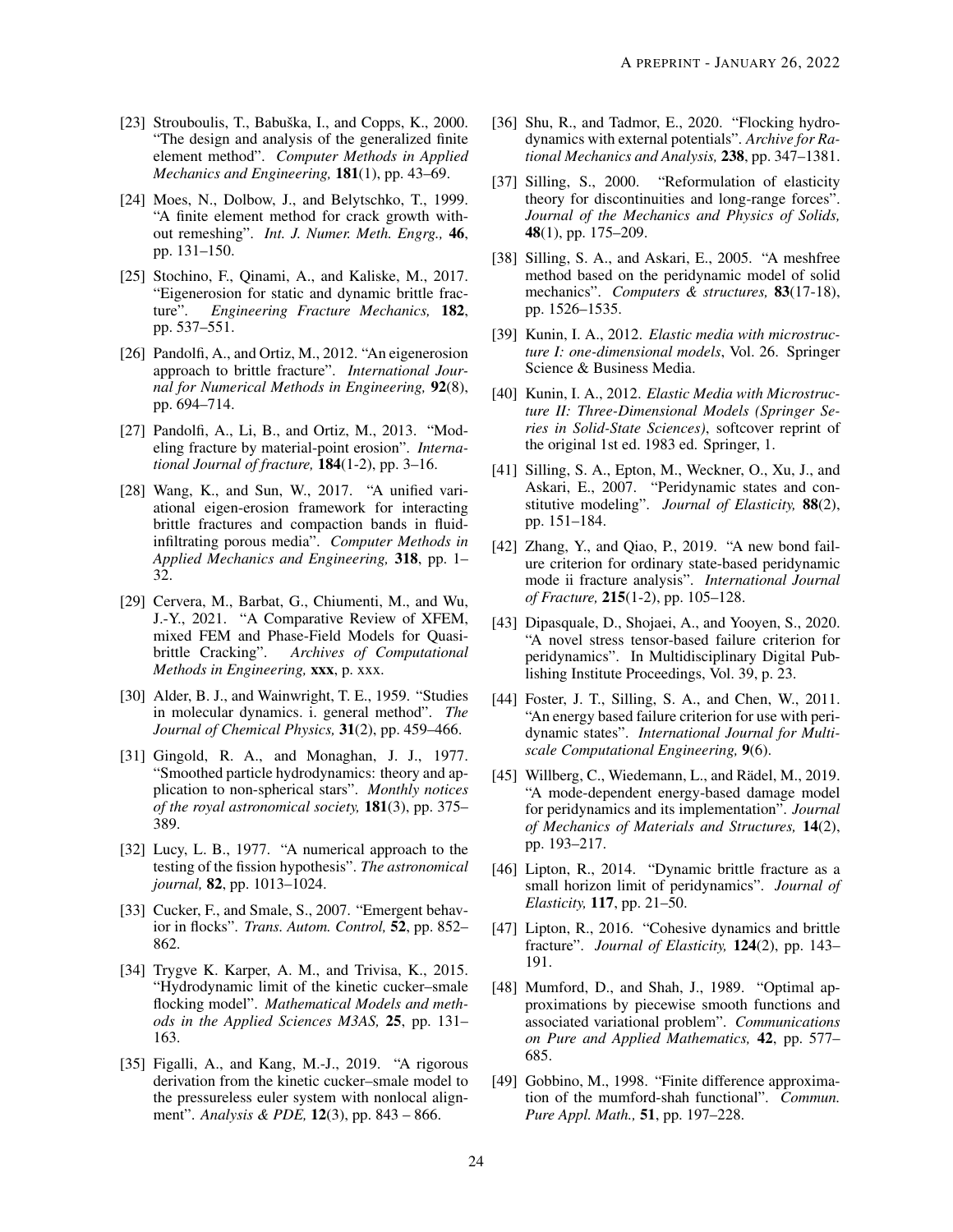[23] Strouboulis, T., Babuška, I., and Copps, K., 2000. "The design and analysis of the generalized finite element method". *Computer Methods in Applied Mechanics and Engineering,* **181**(1), pp. 43–69.

[24] Moes, N., Dolbow, J., and Belytschko, T., 1999. "A finite element method for crack growth without remeshing". *Int. J. Numer. Meth. Engrg.,* **46**, pp. 131–150.

[25] Stochino, F., Qinami, A., and Kaliske, M., 2017. "Eigenerosion for static and dynamic brittle fracture". *Engineering Fracture Mechanics,* **182**, pp. 537–551.

[26] Pandolfi, A., and Ortiz, M., 2012. "An eigenerosion approach to brittle fracture". *International Journal for Numerical Methods in Engineering,* **92**(8), pp. 694–714.

[27] Pandolfi, A., Li, B., and Ortiz, M., 2013. "Modeling fracture by material-point erosion". *International Journal of fracture,* **184**(1-2), pp. 3–16.

[28] Wang, K., and Sun, W., 2017. "A unified variational eigen-erosion framework for interacting brittle fractures and compaction bands in fluid-infiltrating porous media". *Computer Methods in Applied Mechanics and Engineering,* **318**, pp. 1–32.

[29] Cervera, M., Barbat, G., Chiumenti, M., and Wu, J.-Y., 2021. "A Comparative Review of XFEM, mixed FEM and Phase-Field Models for Quasi-brittle Cracking". *Archives of Computational Methods in Engineering,* **xxx**, p. xxx.

[30] Alder, B. J., and Wainwright, T. E., 1959. "Studies in molecular dynamics. i. general method". *The Journal of Chemical Physics,* **31**(2), pp. 459–466.

[31] Gingold, R. A., and Monaghan, J. J., 1977. "Smoothed particle hydrodynamics: theory and application to non-spherical stars". *Monthly notices of the royal astronomical society,* **181**(3), pp. 375–389.

[32] Lucy, L. B., 1977. "A numerical approach to the testing of the fission hypothesis". *The astronomical journal,* **82**, pp. 1013–1024.

[33] Cucker, F., and Smale, S., 2007. "Emergent behavior in flocks". *Trans. Autom. Control,* **52**, pp. 852–862.

[34] Trygve K. Karper, A. M., and Trivisa, K., 2015. "Hydrodynamic limit of the kinetic cucker–smale flocking model". *Mathematical Models and methods in the Applied Sciences M3AS,* **25**, pp. 131–163.

[35] Figalli, A., and Kang, M.-J., 2019. "A rigorous derivation from the kinetic cucker–smale model to the pressureless euler system with nonlocal alignment". *Analysis & PDE,* **12**(3), pp. 843 – 866.

[36] Shu, R., and Tadmor, E., 2020. "Flocking hydrodynamics with external potentials". *Archive for Rational Mechanics and Analysis,* **238**, pp. 347–1381.

[37] Silling, S., 2000. "Reformulation of elasticity theory for discontinuities and long-range forces". *Journal of the Mechanics and Physics of Solids,* **48**(1), pp. 175–209.

[38] Silling, S. A., and Askari, E., 2005. "A meshfree method based on the peridynamic model of solid mechanics". *Computers & structures,* **83**(17-18), pp. 1526–1535.

[39] Kunin, I. A., 2012. *Elastic media with microstructure I: one-dimensional models*, Vol. 26. Springer Science & Business Media.

[40] Kunin, I. A., 2012. *Elastic Media with Microstructure II: Three-Dimensional Models (Springer Series in Solid-State Sciences)*, softcover reprint of the original 1st ed. 1983 ed. Springer, 1.

[41] Silling, S. A., Epton, M., Weckner, O., Xu, J., and Askari, E., 2007. "Peridynamic states and constitutive modeling". *Journal of Elasticity,* **88**(2), pp. 151–184.

[42] Zhang, Y., and Qiao, P., 2019. "A new bond failure criterion for ordinary state-based peridynamic mode ii fracture analysis". *International Journal of Fracture,* **215**(1-2), pp. 105–128.

[43] Dipasquale, D., Shojaei, A., and Yooyen, S., 2020. "A novel stress tensor-based failure criterion for peridynamics". In Multidisciplinary Digital Publishing Institute Proceedings, Vol. 39, p. 23.

[44] Foster, J. T., Silling, S. A., and Chen, W., 2011. "An energy based failure criterion for use with peridynamic states". *International Journal for Multiscale Computational Engineering,* **9**(6).

[45] Willberg, C., Wiedemann, L., and Rädel, M., 2019. "A mode-dependent energy-based damage model for peridynamics and its implementation". *Journal of Mechanics of Materials and Structures,* **14**(2), pp. 193–217.

[46] Lipton, R., 2014. "Dynamic brittle fracture as a small horizon limit of peridynamics". *Journal of Elasticity,* **117**, pp. 21–50.

[47] Lipton, R., 2016. "Cohesive dynamics and brittle fracture". *Journal of Elasticity,* **124**(2), pp. 143–191.

[48] Mumford, D., and Shah, J., 1989. "Optimal approximations by piecewise smooth functions and associated variational problem". *Communications on Pure and Applied Mathematics,* **42**, pp. 577–685.

[49] Gobbino, M., 1998. "Finite difference approximation of the mumford-shah functional". *Commun. Pure Appl. Math.,* **51**, pp. 197–228.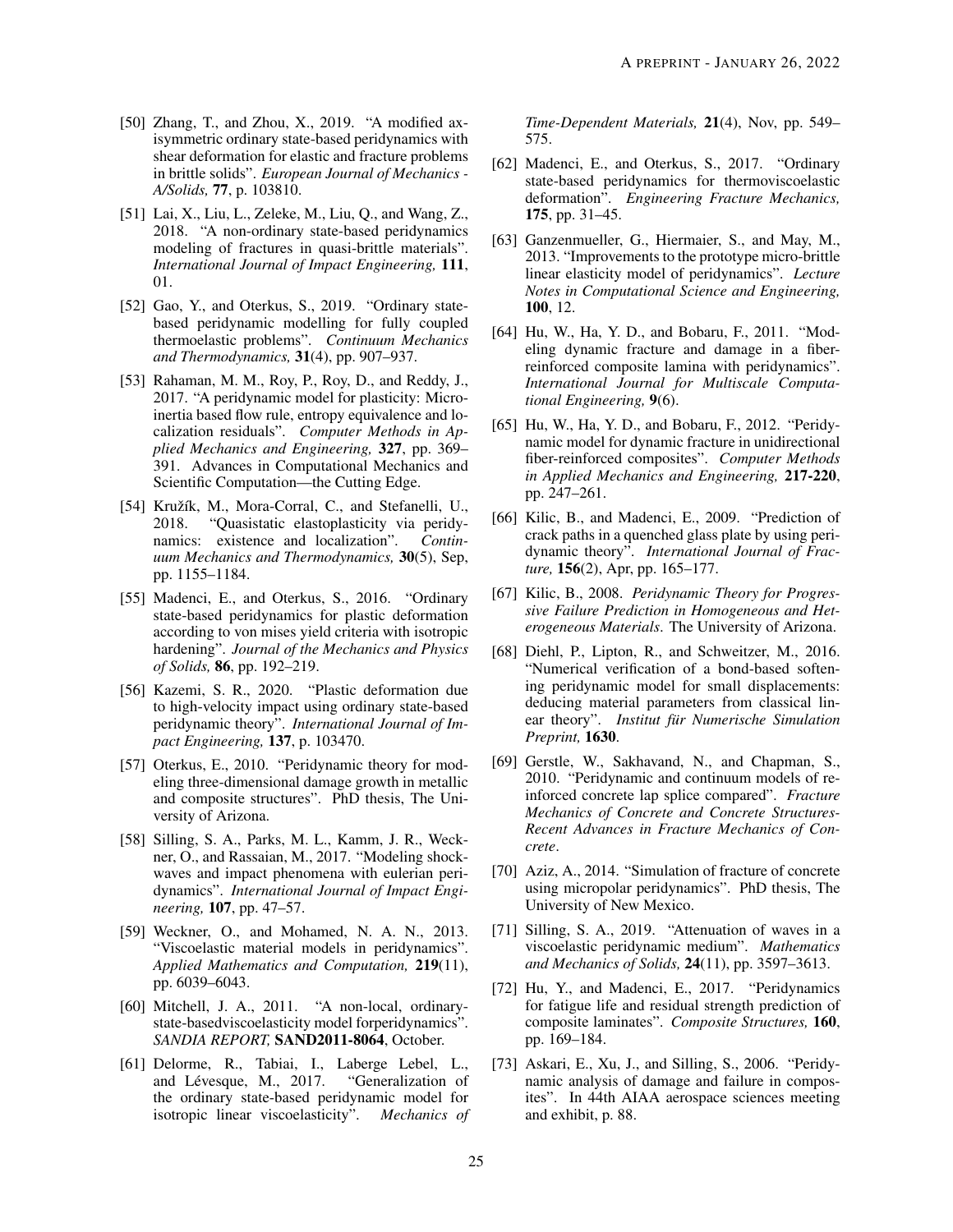[50] Zhang, T., and Zhou, X., 2019. "A modified axisymmetric ordinary state-based peridynamics with shear deformation for elastic and fracture problems in brittle solids". *European Journal of Mechanics - A/Solids,* **77**, p. 103810.

[51] Lai, X., Liu, L., Zeleke, M., Liu, Q., and Wang, Z., 2018. "A non-ordinary state-based peridynamics modeling of fractures in quasi-brittle materials". *International Journal of Impact Engineering,* **111**, 01.

[52] Gao, Y., and Oterkus, S., 2019. "Ordinary state-based peridynamic modelling for fully coupled thermoelastic problems". *Continuum Mechanics and Thermodynamics,* **31**(4), pp. 907–937.

[53] Rahaman, M. M., Roy, P., Roy, D., and Reddy, J., 2017. "A peridynamic model for plasticity: Micro-inertia based flow rule, entropy equivalence and localization residuals". *Computer Methods in Applied Mechanics and Engineering,* **327**, pp. 369–391. Advances in Computational Mechanics and Scientific Computation—the Cutting Edge.

[54] Kružík, M., Mora-Corral, C., and Stefanelli, U., 2018. "Quasistatic elastoplasticity via peridynamics: existence and localization". *Continuum Mechanics and Thermodynamics,* **30**(5), Sep, pp. 1155–1184.

[55] Madenci, E., and Oterkus, S., 2016. "Ordinary state-based peridynamics for plastic deformation according to von mises yield criteria with isotropic hardening". *Journal of the Mechanics and Physics of Solids,* **86**, pp. 192–219.

[56] Kazemi, S. R., 2020. "Plastic deformation due to high-velocity impact using ordinary state-based peridynamic theory". *International Journal of Impact Engineering,* **137**, p. 103470.

[57] Oterkus, E., 2010. "Peridynamic theory for modeling three-dimensional damage growth in metallic and composite structures". PhD thesis, The University of Arizona.

[58] Silling, S. A., Parks, M. L., Kamm, J. R., Weckner, O., and Rassaian, M., 2017. "Modeling shockwaves and impact phenomena with eulerian peridynamics". *International Journal of Impact Engineering,* **107**, pp. 47–57.

[59] Weckner, O., and Mohamed, N. A. N., 2013. "Viscoelastic material models in peridynamics". *Applied Mathematics and Computation,* **219**(11), pp. 6039–6043.

[60] Mitchell, J. A., 2011. "A non-local, ordinary-state-basedviscoelasticity model forperidynamics". *SANDIA REPORT,* **SAND2011-8064**, October.

[61] Delorme, R., Tabiai, I., Laberge Lebel, L., and Lévesque, M., 2017. "Generalization of the ordinary state-based peridynamic model for isotropic linear viscoelasticity". *Mechanics of Time-Dependent Materials,* **21**(4), Nov, pp. 549–575.

[62] Madenci, E., and Oterkus, S., 2017. "Ordinary state-based peridynamics for thermoviscoelastic deformation". *Engineering Fracture Mechanics,* **175**, pp. 31–45.

[63] Ganzenmueller, G., Hiermaier, S., and May, M., 2013. "Improvements to the prototype micro-brittle linear elasticity model of peridynamics". *Lecture Notes in Computational Science and Engineering,* **100**, 12.

[64] Hu, W., Ha, Y. D., and Bobaru, F., 2011. "Modeling dynamic fracture and damage in a fiber-reinforced composite lamina with peridynamics". *International Journal for Multiscale Computational Engineering,* **9**(6).

[65] Hu, W., Ha, Y. D., and Bobaru, F., 2012. "Peridynamic model for dynamic fracture in unidirectional fiber-reinforced composites". *Computer Methods in Applied Mechanics and Engineering,* **217-220**, pp. 247–261.

[66] Kilic, B., and Madenci, E., 2009. "Prediction of crack paths in a quenched glass plate by using peridynamic theory". *International Journal of Fracture,* **156**(2), Apr, pp. 165–177.

[67] Kilic, B., 2008. *Peridynamic Theory for Progressive Failure Prediction in Homogeneous and Heterogeneous Materials*. The University of Arizona.

[68] Diehl, P., Lipton, R., and Schweitzer, M., 2016. "Numerical verification of a bond-based softening peridynamic model for small displacements: deducing material parameters from classical linear theory". *Institut für Numerische Simulation Preprint,* **1630**.

[69] Gerstle, W., Sakhavand, N., and Chapman, S., 2010. "Peridynamic and continuum models of reinforced concrete lap splice compared". *Fracture Mechanics of Concrete and Concrete Structures-Recent Advances in Fracture Mechanics of Concrete*.

[70] Aziz, A., 2014. "Simulation of fracture of concrete using micropolar peridynamics". PhD thesis, The University of New Mexico.

[71] Silling, S. A., 2019. "Attenuation of waves in a viscoelastic peridynamic medium". *Mathematics and Mechanics of Solids,* **24**(11), pp. 3597–3613.

[72] Hu, Y., and Madenci, E., 2017. "Peridynamics for fatigue life and residual strength prediction of composite laminates". *Composite Structures,* **160**, pp. 169–184.

[73] Askari, E., Xu, J., and Silling, S., 2006. "Peridynamic analysis of damage and failure in composites". In 44th AIAA aerospace sciences meeting and exhibit, p. 88.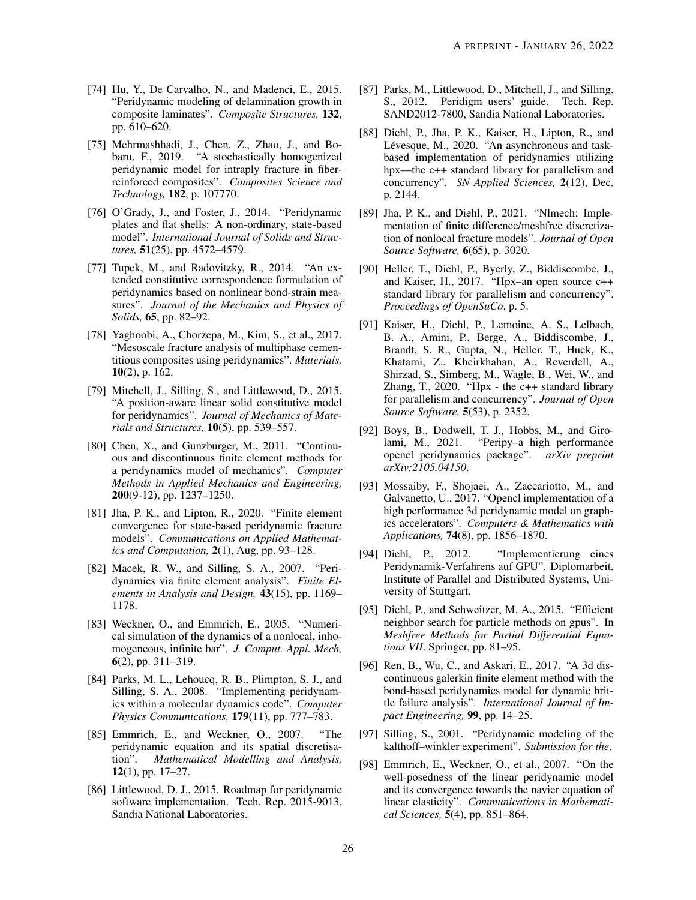[74] Hu, Y., De Carvalho, N., and Madenci, E., 2015. "Peridynamic modeling of delamination growth in composite laminates". *Composite Structures,* **132**, pp. 610–620.

[75] Mehrmashhadi, J., Chen, Z., Zhao, J., and Bobaru, F., 2019. "A stochastically homogenized peridynamic model for intraply fracture in fiber-reinforced composites". *Composites Science and Technology,* **182**, p. 107770.

[76] O'Grady, J., and Foster, J., 2014. "Peridynamic plates and flat shells: A non-ordinary, state-based model". *International Journal of Solids and Structures,* **51**(25), pp. 4572–4579.

[77] Tupek, M., and Radovitzky, R., 2014. "An extended constitutive correspondence formulation of peridynamics based on nonlinear bond-strain measures". *Journal of the Mechanics and Physics of Solids,* **65**, pp. 82–92.

[78] Yaghoobi, A., Chorzepa, M., Kim, S., et al., 2017. "Mesoscale fracture analysis of multiphase cementitious composites using peridynamics". *Materials,* **10**(2), p. 162.

[79] Mitchell, J., Silling, S., and Littlewood, D., 2015. "A position-aware linear solid constitutive model for peridynamics". *Journal of Mechanics of Materials and Structures,* **10**(5), pp. 539–557.

[80] Chen, X., and Gunzburger, M., 2011. "Continuous and discontinuous finite element methods for a peridynamics model of mechanics". *Computer Methods in Applied Mechanics and Engineering,* **200**(9-12), pp. 1237–1250.

[81] Jha, P. K., and Lipton, R., 2020. "Finite element convergence for state-based peridynamic fracture models". *Communications on Applied Mathematics and Computation,* **2**(1), Aug, pp. 93–128.

[82] Macek, R. W., and Silling, S. A., 2007. "Peridynamics via finite element analysis". *Finite Elements in Analysis and Design,* **43**(15), pp. 1169–1178.

[83] Weckner, O., and Emmrich, E., 2005. "Numerical simulation of the dynamics of a nonlocal, inhomogeneous, infinite bar". *J. Comput. Appl. Mech,* **6**(2), pp. 311–319.

[84] Parks, M. L., Lehoucq, R. B., Plimpton, S. J., and Silling, S. A., 2008. "Implementing peridynamics within a molecular dynamics code". *Computer Physics Communications,* **179**(11), pp. 777–783.

[85] Emmrich, E., and Weckner, O., 2007. "The peridynamic equation and its spatial discretisation". *Mathematical Modelling and Analysis,* **12**(1), pp. 17–27.

[86] Littlewood, D. J., 2015. Roadmap for peridynamic software implementation. Tech. Rep. 2015-9013, Sandia National Laboratories.

[87] Parks, M., Littlewood, D., Mitchell, J., and Silling, S., 2012. Peridigm users' guide. Tech. Rep. SAND2012-7800, Sandia National Laboratories.

[88] Diehl, P., Jha, P. K., Kaiser, H., Lipton, R., and Lévesque, M., 2020. "An asynchronous and task-based implementation of peridynamics utilizing hpx—the c++ standard library for parallelism and concurrency". *SN Applied Sciences,* **2**(12), Dec, p. 2144.

[89] Jha, P. K., and Diehl, P., 2021. "Nlmech: Implementation of finite difference/meshfree discretization of nonlocal fracture models". *Journal of Open Source Software,* **6**(65), p. 3020.

[90] Heller, T., Diehl, P., Byerly, Z., Biddiscombe, J., and Kaiser, H., 2017. "Hpx–an open source c++ standard library for parallelism and concurrency". *Proceedings of OpenSuCo*, p. 5.

[91] Kaiser, H., Diehl, P., Lemoine, A. S., Lelbach, B. A., Amini, P., Berge, A., Biddiscombe, J., Brandt, S. R., Gupta, N., Heller, T., Huck, K., Khatami, Z., Kheirkhahan, A., Reverdell, A., Shirzad, S., Simberg, M., Wagle, B., Wei, W., and Zhang, T., 2020. "Hpx - the c++ standard library for parallelism and concurrency". *Journal of Open Source Software,* **5**(53), p. 2352.

[92] Boys, B., Dodwell, T. J., Hobbs, M., and Girolami, M., 2021. "Peripy–a high performance opencl peridynamics package". *arXiv preprint arXiv:2105.04150*.

[93] Mossaiby, F., Shojaei, A., Zaccariotto, M., and Galvanetto, U., 2017. "Opencl implementation of a high performance 3d peridynamic model on graphics accelerators". *Computers & Mathematics with Applications,* **74**(8), pp. 1856–1870.

[94] Diehl, P., 2012. "Implementierung eines Peridynamik-Verfahrens auf GPU". Diplomarbeit, Institute of Parallel and Distributed Systems, University of Stuttgart.

[95] Diehl, P., and Schweitzer, M. A., 2015. "Efficient neighbor search for particle methods on gpus". In *Meshfree Methods for Partial Differential Equations VII*. Springer, pp. 81–95.

[96] Ren, B., Wu, C., and Askari, E., 2017. "A 3d discontinuous galerkin finite element method with the bond-based peridynamics model for dynamic brittle failure analysis". *International Journal of Impact Engineering,* **99**, pp. 14–25.

[97] Silling, S., 2001. "Peridynamic modeling of the kalthoff–winkler experiment". *Submission for the*.

[98] Emmrich, E., Weckner, O., et al., 2007. "On the well-posedness of the linear peridynamic model and its convergence towards the navier equation of linear elasticity". *Communications in Mathematical Sciences,* **5**(4), pp. 851–864.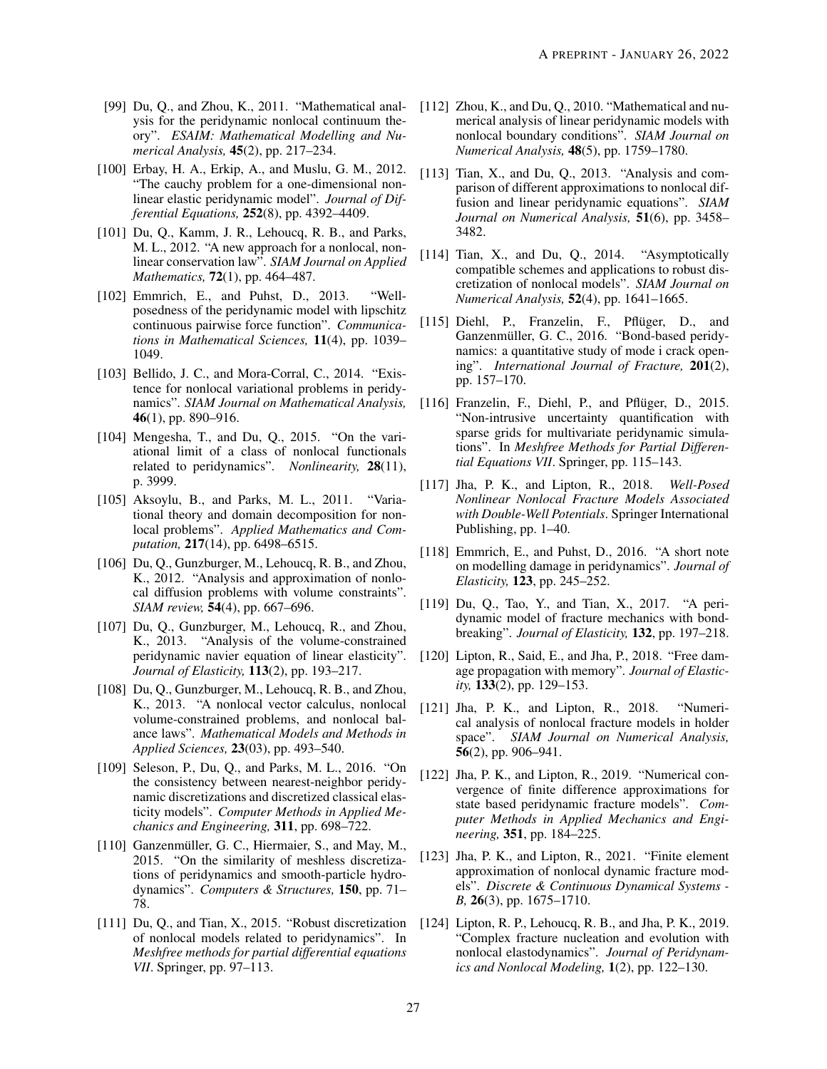[99] Du, Q., and Zhou, K., 2011. "Mathematical analysis for the peridynamic nonlocal continuum theory". *ESAIM: Mathematical Modelling and Numerical Analysis,* **45**(2), pp. 217–234.

[100] Erbay, H. A., Erkip, A., and Muslu, G. M., 2012. "The cauchy problem for a one-dimensional nonlinear elastic peridynamic model". *Journal of Differential Equations,* **252**(8), pp. 4392–4409.

[101] Du, Q., Kamm, J. R., Lehoucq, R. B., and Parks, M. L., 2012. "A new approach for a nonlocal, nonlinear conservation law". *SIAM Journal on Applied Mathematics,* **72**(1), pp. 464–487.

[102] Emmrich, E., and Puhst, D., 2013. "Well-posedness of the peridynamic model with lipschitz continuous pairwise force function". *Communications in Mathematical Sciences,* **11**(4), pp. 1039–1049.

[103] Bellido, J. C., and Mora-Corral, C., 2014. "Existence for nonlocal variational problems in peridynamics". *SIAM Journal on Mathematical Analysis,* **46**(1), pp. 890–916.

[104] Mengesha, T., and Du, Q., 2015. "On the variational limit of a class of nonlocal functionals related to peridynamics". *Nonlinearity,* **28**(11), p. 3999.

[105] Aksoylu, B., and Parks, M. L., 2011. "Variational theory and domain decomposition for nonlocal problems". *Applied Mathematics and Computation,* **217**(14), pp. 6498–6515.

[106] Du, Q., Gunzburger, M., Lehoucq, R. B., and Zhou, K., 2012. "Analysis and approximation of nonlocal diffusion problems with volume constraints". *SIAM review,* **54**(4), pp. 667–696.

[107] Du, Q., Gunzburger, M., Lehoucq, R., and Zhou, K., 2013. "Analysis of the volume-constrained peridynamic navier equation of linear elasticity". *Journal of Elasticity,* **113**(2), pp. 193–217.

[108] Du, Q., Gunzburger, M., Lehoucq, R. B., and Zhou, K., 2013. "A nonlocal vector calculus, nonlocal volume-constrained problems, and nonlocal balance laws". *Mathematical Models and Methods in Applied Sciences,* **23**(03), pp. 493–540.

[109] Seleson, P., Du, Q., and Parks, M. L., 2016. "On the consistency between nearest-neighbor peridynamic discretizations and discretized classical elasticity models". *Computer Methods in Applied Mechanics and Engineering,* **311**, pp. 698–722.

[110] Ganzenmüller, G. C., Hiermaier, S., and May, M., 2015. "On the similarity of meshless discretizations of peridynamics and smooth-particle hydrodynamics". *Computers & Structures,* **150**, pp. 71–78.

[111] Du, Q., and Tian, X., 2015. "Robust discretization of nonlocal models related to peridynamics". In *Meshfree methods for partial differential equations VII*. Springer, pp. 97–113.

[112] Zhou, K., and Du, Q., 2010. "Mathematical and numerical analysis of linear peridynamic models with nonlocal boundary conditions". *SIAM Journal on Numerical Analysis,* **48**(5), pp. 1759–1780.

[113] Tian, X., and Du, Q., 2013. "Analysis and comparison of different approximations to nonlocal diffusion and linear peridynamic equations". *SIAM Journal on Numerical Analysis,* **51**(6), pp. 3458–3482.

[114] Tian, X., and Du, Q., 2014. "Asymptotically compatible schemes and applications to robust discretization of nonlocal models". *SIAM Journal on Numerical Analysis,* **52**(4), pp. 1641–1665.

[115] Diehl, P., Franzelin, F., Pflüger, D., and Ganzenmüller, G. C., 2016. "Bond-based peridynamics: a quantitative study of mode i crack opening". *International Journal of Fracture,* **201**(2), pp. 157–170.

[116] Franzelin, F., Diehl, P., and Pflüger, D., 2015. "Non-intrusive uncertainty quantification with sparse grids for multivariate peridynamic simulations". In *Meshfree Methods for Partial Differential Equations VII*. Springer, pp. 115–143.

[117] Jha, P. K., and Lipton, R., 2018. *Well-Posed Nonlinear Nonlocal Fracture Models Associated with Double-Well Potentials*. Springer International Publishing, pp. 1–40.

[118] Emmrich, E., and Puhst, D., 2016. "A short note on modelling damage in peridynamics". *Journal of Elasticity,* **123**, pp. 245–252.

[119] Du, Q., Tao, Y., and Tian, X., 2017. "A peridynamic model of fracture mechanics with bond-breaking". *Journal of Elasticity,* **132**, pp. 197–218.

[120] Lipton, R., Said, E., and Jha, P., 2018. "Free damage propagation with memory". *Journal of Elasticity,* **133**(2), pp. 129–153.

[121] Jha, P. K., and Lipton, R., 2018. "Numerical analysis of nonlocal fracture models in holder space". *SIAM Journal on Numerical Analysis,* **56**(2), pp. 906–941.

[122] Jha, P. K., and Lipton, R., 2019. "Numerical convergence of finite difference approximations for state based peridynamic fracture models". *Computer Methods in Applied Mechanics and Engineering,* **351**, pp. 184–225.

[123] Jha, P. K., and Lipton, R., 2021. "Finite element approximation of nonlocal dynamic fracture models". *Discrete & Continuous Dynamical Systems - B,* **26**(3), pp. 1675–1710.

[124] Lipton, R. P., Lehoucq, R. B., and Jha, P. K., 2019. "Complex fracture nucleation and evolution with nonlocal elastodynamics". *Journal of Peridynamics and Nonlocal Modeling,* **1**(2), pp. 122–130.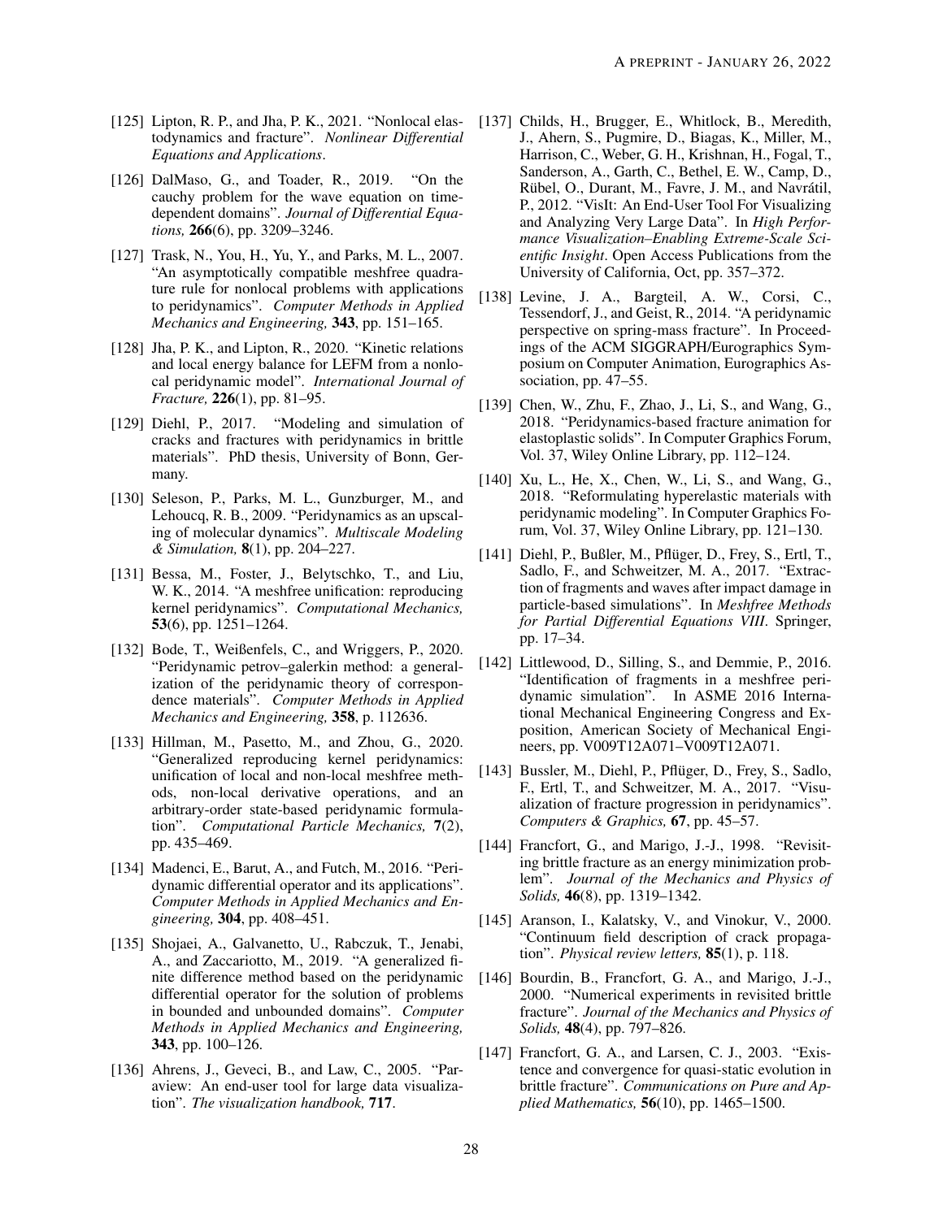[125] Lipton, R. P., and Jha, P. K., 2021. "Nonlocal elastodynamics and fracture". *Nonlinear Differential Equations and Applications*.

[126] DalMaso, G., and Toader, R., 2019. "On the cauchy problem for the wave equation on time-dependent domains". *Journal of Differential Equations,* **266**(6), pp. 3209–3246.

[127] Trask, N., You, H., Yu, Y., and Parks, M. L., 2007. "An asymptotically compatible meshfree quadrature rule for nonlocal problems with applications to peridynamics". *Computer Methods in Applied Mechanics and Engineering,* **343**, pp. 151–165.

[128] Jha, P. K., and Lipton, R., 2020. "Kinetic relations and local energy balance for LEFM from a nonlocal peridynamic model". *International Journal of Fracture,* **226**(1), pp. 81–95.

[129] Diehl, P., 2017. "Modeling and simulation of cracks and fractures with peridynamics in brittle materials". PhD thesis, University of Bonn, Germany.

[130] Seleson, P., Parks, M. L., Gunzburger, M., and Lehoucq, R. B., 2009. "Peridynamics as an upscaling of molecular dynamics". *Multiscale Modeling & Simulation,* **8**(1), pp. 204–227.

[131] Bessa, M., Foster, J., Belytschko, T., and Liu, W. K., 2014. "A meshfree unification: reproducing kernel peridynamics". *Computational Mechanics,* **53**(6), pp. 1251–1264.

[132] Bode, T., Weißenfels, C., and Wriggers, P., 2020. "Peridynamic petrov–galerkin method: a generalization of the peridynamic theory of correspondence materials". *Computer Methods in Applied Mechanics and Engineering,* **358**, p. 112636.

[133] Hillman, M., Pasetto, M., and Zhou, G., 2020. "Generalized reproducing kernel peridynamics: unification of local and non-local meshfree methods, non-local derivative operations, and an arbitrary-order state-based peridynamic formulation". *Computational Particle Mechanics,* **7**(2), pp. 435–469.

[134] Madenci, E., Barut, A., and Futch, M., 2016. "Peridynamic differential operator and its applications". *Computer Methods in Applied Mechanics and Engineering,* **304**, pp. 408–451.

[135] Shojaei, A., Galvanetto, U., Rabczuk, T., Jenabi, A., and Zaccariotto, M., 2019. "A generalized finite difference method based on the peridynamic differential operator for the solution of problems in bounded and unbounded domains". *Computer Methods in Applied Mechanics and Engineering,* **343**, pp. 100–126.

[136] Ahrens, J., Geveci, B., and Law, C., 2005. "Paraview: An end-user tool for large data visualization". *The visualization handbook,* **717**.

[137] Childs, H., Brugger, E., Whitlock, B., Meredith, J., Ahern, S., Pugmire, D., Biagas, K., Miller, M., Harrison, C., Weber, G. H., Krishnan, H., Fogal, T., Sanderson, A., Garth, C., Bethel, E. W., Camp, D., Rübel, O., Durant, M., Favre, J. M., and Navrátil, P., 2012. "VisIt: An End-User Tool For Visualizing and Analyzing Very Large Data". In *High Performance Visualization–Enabling Extreme-Scale Scientific Insight*. Open Access Publications from the University of California, Oct, pp. 357–372.

[138] Levine, J. A., Bargteil, A. W., Corsi, C., Tessendorf, J., and Geist, R., 2014. "A peridynamic perspective on spring-mass fracture". In Proceedings of the ACM SIGGRAPH/Eurographics Symposium on Computer Animation, Eurographics Association, pp. 47–55.

[139] Chen, W., Zhu, F., Zhao, J., Li, S., and Wang, G., 2018. "Peridynamics-based fracture animation for elastoplastic solids". In Computer Graphics Forum, Vol. 37, Wiley Online Library, pp. 112–124.

[140] Xu, L., He, X., Chen, W., Li, S., and Wang, G., 2018. "Reformulating hyperelastic materials with peridynamic modeling". In Computer Graphics Forum, Vol. 37, Wiley Online Library, pp. 121–130.

[141] Diehl, P., Bußler, M., Pflüger, D., Frey, S., Ertl, T., Sadlo, F., and Schweitzer, M. A., 2017. "Extraction of fragments and waves after impact damage in particle-based simulations". In *Meshfree Methods for Partial Differential Equations VIII*. Springer, pp. 17–34.

[142] Littlewood, D., Silling, S., and Demmie, P., 2016. "Identification of fragments in a meshfree peridynamic simulation". In ASME 2016 International Mechanical Engineering Congress and Exposition, American Society of Mechanical Engineers, pp. V009T12A071–V009T12A071.

[143] Bussler, M., Diehl, P., Pflüger, D., Frey, S., Sadlo, F., Ertl, T., and Schweitzer, M. A., 2017. "Visualization of fracture progression in peridynamics". *Computers & Graphics,* **67**, pp. 45–57.

[144] Francfort, G., and Marigo, J.-J., 1998. "Revisiting brittle fracture as an energy minimization problem". *Journal of the Mechanics and Physics of Solids,* **46**(8), pp. 1319–1342.

[145] Aranson, I., Kalatsky, V., and Vinokur, V., 2000. "Continuum field description of crack propagation". *Physical review letters,* **85**(1), p. 118.

[146] Bourdin, B., Francfort, G. A., and Marigo, J.-J., 2000. "Numerical experiments in revisited brittle fracture". *Journal of the Mechanics and Physics of Solids,* **48**(4), pp. 797–826.

[147] Francfort, G. A., and Larsen, C. J., 2003. "Existence and convergence for quasi-static evolution in brittle fracture". *Communications on Pure and Applied Mathematics,* **56**(10), pp. 1465–1500.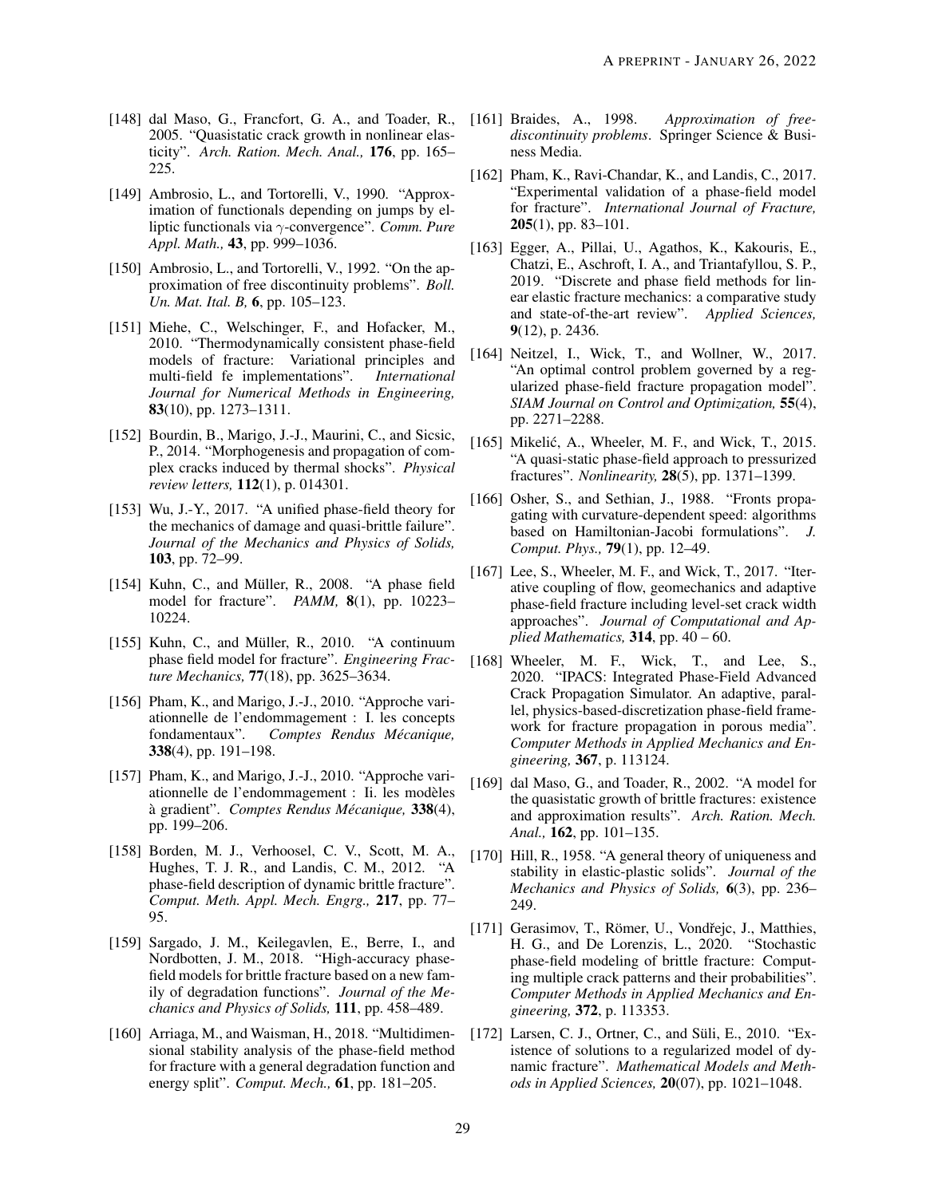[148] dal Maso, G., Francfort, G. A., and Toader, R., 2005. "Quasistatic crack growth in nonlinear elasticity". *Arch. Ration. Mech. Anal.,* **176**, pp. 165–225.

[149] Ambrosio, L., and Tortorelli, V., 1990. "Approximation of functionals depending on jumps by elliptic functionals via $\gamma$-convergence". *Comm. Pure Appl. Math.,* **43**, pp. 999–1036.

[150] Ambrosio, L., and Tortorelli, V., 1992. "On the approximation of free discontinuity problems". *Boll. Un. Mat. Ital. B,* **6**, pp. 105–123.

[151] Miehe, C., Welschinger, F., and Hofacker, M., 2010. "Thermodynamically consistent phase-field models of fracture: Variational principles and multi-field fe implementations". *International Journal for Numerical Methods in Engineering,* **83**(10), pp. 1273–1311.

[152] Bourdin, B., Marigo, J.-J., Maurini, C., and Sicsic, P., 2014. "Morphogenesis and propagation of complex cracks induced by thermal shocks". *Physical review letters,* **112**(1), p. 014301.

[153] Wu, J.-Y., 2017. "A unified phase-field theory for the mechanics of damage and quasi-brittle failure". *Journal of the Mechanics and Physics of Solids,* **103**, pp. 72–99.

[154] Kuhn, C., and Müller, R., 2008. "A phase field model for fracture". *PAMM,* **8**(1), pp. 10223–10224.

[155] Kuhn, C., and Müller, R., 2010. "A continuum phase field model for fracture". *Engineering Fracture Mechanics,* **77**(18), pp. 3625–3634.

[156] Pham, K., and Marigo, J.-J., 2010. "Approche variationnelle de l'endommagement : I. les concepts fondamentaux". *Comptes Rendus Mécanique,* **338**(4), pp. 191–198.

[157] Pham, K., and Marigo, J.-J., 2010. "Approche variationnelle de l'endommagement : Ii. les modèles à gradient". *Comptes Rendus Mécanique,* **338**(4), pp. 199–206.

[158] Borden, M. J., Verhoosel, C. V., Scott, M. A., Hughes, T. J. R., and Landis, C. M., 2012. "A phase-field description of dynamic brittle fracture". *Comput. Meth. Appl. Mech. Engrg.,* **217**, pp. 77–95.

[159] Sargado, J. M., Keilegavlen, E., Berre, I., and Nordbotten, J. M., 2018. "High-accuracy phase-field models for brittle fracture based on a new family of degradation functions". *Journal of the Mechanics and Physics of Solids,* **111**, pp. 458–489.

[160] Arriaga, M., and Waisman, H., 2018. "Multidimensional stability analysis of the phase-field method for fracture with a general degradation function and energy split". *Comput. Mech.,* **61**, pp. 181–205.

[161] Braides, A., 1998. *Approximation of free-discontinuity problems*. Springer Science & Business Media.

[162] Pham, K., Ravi-Chandar, K., and Landis, C., 2017. "Experimental validation of a phase-field model for fracture". *International Journal of Fracture,* **205**(1), pp. 83–101.

[163] Egger, A., Pillai, U., Agathos, K., Kakouris, E., Chatzi, E., Aschroft, I. A., and Triantafyllou, S. P., 2019. "Discrete and phase field methods for linear elastic fracture mechanics: a comparative study and state-of-the-art review". *Applied Sciences,* **9**(12), p. 2436.

[164] Neitzel, I., Wick, T., and Wollner, W., 2017. "An optimal control problem governed by a regularized phase-field fracture propagation model". *SIAM Journal on Control and Optimization,* **55**(4), pp. 2271–2288.

[165] Mikelić, A., Wheeler, M. F., and Wick, T., 2015. "A quasi-static phase-field approach to pressurized fractures". *Nonlinearity,* **28**(5), pp. 1371–1399.

[166] Osher, S., and Sethian, J., 1988. "Fronts propagating with curvature-dependent speed: algorithms based on Hamiltonian-Jacobi formulations". *J. Comput. Phys.,* **79**(1), pp. 12–49.

[167] Lee, S., Wheeler, M. F., and Wick, T., 2017. "Iterative coupling of flow, geomechanics and adaptive phase-field fracture including level-set crack width approaches". *Journal of Computational and Applied Mathematics,* **314**, pp. 40 – 60.

[168] Wheeler, M. F., Wick, T., and Lee, S., 2020. "IPACS: Integrated Phase-Field Advanced Crack Propagation Simulator. An adaptive, parallel, physics-based-discretization phase-field framework for fracture propagation in porous media". *Computer Methods in Applied Mechanics and Engineering,* **367**, p. 113124.

[169] dal Maso, G., and Toader, R., 2002. "A model for the quasistatic growth of brittle fractures: existence and approximation results". *Arch. Ration. Mech. Anal.,* **162**, pp. 101–135.

[170] Hill, R., 1958. "A general theory of uniqueness and stability in elastic-plastic solids". *Journal of the Mechanics and Physics of Solids,* **6**(3), pp. 236–249.

[171] Gerasimov, T., Römer, U., Vondřejc, J., Matthies, H. G., and De Lorenzis, L., 2020. "Stochastic phase-field modeling of brittle fracture: Computing multiple crack patterns and their probabilities". *Computer Methods in Applied Mechanics and Engineering,* **372**, p. 113353.

[172] Larsen, C. J., Ortner, C., and Süli, E., 2010. "Existence of solutions to a regularized model of dynamic fracture". *Mathematical Models and Methods in Applied Sciences,* **20**(07), pp. 1021–1048.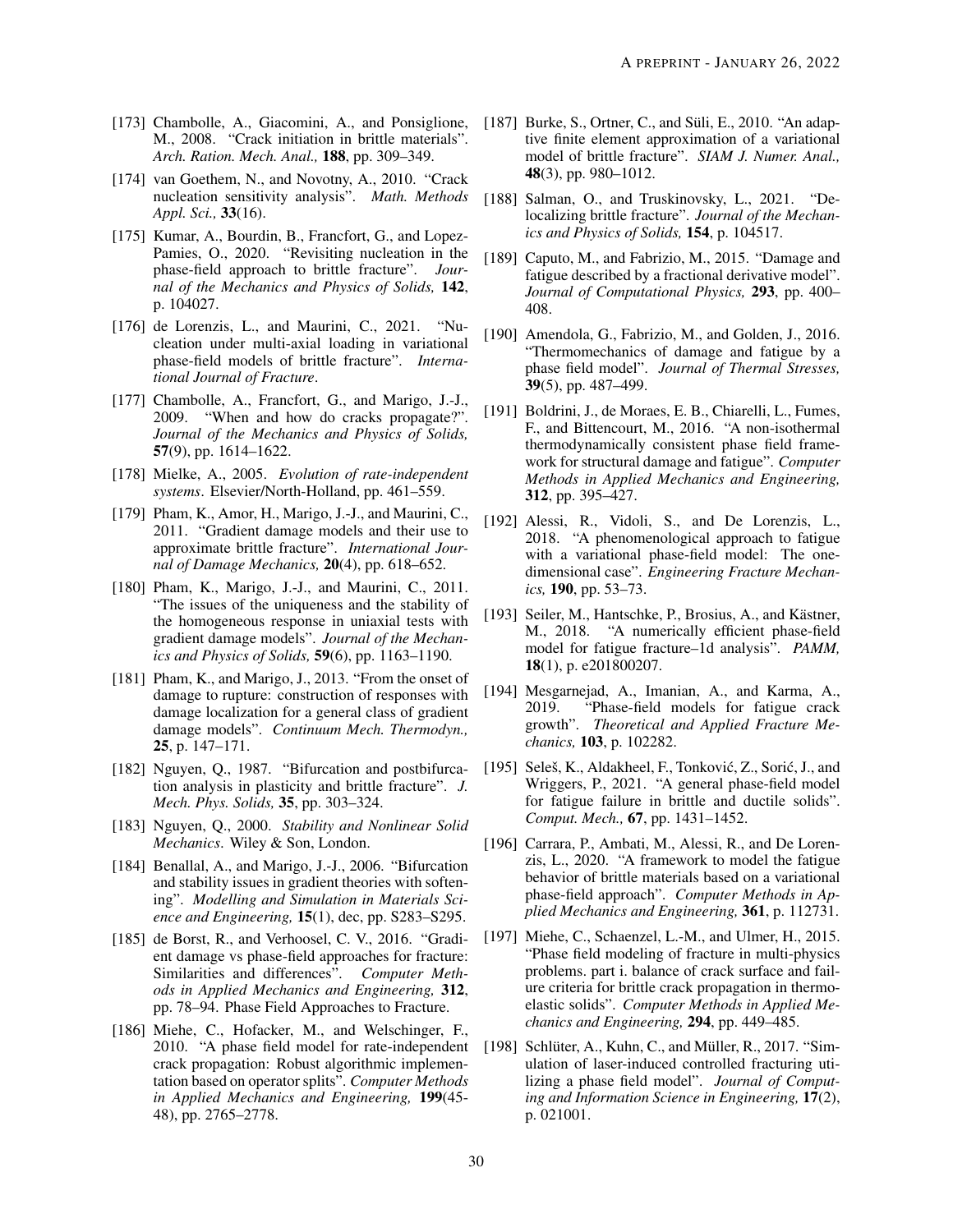[173] Chambolle, A., Giacomini, A., and Ponsiglione, M., 2008. "Crack initiation in brittle materials". *Arch. Ration. Mech. Anal.,* **188**, pp. 309–349.

[174] van Goethem, N., and Novotny, A., 2010. "Crack nucleation sensitivity analysis". *Math. Methods Appl. Sci.,* **33**(16).

[175] Kumar, A., Bourdin, B., Francfort, G., and Lopez-Pamies, O., 2020. "Revisiting nucleation in the phase-field approach to brittle fracture". *Journal of the Mechanics and Physics of Solids,* **142**, p. 104027.

[176] de Lorenzis, L., and Maurini, C., 2021. "Nucleation under multi-axial loading in variational phase-field models of brittle fracture". *International Journal of Fracture*.

[177] Chambolle, A., Francfort, G., and Marigo, J.-J., 2009. "When and how do cracks propagate?". *Journal of the Mechanics and Physics of Solids,* **57**(9), pp. 1614–1622.

[178] Mielke, A., 2005. *Evolution of rate-independent systems*. Elsevier/North-Holland, pp. 461–559.

[179] Pham, K., Amor, H., Marigo, J.-J., and Maurini, C., 2011. "Gradient damage models and their use to approximate brittle fracture". *International Journal of Damage Mechanics,* **20**(4), pp. 618–652.

[180] Pham, K., Marigo, J.-J., and Maurini, C., 2011. "The issues of the uniqueness and the stability of the homogeneous response in uniaxial tests with gradient damage models". *Journal of the Mechanics and Physics of Solids,* **59**(6), pp. 1163–1190.

[181] Pham, K., and Marigo, J., 2013. "From the onset of damage to rupture: construction of responses with damage localization for a general class of gradient damage models". *Continuum Mech. Thermodyn.,* **25**, p. 147–171.

[182] Nguyen, Q., 1987. "Bifurcation and postbifurcation analysis in plasticity and brittle fracture". *J. Mech. Phys. Solids,* **35**, pp. 303–324.

[183] Nguyen, Q., 2000. *Stability and Nonlinear Solid Mechanics*. Wiley & Son, London.

[184] Benallal, A., and Marigo, J.-J., 2006. "Bifurcation and stability issues in gradient theories with softening". *Modelling and Simulation in Materials Science and Engineering,* **15**(1), dec, pp. S283–S295.

[185] de Borst, R., and Verhoosel, C. V., 2016. "Gradient damage vs phase-field approaches for fracture: Similarities and differences". *Computer Methods in Applied Mechanics and Engineering,* **312**, pp. 78–94. Phase Field Approaches to Fracture.

[186] Miehe, C., Hofacker, M., and Welschinger, F., 2010. "A phase field model for rate-independent crack propagation: Robust algorithmic implementation based on operator splits". *Computer Methods in Applied Mechanics and Engineering,* **199**(45-48), pp. 2765–2778.

[187] Burke, S., Ortner, C., and Süli, E., 2010. "An adaptive finite element approximation of a variational model of brittle fracture". *SIAM J. Numer. Anal.,* **48**(3), pp. 980–1012.

[188] Salman, O., and Truskinovsky, L., 2021. "Delocalizing brittle fracture". *Journal of the Mechanics and Physics of Solids,* **154**, p. 104517.

[189] Caputo, M., and Fabrizio, M., 2015. "Damage and fatigue described by a fractional derivative model". *Journal of Computational Physics,* **293**, pp. 400–408.

[190] Amendola, G., Fabrizio, M., and Golden, J., 2016. "Thermomechanics of damage and fatigue by a phase field model". *Journal of Thermal Stresses,* **39**(5), pp. 487–499.

[191] Boldrini, J., de Moraes, E. B., Chiarelli, L., Fumes, F., and Bittencourt, M., 2016. "A non-isothermal thermodynamically consistent phase field framework for structural damage and fatigue". *Computer Methods in Applied Mechanics and Engineering,* **312**, pp. 395–427.

[192] Alessi, R., Vidoli, S., and De Lorenzis, L., 2018. "A phenomenological approach to fatigue with a variational phase-field model: The one-dimensional case". *Engineering Fracture Mechanics,* **190**, pp. 53–73.

[193] Seiler, M., Hantschke, P., Brosius, A., and Kästner, M., 2018. "A numerically efficient phase-field model for fatigue fracture–1d analysis". *PAMM,* **18**(1), p. e201800207.

[194] Mesgarnejad, A., Imanian, A., and Karma, A., 2019. "Phase-field models for fatigue crack growth". *Theoretical and Applied Fracture Mechanics,* **103**, p. 102282.

[195] Seleš, K., Aldakheel, F., Tonković, Z., Sorić, J., and Wriggers, P., 2021. "A general phase-field model for fatigue failure in brittle and ductile solids". *Comput. Mech.,* **67**, pp. 1431–1452.

[196] Carrara, P., Ambati, M., Alessi, R., and De Lorenzis, L., 2020. "A framework to model the fatigue behavior of brittle materials based on a variational phase-field approach". *Computer Methods in Applied Mechanics and Engineering,* **361**, p. 112731.

[197] Miehe, C., Schaenzel, L.-M., and Ulmer, H., 2015. "Phase field modeling of fracture in multi-physics problems. part i. balance of crack surface and failure criteria for brittle crack propagation in thermo-elastic solids". *Computer Methods in Applied Mechanics and Engineering,* **294**, pp. 449–485.

[198] Schlüter, A., Kuhn, C., and Müller, R., 2017. "Simulation of laser-induced controlled fracturing utilizing a phase field model". *Journal of Computing and Information Science in Engineering,* **17**(2), p. 021001.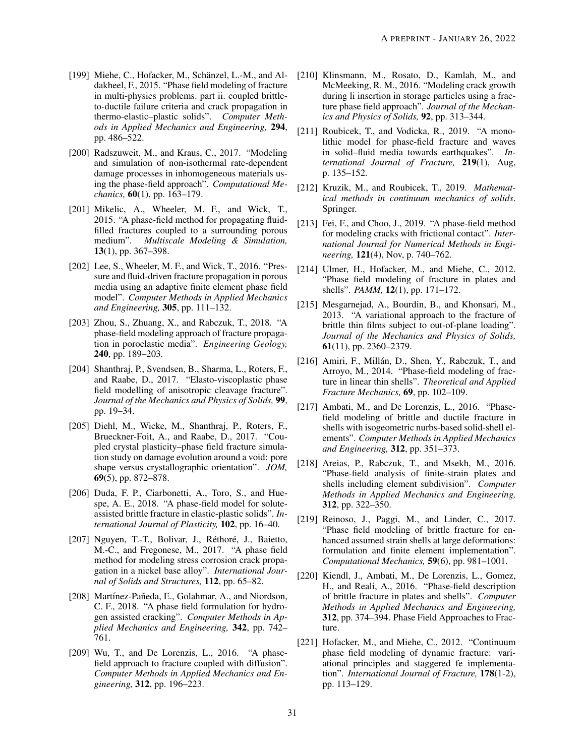[199] Miehe, C., Hofacker, M., Schänzel, L.-M., and Aldakheel, F., 2015. "Phase field modeling of fracture in multi-physics problems. part ii. coupled brittle-to-ductile failure criteria and crack propagation in thermo-elastic–plastic solids". *Computer Methods in Applied Mechanics and Engineering,* **294**, pp. 486–522.

[200] Radszuweit, M., and Kraus, C., 2017. "Modeling and simulation of non-isothermal rate-dependent damage processes in inhomogeneous materials using the phase-field approach". *Computational Mechanics,* **60**(1), pp. 163–179.

[201] Mikelic, A., Wheeler, M. F., and Wick, T., 2015. "A phase-field method for propagating fluid-filled fractures coupled to a surrounding porous medium". *Multiscale Modeling & Simulation,* **13**(1), pp. 367–398.

[202] Lee, S., Wheeler, M. F., and Wick, T., 2016. "Pressure and fluid-driven fracture propagation in porous media using an adaptive finite element phase field model". *Computer Methods in Applied Mechanics and Engineering,* **305**, pp. 111–132.

[203] Zhou, S., Zhuang, X., and Rabczuk, T., 2018. "A phase-field modeling approach of fracture propagation in poroelastic media". *Engineering Geology,* **240**, pp. 189–203.

[204] Shanthraj, P., Svendsen, B., Sharma, L., Roters, F., and Raabe, D., 2017. "Elasto-viscoplastic phase field modelling of anisotropic cleavage fracture". *Journal of the Mechanics and Physics of Solids,* **99**, pp. 19–34.

[205] Diehl, M., Wicke, M., Shanthraj, P., Roters, F., Brueckner-Foit, A., and Raabe, D., 2017. "Coupled crystal plasticity–phase field fracture simulation study on damage evolution around a void: pore shape versus crystallographic orientation". *JOM,* **69**(5), pp. 872–878.

[206] Duda, F. P., Ciarbonetti, A., Toro, S., and Huespe, A. E., 2018. "A phase-field model for solute-assisted brittle fracture in elastic-plastic solids". *International Journal of Plasticity,* **102**, pp. 16–40.

[207] Nguyen, T.-T., Bolivar, J., Réthoré, J., Baietto, M.-C., and Fregonese, M., 2017. "A phase field method for modeling stress corrosion crack propagation in a nickel base alloy". *International Journal of Solids and Structures,* **112**, pp. 65–82.

[208] Martínez-Pañeda, E., Golahmar, A., and Niordson, C. F., 2018. "A phase field formulation for hydrogen assisted cracking". *Computer Methods in Applied Mechanics and Engineering,* **342**, pp. 742–761.

[209] Wu, T., and De Lorenzis, L., 2016. "A phase-field approach to fracture coupled with diffusion". *Computer Methods in Applied Mechanics and Engineering,* **312**, pp. 196–223.

[210] Klinsmann, M., Rosato, D., Kamlah, M., and McMeeking, R. M., 2016. "Modeling crack growth during li insertion in storage particles using a fracture phase field approach". *Journal of the Mechanics and Physics of Solids,* **92**, pp. 313–344.

[211] Roubicek, T., and Vodicka, R., 2019. "A monolithic model for phase-field fracture and waves in solid–fluid media towards earthquakes". *International Journal of Fracture,* **219**(1), Aug, p. 135–152.

[212] Kruzik, M., and Roubicek, T., 2019. *Mathematical methods in continuum mechanics of solids*. Springer.

[213] Fei, F., and Choo, J., 2019. "A phase-field method for modeling cracks with frictional contact". *International Journal for Numerical Methods in Engineering,* **121**(4), Nov, p. 740–762.

[214] Ulmer, H., Hofacker, M., and Miehe, C., 2012. "Phase field modeling of fracture in plates and shells". *PAMM,* **12**(1), pp. 171–172.

[215] Mesgarnejad, A., Bourdin, B., and Khonsari, M., 2013. "A variational approach to the fracture of brittle thin films subject to out-of-plane loading". *Journal of the Mechanics and Physics of Solids,* **61**(11), pp. 2360–2379.

[216] Amiri, F., Millán, D., Shen, Y., Rabczuk, T., and Arroyo, M., 2014. "Phase-field modeling of fracture in linear thin shells". *Theoretical and Applied Fracture Mechanics,* **69**, pp. 102–109.

[217] Ambati, M., and De Lorenzis, L., 2016. "Phase-field modeling of brittle and ductile fracture in shells with isogeometric nurbs-based solid-shell elements". *Computer Methods in Applied Mechanics and Engineering,* **312**, pp. 351–373.

[218] Areias, P., Rabczuk, T., and Msekh, M., 2016. "Phase-field analysis of finite-strain plates and shells including element subdivision". *Computer Methods in Applied Mechanics and Engineering,* **312**, pp. 322–350.

[219] Reinoso, J., Paggi, M., and Linder, C., 2017. "Phase field modeling of brittle fracture for enhanced assumed strain shells at large deformations: formulation and finite element implementation". *Computational Mechanics,* **59**(6), pp. 981–1001.

[220] Kiendl, J., Ambati, M., De Lorenzis, L., Gomez, H., and Reali, A., 2016. "Phase-field description of brittle fracture in plates and shells". *Computer Methods in Applied Mechanics and Engineering,* **312**, pp. 374–394. Phase Field Approaches to Fracture.

[221] Hofacker, M., and Miehe, C., 2012. "Continuum phase field modeling of dynamic fracture: variational principles and staggered fe implementation". *International Journal of Fracture,* **178**(1-2), pp. 113–129.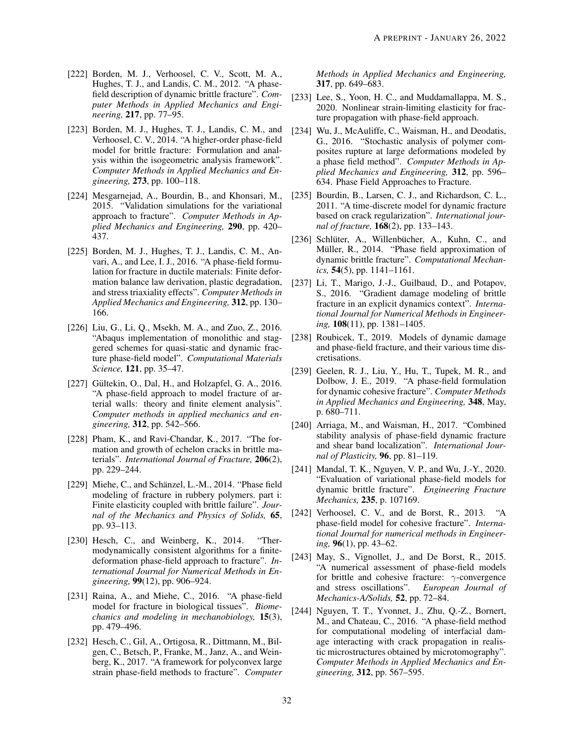[222] Borden, M. J., Verhoosel, C. V., Scott, M. A., Hughes, T. J., and Landis, C. M., 2012. "A phase-field description of dynamic brittle fracture". *Computer Methods in Applied Mechanics and Engineering,* **217**, pp. 77–95.

[223] Borden, M. J., Hughes, T. J., Landis, C. M., and Verhoosel, C. V., 2014. "A higher-order phase-field model for brittle fracture: Formulation and analysis within the isogeometric analysis framework". *Computer Methods in Applied Mechanics and Engineering,* **273**, pp. 100–118.

[224] Mesgarnejad, A., Bourdin, B., and Khonsari, M., 2015. "Validation simulations for the variational approach to fracture". *Computer Methods in Applied Mechanics and Engineering,* **290**, pp. 420–437.

[225] Borden, M. J., Hughes, T. J., Landis, C. M., Anvari, A., and Lee, I. J., 2016. "A phase-field formulation for fracture in ductile materials: Finite deformation balance law derivation, plastic degradation, and stress triaxiality effects". *Computer Methods in Applied Mechanics and Engineering,* **312**, pp. 130–166.

[226] Liu, G., Li, Q., Msekh, M. A., and Zuo, Z., 2016. "Abaqus implementation of monolithic and staggered schemes for quasi-static and dynamic fracture phase-field model". *Computational Materials Science,* **121**, pp. 35–47.

[227] Gültekin, O., Dal, H., and Holzapfel, G. A., 2016. "A phase-field approach to model fracture of arterial walls: theory and finite element analysis". *Computer methods in applied mechanics and engineering,* **312**, pp. 542–566.

[228] Pham, K., and Ravi-Chandar, K., 2017. "The formation and growth of echelon cracks in brittle materials". *International Journal of Fracture,* **206**(2), pp. 229–244.

[229] Miehe, C., and Schänzel, L.-M., 2014. "Phase field modeling of fracture in rubbery polymers. part i: Finite elasticity coupled with brittle failure". *Journal of the Mechanics and Physics of Solids,* **65**, pp. 93–113.

[230] Hesch, C., and Weinberg, K., 2014. "Thermodynamically consistent algorithms for a finite-deformation phase-field approach to fracture". *International Journal for Numerical Methods in Engineering,* **99**(12), pp. 906–924.

[231] Raina, A., and Miehe, C., 2016. "A phase-field model for fracture in biological tissues". *Biomechanics and modeling in mechanobiology,* **15**(3), pp. 479–496.

[232] Hesch, C., Gil, A., Ortigosa, R., Dittmann, M., Bilgen, C., Betsch, P., Franke, M., Janz, A., and Weinberg, K., 2017. "A framework for polyconvex large strain phase-field methods to fracture". *Computer Methods in Applied Mechanics and Engineering,* **317**, pp. 649–683.

[233] Lee, S., Yoon, H. C., and Muddamallappa, M. S., 2020. Nonlinear strain-limiting elasticity for fracture propagation with phase-field approach.

[234] Wu, J., McAuliffe, C., Waisman, H., and Deodatis, G., 2016. "Stochastic analysis of polymer composites rupture at large deformations modeled by a phase field method". *Computer Methods in Applied Mechanics and Engineering,* **312**, pp. 596–634. Phase Field Approaches to Fracture.

[235] Bourdin, B., Larsen, C. J., and Richardson, C. L., 2011. "A time-discrete model for dynamic fracture based on crack regularization". *International journal of fracture,* **168**(2), pp. 133–143.

[236] Schlüter, A., Willenbücher, A., Kuhn, C., and Müller, R., 2014. "Phase field approximation of dynamic brittle fracture". *Computational Mechanics,* **54**(5), pp. 1141–1161.

[237] Li, T., Marigo, J.-J., Guilbaud, D., and Potapov, S., 2016. "Gradient damage modeling of brittle fracture in an explicit dynamics context". *International Journal for Numerical Methods in Engineering,* **108**(11), pp. 1381–1405.

[238] Roubicek, T., 2019. Models of dynamic damage and phase-field fracture, and their various time discretisations.

[239] Geelen, R. J., Liu, Y., Hu, T., Tupek, M. R., and Dolbow, J. E., 2019. "A phase-field formulation for dynamic cohesive fracture". *Computer Methods in Applied Mechanics and Engineering,* **348**, May, p. 680–711.

[240] Arriaga, M., and Waisman, H., 2017. "Combined stability analysis of phase-field dynamic fracture and shear band localization". *International Journal of Plasticity,* **96**, pp. 81–119.

[241] Mandal, T. K., Nguyen, V. P., and Wu, J.-Y., 2020. "Evaluation of variational phase-field models for dynamic brittle fracture". *Engineering Fracture Mechanics,* **235**, p. 107169.

[242] Verhoosel, C. V., and de Borst, R., 2013. "A phase-field model for cohesive fracture". *International Journal for numerical methods in Engineering,* **96**(1), pp. 43–62.

[243] May, S., Vignollet, J., and De Borst, R., 2015. "A numerical assessment of phase-field models for brittle and cohesive fracture: $\gamma$-convergence and stress oscillations". *European Journal of Mechanics-A/Solids,* **52**, pp. 72–84.

[244] Nguyen, T. T., Yvonnet, J., Zhu, Q.-Z., Bornert, M., and Chateau, C., 2016. "A phase-field method for computational modeling of interfacial damage interacting with crack propagation in realistic microstructures obtained by microtomography". *Computer Methods in Applied Mechanics and Engineering,* **312**, pp. 567–595.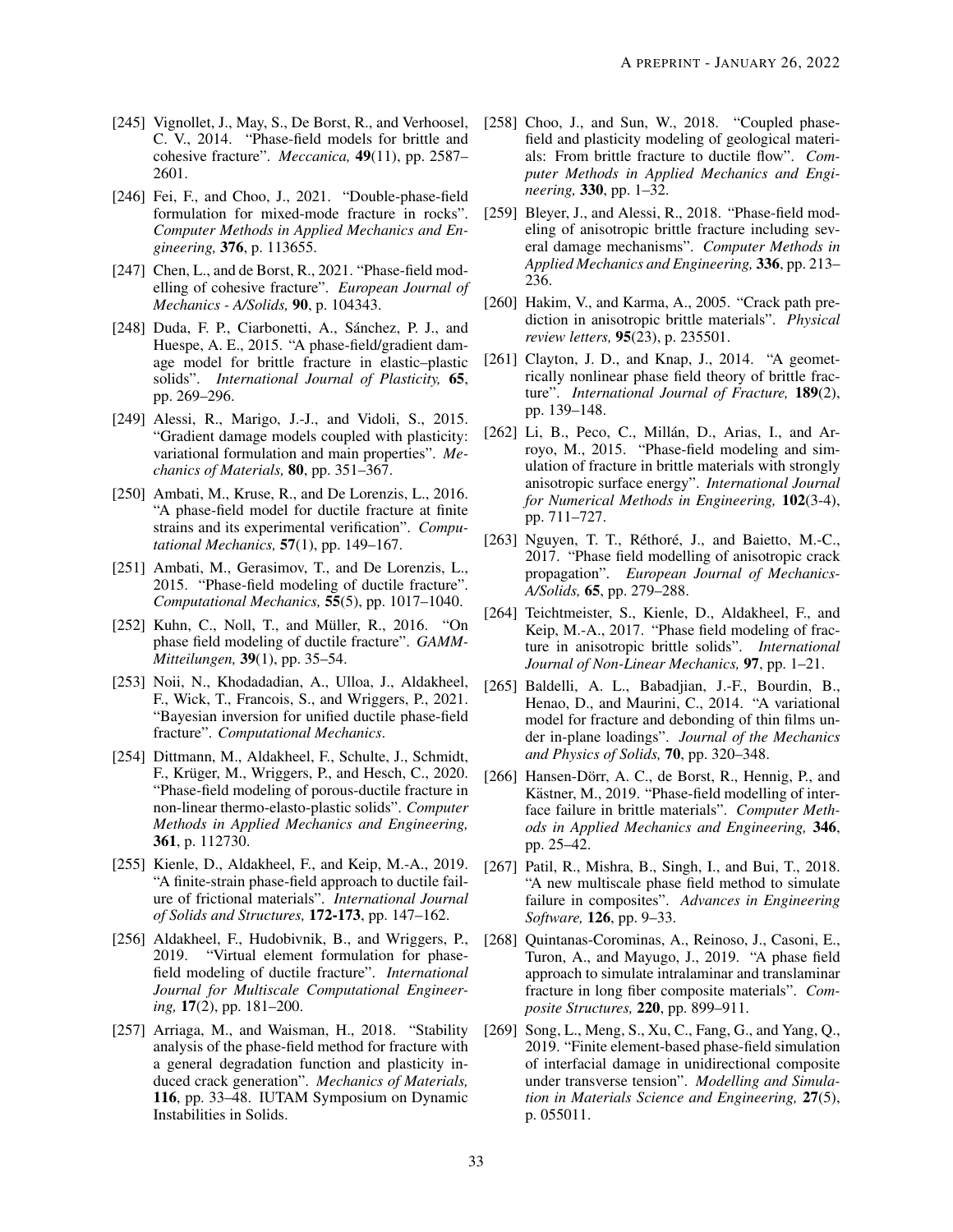[245] Vignollet, J., May, S., De Borst, R., and Verhoosel, C. V., 2014. "Phase-field models for brittle and cohesive fracture". *Meccanica,* **49**(11), pp. 2587–2601.

[246] Fei, F., and Choo, J., 2021. "Double-phase-field formulation for mixed-mode fracture in rocks". *Computer Methods in Applied Mechanics and Engineering,* **376**, p. 113655.

[247] Chen, L., and de Borst, R., 2021. "Phase-field modelling of cohesive fracture". *European Journal of Mechanics - A/Solids,* **90**, p. 104343.

[248] Duda, F. P., Ciarbonetti, A., Sánchez, P. J., and Huespe, A. E., 2015. "A phase-field/gradient damage model for brittle fracture in elastic–plastic solids". *International Journal of Plasticity,* **65**, pp. 269–296.

[249] Alessi, R., Marigo, J.-J., and Vidoli, S., 2015. "Gradient damage models coupled with plasticity: variational formulation and main properties". *Mechanics of Materials,* **80**, pp. 351–367.

[250] Ambati, M., Kruse, R., and De Lorenzis, L., 2016. "A phase-field model for ductile fracture at finite strains and its experimental verification". *Computational Mechanics,* **57**(1), pp. 149–167.

[251] Ambati, M., Gerasimov, T., and De Lorenzis, L., 2015. "Phase-field modeling of ductile fracture". *Computational Mechanics,* **55**(5), pp. 1017–1040.

[252] Kuhn, C., Noll, T., and Müller, R., 2016. "On phase field modeling of ductile fracture". *GAMM-Mitteilungen,* **39**(1), pp. 35–54.

[253] Noii, N., Khodadadian, A., Ulloa, J., Aldakheel, F., Wick, T., Francois, S., and Wriggers, P., 2021. "Bayesian inversion for unified ductile phase-field fracture". *Computational Mechanics*.

[254] Dittmann, M., Aldakheel, F., Schulte, J., Schmidt, F., Krüger, M., Wriggers, P., and Hesch, C., 2020. "Phase-field modeling of porous-ductile fracture in non-linear thermo-elasto-plastic solids". *Computer Methods in Applied Mechanics and Engineering,* **361**, p. 112730.

[255] Kienle, D., Aldakheel, F., and Keip, M.-A., 2019. "A finite-strain phase-field approach to ductile failure of frictional materials". *International Journal of Solids and Structures,* **172-173**, pp. 147–162.

[256] Aldakheel, F., Hudobivnik, B., and Wriggers, P., 2019. "Virtual element formulation for phase-field modeling of ductile fracture". *International Journal for Multiscale Computational Engineering,* **17**(2), pp. 181–200.

[257] Arriaga, M., and Waisman, H., 2018. "Stability analysis of the phase-field method for fracture with a general degradation function and plasticity induced crack generation". *Mechanics of Materials,* **116**, pp. 33–48. IUTAM Symposium on Dynamic Instabilities in Solids.

[258] Choo, J., and Sun, W., 2018. "Coupled phase-field and plasticity modeling of geological materials: From brittle fracture to ductile flow". *Computer Methods in Applied Mechanics and Engineering,* **330**, pp. 1–32.

[259] Bleyer, J., and Alessi, R., 2018. "Phase-field modeling of anisotropic brittle fracture including several damage mechanisms". *Computer Methods in Applied Mechanics and Engineering,* **336**, pp. 213–236.

[260] Hakim, V., and Karma, A., 2005. "Crack path prediction in anisotropic brittle materials". *Physical review letters,* **95**(23), p. 235501.

[261] Clayton, J. D., and Knap, J., 2014. "A geometrically nonlinear phase field theory of brittle fracture". *International Journal of Fracture,* **189**(2), pp. 139–148.

[262] Li, B., Peco, C., Millán, D., Arias, I., and Arroyo, M., 2015. "Phase-field modeling and simulation of fracture in brittle materials with strongly anisotropic surface energy". *International Journal for Numerical Methods in Engineering,* **102**(3-4), pp. 711–727.

[263] Nguyen, T. T., Réthoré, J., and Baietto, M.-C., 2017. "Phase field modelling of anisotropic crack propagation". *European Journal of Mechanics-A/Solids,* **65**, pp. 279–288.

[264] Teichtmeister, S., Kienle, D., Aldakheel, F., and Keip, M.-A., 2017. "Phase field modeling of fracture in anisotropic brittle solids". *International Journal of Non-Linear Mechanics,* **97**, pp. 1–21.

[265] Baldelli, A. L., Babadjian, J.-F., Bourdin, B., Henao, D., and Maurini, C., 2014. "A variational model for fracture and debonding of thin films under in-plane loadings". *Journal of the Mechanics and Physics of Solids,* **70**, pp. 320–348.

[266] Hansen-Dörr, A. C., de Borst, R., Hennig, P., and Kästner, M., 2019. "Phase-field modelling of interface failure in brittle materials". *Computer Methods in Applied Mechanics and Engineering,* **346**, pp. 25–42.

[267] Patil, R., Mishra, B., Singh, I., and Bui, T., 2018. "A new multiscale phase field method to simulate failure in composites". *Advances in Engineering Software,* **126**, pp. 9–33.

[268] Quintanas-Corominas, A., Reinoso, J., Casoni, E., Turon, A., and Mayugo, J., 2019. "A phase field approach to simulate intralaminar and translaminar fracture in long fiber composite materials". *Composite Structures,* **220**, pp. 899–911.

[269] Song, L., Meng, S., Xu, C., Fang, G., and Yang, Q., 2019. "Finite element-based phase-field simulation of interfacial damage in unidirectional composite under transverse tension". *Modelling and Simulation in Materials Science and Engineering,* **27**(5), p. 055011.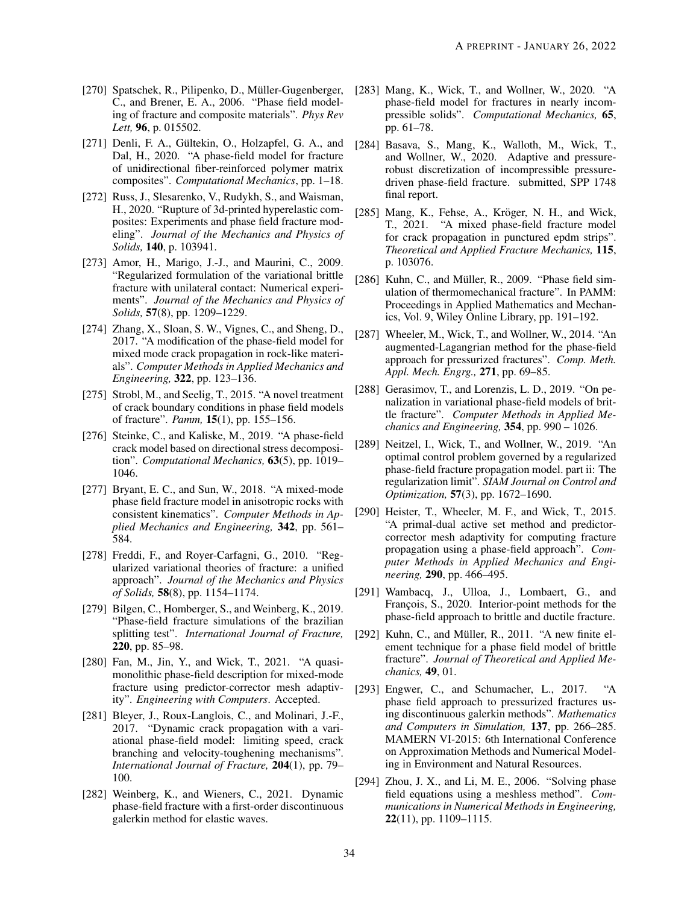[270] Spatschek, R., Pilipenko, D., Müller-Gugenberger, C., and Brener, E. A., 2006. "Phase field modeling of fracture and composite materials". *Phys Rev Lett,* **96**, p. 015502.

[271] Denli, F. A., Gültekin, O., Holzapfel, G. A., and Dal, H., 2020. "A phase-field model for fracture of unidirectional fiber-reinforced polymer matrix composites". *Computational Mechanics*, pp. 1–18.

[272] Russ, J., Slesarenko, V., Rudykh, S., and Waisman, H., 2020. "Rupture of 3d-printed hyperelastic composites: Experiments and phase field fracture modeling". *Journal of the Mechanics and Physics of Solids,* **140**, p. 103941.

[273] Amor, H., Marigo, J.-J., and Maurini, C., 2009. "Regularized formulation of the variational brittle fracture with unilateral contact: Numerical experiments". *Journal of the Mechanics and Physics of Solids,* **57**(8), pp. 1209–1229.

[274] Zhang, X., Sloan, S. W., Vignes, C., and Sheng, D., 2017. "A modification of the phase-field model for mixed mode crack propagation in rock-like materials". *Computer Methods in Applied Mechanics and Engineering,* **322**, pp. 123–136.

[275] Strobl, M., and Seelig, T., 2015. "A novel treatment of crack boundary conditions in phase field models of fracture". *Pamm,* **15**(1), pp. 155–156.

[276] Steinke, C., and Kaliske, M., 2019. "A phase-field crack model based on directional stress decomposition". *Computational Mechanics,* **63**(5), pp. 1019–1046.

[277] Bryant, E. C., and Sun, W., 2018. "A mixed-mode phase field fracture model in anisotropic rocks with consistent kinematics". *Computer Methods in Applied Mechanics and Engineering,* **342**, pp. 561–584.

[278] Freddi, F., and Royer-Carfagni, G., 2010. "Regularized variational theories of fracture: a unified approach". *Journal of the Mechanics and Physics of Solids,* **58**(8), pp. 1154–1174.

[279] Bilgen, C., Homberger, S., and Weinberg, K., 2019. "Phase-field fracture simulations of the brazilian splitting test". *International Journal of Fracture,* **220**, pp. 85–98.

[280] Fan, M., Jin, Y., and Wick, T., 2021. "A quasi-monolithic phase-field description for mixed-mode fracture using predictor-corrector mesh adaptivity". *Engineering with Computers*. Accepted.

[281] Bleyer, J., Roux-Langlois, C., and Molinari, J.-F., 2017. "Dynamic crack propagation with a variational phase-field model: limiting speed, crack branching and velocity-toughening mechanisms". *International Journal of Fracture,* **204**(1), pp. 79–100.

[282] Weinberg, K., and Wieners, C., 2021. Dynamic phase-field fracture with a first-order discontinuous galerkin method for elastic waves.

[283] Mang, K., Wick, T., and Wollner, W., 2020. "A phase-field model for fractures in nearly incompressible solids". *Computational Mechanics,* **65**, pp. 61–78.

[284] Basava, S., Mang, K., Walloth, M., Wick, T., and Wollner, W., 2020. Adaptive and pressure-robust discretization of incompressible pressure-driven phase-field fracture. submitted, SPP 1748 final report.

[285] Mang, K., Fehse, A., Kröger, N. H., and Wick, T., 2021. "A mixed phase-field fracture model for crack propagation in punctured epdm strips". *Theoretical and Applied Fracture Mechanics,* **115**, p. 103076.

[286] Kuhn, C., and Müller, R., 2009. "Phase field simulation of thermomechanical fracture". In PAMM: Proceedings in Applied Mathematics and Mechanics, Vol. 9, Wiley Online Library, pp. 191–192.

[287] Wheeler, M., Wick, T., and Wollner, W., 2014. "An augmented-Lagangrian method for the phase-field approach for pressurized fractures". *Comp. Meth. Appl. Mech. Engrg.,* **271**, pp. 69–85.

[288] Gerasimov, T., and Lorenzis, L. D., 2019. "On penalization in variational phase-field models of brittle fracture". *Computer Methods in Applied Mechanics and Engineering,* **354**, pp. 990 – 1026.

[289] Neitzel, I., Wick, T., and Wollner, W., 2019. "An optimal control problem governed by a regularized phase-field fracture propagation model. part ii: The regularization limit". *SIAM Journal on Control and Optimization,* **57**(3), pp. 1672–1690.

[290] Heister, T., Wheeler, M. F., and Wick, T., 2015. "A primal-dual active set method and predictor-corrector mesh adaptivity for computing fracture propagation using a phase-field approach". *Computer Methods in Applied Mechanics and Engineering,* **290**, pp. 466–495.

[291] Wambacq, J., Ulloa, J., Lombaert, G., and François, S., 2020. Interior-point methods for the phase-field approach to brittle and ductile fracture.

[292] Kuhn, C., and Müller, R., 2011. "A new finite element technique for a phase field model of brittle fracture". *Journal of Theoretical and Applied Mechanics,* **49**, 01.

[293] Engwer, C., and Schumacher, L., 2017. "A phase field approach to pressurized fractures using discontinuous galerkin methods". *Mathematics and Computers in Simulation,* **137**, pp. 266–285. MAMERN VI-2015: 6th International Conference on Approximation Methods and Numerical Modeling in Environment and Natural Resources.

[294] Zhou, J. X., and Li, M. E., 2006. "Solving phase field equations using a meshless method". *Communications in Numerical Methods in Engineering,* **22**(11), pp. 1109–1115.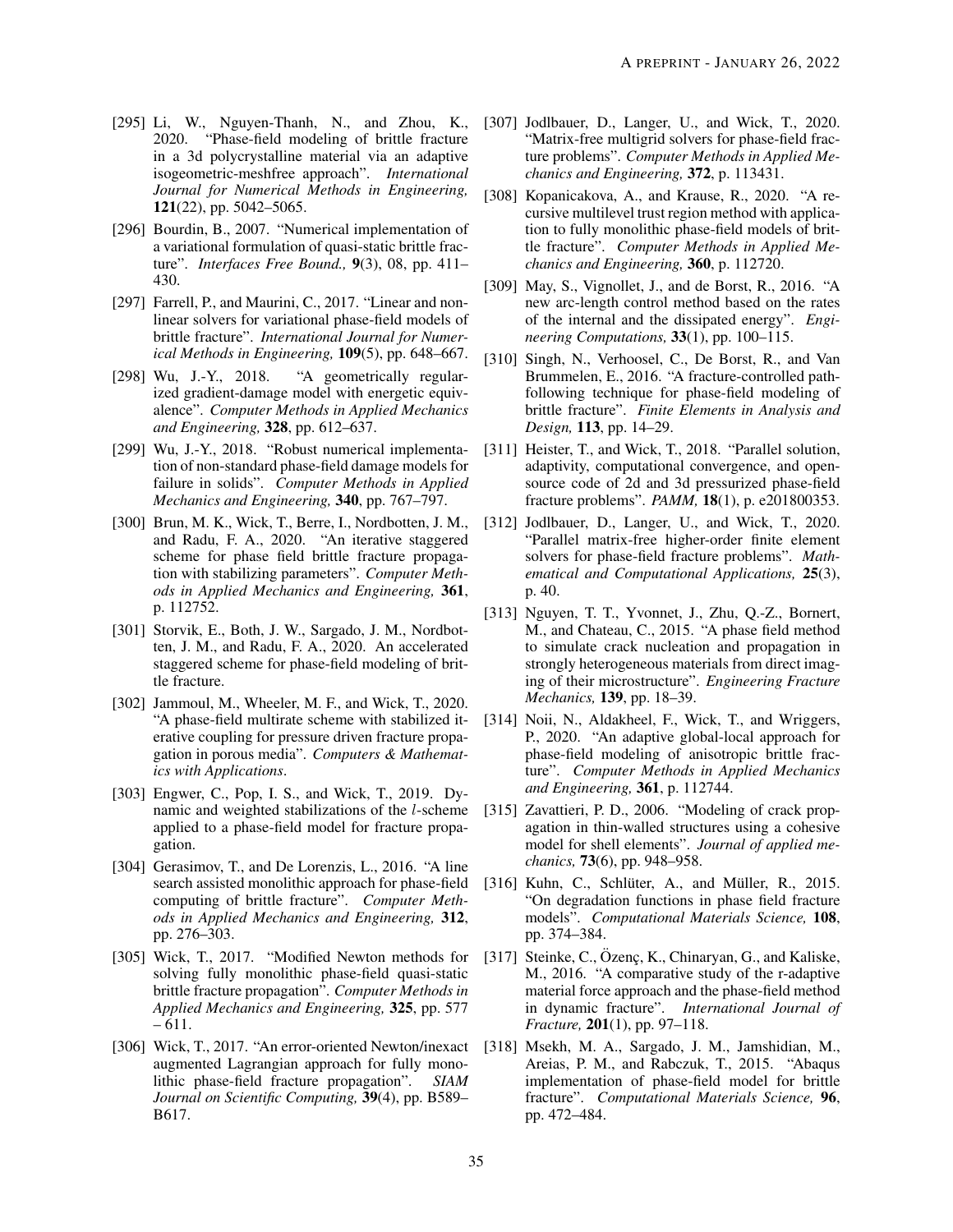[295] Li, W., Nguyen-Thanh, N., and Zhou, K., 2020. "Phase-field modeling of brittle fracture in a 3d polycrystalline material via an adaptive isogeometric-meshfree approach". *International Journal for Numerical Methods in Engineering,* **121**(22), pp. 5042–5065.

[296] Bourdin, B., 2007. "Numerical implementation of a variational formulation of quasi-static brittle fracture". *Interfaces Free Bound.,* **9**(3), 08, pp. 411–430.

[297] Farrell, P., and Maurini, C., 2017. "Linear and nonlinear solvers for variational phase-field models of brittle fracture". *International Journal for Numerical Methods in Engineering,* **109**(5), pp. 648–667.

[298] Wu, J.-Y., 2018. "A geometrically regularized gradient-damage model with energetic equivalence". *Computer Methods in Applied Mechanics and Engineering,* **328**, pp. 612–637.

[299] Wu, J.-Y., 2018. "Robust numerical implementation of non-standard phase-field damage models for failure in solids". *Computer Methods in Applied Mechanics and Engineering,* **340**, pp. 767–797.

[300] Brun, M. K., Wick, T., Berre, I., Nordbotten, J. M., and Radu, F. A., 2020. "An iterative staggered scheme for phase field brittle fracture propagation with stabilizing parameters". *Computer Methods in Applied Mechanics and Engineering,* **361**, p. 112752.

[301] Storvik, E., Both, J. W., Sargado, J. M., Nordbotten, J. M., and Radu, F. A., 2020. An accelerated staggered scheme for phase-field modeling of brittle fracture.

[302] Jammoul, M., Wheeler, M. F., and Wick, T., 2020. "A phase-field multirate scheme with stabilized iterative coupling for pressure driven fracture propagation in porous media". *Computers & Mathematics with Applications*.

[303] Engwer, C., Pop, I. S., and Wick, T., 2019. Dynamic and weighted stabilizations of the $l$-scheme applied to a phase-field model for fracture propagation.

[304] Gerasimov, T., and De Lorenzis, L., 2016. "A line search assisted monolithic approach for phase-field computing of brittle fracture". *Computer Methods in Applied Mechanics and Engineering,* **312**, pp. 276–303.

[305] Wick, T., 2017. "Modified Newton methods for solving fully monolithic phase-field quasi-static brittle fracture propagation". *Computer Methods in Applied Mechanics and Engineering,* **325**, pp. 577 – 611.

[306] Wick, T., 2017. "An error-oriented Newton/inexact augmented Lagrangian approach for fully monolithic phase-field fracture propagation". *SIAM Journal on Scientific Computing,* **39**(4), pp. B589–B617.

[307] Jodlbauer, D., Langer, U., and Wick, T., 2020. "Matrix-free multigrid solvers for phase-field fracture problems". *Computer Methods in Applied Mechanics and Engineering,* **372**, p. 113431.

[308] Kopanicakova, A., and Krause, R., 2020. "A recursive multilevel trust region method with application to fully monolithic phase-field models of brittle fracture". *Computer Methods in Applied Mechanics and Engineering,* **360**, p. 112720.

[309] May, S., Vignollet, J., and de Borst, R., 2016. "A new arc-length control method based on the rates of the internal and the dissipated energy". *Engineering Computations,* **33**(1), pp. 100–115.

[310] Singh, N., Verhoosel, C., De Borst, R., and Van Brummelen, E., 2016. "A fracture-controlled path-following technique for phase-field modeling of brittle fracture". *Finite Elements in Analysis and Design,* **113**, pp. 14–29.

[311] Heister, T., and Wick, T., 2018. "Parallel solution, adaptivity, computational convergence, and open-source code of 2d and 3d pressurized phase-field fracture problems". *PAMM,* **18**(1), p. e201800353.

[312] Jodlbauer, D., Langer, U., and Wick, T., 2020. "Parallel matrix-free higher-order finite element solvers for phase-field fracture problems". *Mathematical and Computational Applications,* **25**(3), p. 40.

[313] Nguyen, T. T., Yvonnet, J., Zhu, Q.-Z., Bornert, M., and Chateau, C., 2015. "A phase field method to simulate crack nucleation and propagation in strongly heterogeneous materials from direct imaging of their microstructure". *Engineering Fracture Mechanics,* **139**, pp. 18–39.

[314] Noii, N., Aldakheel, F., Wick, T., and Wriggers, P., 2020. "An adaptive global-local approach for phase-field modeling of anisotropic brittle fracture". *Computer Methods in Applied Mechanics and Engineering,* **361**, p. 112744.

[315] Zavattieri, P. D., 2006. "Modeling of crack propagation in thin-walled structures using a cohesive model for shell elements". *Journal of applied mechanics,* **73**(6), pp. 948–958.

[316] Kuhn, C., Schlüter, A., and Müller, R., 2015. "On degradation functions in phase field fracture models". *Computational Materials Science,* **108**, pp. 374–384.

[317] Steinke, C., Özenç, K., Chinaryan, G., and Kaliske, M., 2016. "A comparative study of the r-adaptive material force approach and the phase-field method in dynamic fracture". *International Journal of Fracture,* **201**(1), pp. 97–118.

[318] Msekh, M. A., Sargado, J. M., Jamshidian, M., Areias, P. M., and Rabczuk, T., 2015. "Abaqus implementation of phase-field model for brittle fracture". *Computational Materials Science,* **96**, pp. 472–484.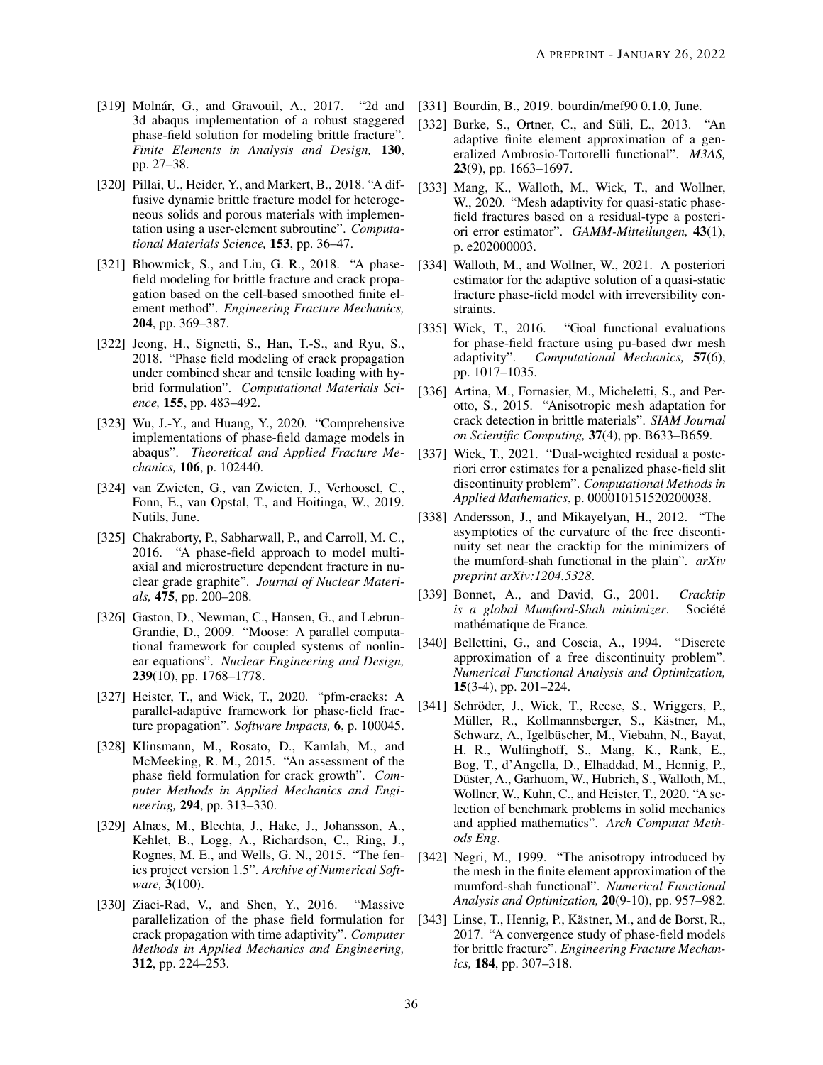[319] Molnár, G., and Gravouil, A., 2017. "2d and 3d abaqus implementation of a robust staggered phase-field solution for modeling brittle fracture". *Finite Elements in Analysis and Design,* **130**, pp. 27–38.

[320] Pillai, U., Heider, Y., and Markert, B., 2018. "A diffusive dynamic brittle fracture model for heterogeneous solids and porous materials with implementation using a user-element subroutine". *Computational Materials Science,* **153**, pp. 36–47.

[321] Bhowmick, S., and Liu, G. R., 2018. "A phase-field modeling for brittle fracture and crack propagation based on the cell-based smoothed finite element method". *Engineering Fracture Mechanics,* **204**, pp. 369–387.

[322] Jeong, H., Signetti, S., Han, T.-S., and Ryu, S., 2018. "Phase field modeling of crack propagation under combined shear and tensile loading with hybrid formulation". *Computational Materials Science,* **155**, pp. 483–492.

[323] Wu, J.-Y., and Huang, Y., 2020. "Comprehensive implementations of phase-field damage models in abaqus". *Theoretical and Applied Fracture Mechanics,* **106**, p. 102440.

[324] van Zwieten, G., van Zwieten, J., Verhoosel, C., Fonn, E., van Opstal, T., and Hoitinga, W., 2019. Nutils, June.

[325] Chakraborty, P., Sabharwall, P., and Carroll, M. C., 2016. "A phase-field approach to model multiaxial and microstructure dependent fracture in nuclear grade graphite". *Journal of Nuclear Materials,* **475**, pp. 200–208.

[326] Gaston, D., Newman, C., Hansen, G., and Lebrun-Grandie, D., 2009. "Moose: A parallel computational framework for coupled systems of nonlinear equations". *Nuclear Engineering and Design,* **239**(10), pp. 1768–1778.

[327] Heister, T., and Wick, T., 2020. "pfm-cracks: A parallel-adaptive framework for phase-field fracture propagation". *Software Impacts,* **6**, p. 100045.

[328] Klinsmann, M., Rosato, D., Kamlah, M., and McMeeking, R. M., 2015. "An assessment of the phase field formulation for crack growth". *Computer Methods in Applied Mechanics and Engineering,* **294**, pp. 313–330.

[329] Alnæs, M., Blechta, J., Hake, J., Johansson, A., Kehlet, B., Logg, A., Richardson, C., Ring, J., Rognes, M. E., and Wells, G. N., 2015. "The fenics project version 1.5". *Archive of Numerical Software,* **3**(100).

[330] Ziaei-Rad, V., and Shen, Y., 2016. "Massive parallelization of the phase field formulation for crack propagation with time adaptivity". *Computer Methods in Applied Mechanics and Engineering,* **312**, pp. 224–253.

[331] Bourdin, B., 2019. bourdin/mef90 0.1.0, June.

[332] Burke, S., Ortner, C., and Süli, E., 2013. "An adaptive finite element approximation of a generalized Ambrosio-Tortorelli functional". *M3AS,* **23**(9), pp. 1663–1697.

[333] Mang, K., Walloth, M., Wick, T., and Wollner, W., 2020. "Mesh adaptivity for quasi-static phase-field fractures based on a residual-type a posteriori error estimator". *GAMM-Mitteilungen,* **43**(1), p. e202000003.

[334] Walloth, M., and Wollner, W., 2021. A posteriori estimator for the adaptive solution of a quasi-static fracture phase-field model with irreversibility constraints.

[335] Wick, T., 2016. "Goal functional evaluations for phase-field fracture using pu-based dwr mesh adaptivity". *Computational Mechanics,* **57**(6), pp. 1017–1035.

[336] Artina, M., Fornasier, M., Micheletti, S., and Perotto, S., 2015. "Anisotropic mesh adaptation for crack detection in brittle materials". *SIAM Journal on Scientific Computing,* **37**(4), pp. B633–B659.

[337] Wick, T., 2021. "Dual-weighted residual a posteriori error estimates for a penalized phase-field slit discontinuity problem". *Computational Methods in Applied Mathematics*, p. 000010151520200038.

[338] Andersson, J., and Mikayelyan, H., 2012. "The asymptotics of the curvature of the free discontinuity set near the cracktip for the minimizers of the mumford-shah functional in the plain". *arXiv preprint arXiv:1204.5328*.

[339] Bonnet, A., and David, G., 2001. *Cracktip is a global Mumford-Shah minimizer*. Société mathématique de France.

[340] Bellettini, G., and Coscia, A., 1994. "Discrete approximation of a free discontinuity problem". *Numerical Functional Analysis and Optimization,* **15**(3-4), pp. 201–224.

[341] Schröder, J., Wick, T., Reese, S., Wriggers, P., Müller, R., Kollmannsberger, S., Kästner, M., Schwarz, A., Igelbüscher, M., Viebahn, N., Bayat, H. R., Wulfinghoff, S., Mang, K., Rank, E., Bog, T., d'Angella, D., Elhaddad, M., Hennig, P., Düster, A., Garhuom, W., Hubrich, S., Walloth, M., Wollner, W., Kuhn, C., and Heister, T., 2020. "A selection of benchmark problems in solid mechanics and applied mathematics". *Arch Computat Methods Eng*.

[342] Negri, M., 1999. "The anisotropy introduced by the mesh in the finite element approximation of the mumford-shah functional". *Numerical Functional Analysis and Optimization,* **20**(9-10), pp. 957–982.

[343] Linse, T., Hennig, P., Kästner, M., and de Borst, R., 2017. "A convergence study of phase-field models for brittle fracture". *Engineering Fracture Mechanics,* **184**, pp. 307–318.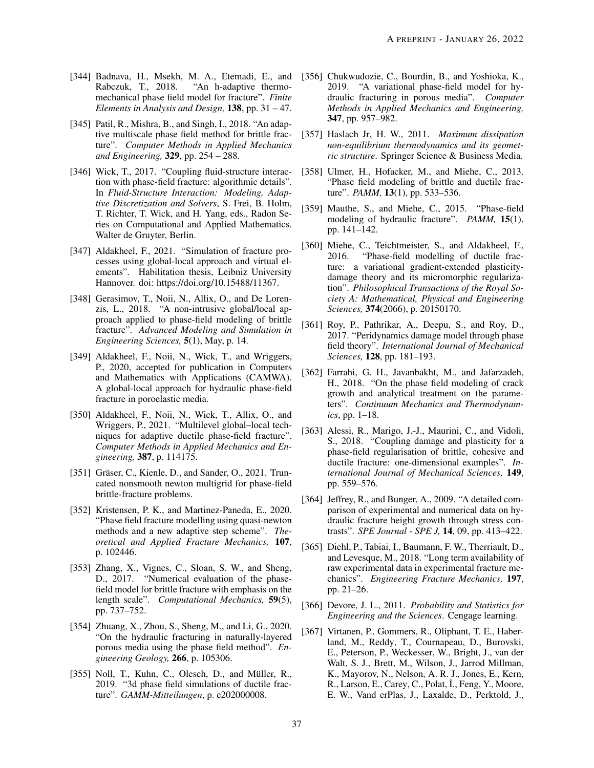[344] Badnava, H., Msekh, M. A., Etemadi, E., and Rabczuk, T., 2018. "An h-adaptive thermo-mechanical phase field model for fracture". *Finite Elements in Analysis and Design,* **138**, pp. 31 – 47.

[345] Patil, R., Mishra, B., and Singh, I., 2018. "An adaptive multiscale phase field method for brittle fracture". *Computer Methods in Applied Mechanics and Engineering,* **329**, pp. 254 – 288.

[346] Wick, T., 2017. "Coupling fluid-structure interaction with phase-field fracture: algorithmic details". In *Fluid-Structure Interaction: Modeling, Adaptive Discretization and Solvers*, S. Frei, B. Holm, T. Richter, T. Wick, and H. Yang, eds., Radon Series on Computational and Applied Mathematics. Walter de Gruyter, Berlin.

[347] Aldakheel, F., 2021. "Simulation of fracture processes using global-local approach and virtual elements". Habilitation thesis, Leibniz University Hannover. doi: https://doi.org/10.15488/11367.

[348] Gerasimov, T., Noii, N., Allix, O., and De Lorenzis, L., 2018. "A non-intrusive global/local approach applied to phase-field modeling of brittle fracture". *Advanced Modeling and Simulation in Engineering Sciences,* **5**(1), May, p. 14.

[349] Aldakheel, F., Noii, N., Wick, T., and Wriggers, P., 2020, accepted for publication in Computers and Mathematics with Applications (CAMWA). A global-local approach for hydraulic phase-field fracture in poroelastic media.

[350] Aldakheel, F., Noii, N., Wick, T., Allix, O., and Wriggers, P., 2021. "Multilevel global–local techniques for adaptive ductile phase-field fracture". *Computer Methods in Applied Mechanics and Engineering,* **387**, p. 114175.

[351] Gräser, C., Kienle, D., and Sander, O., 2021. Truncated nonsmooth newton multigrid for phase-field brittle-fracture problems.

[352] Kristensen, P. K., and Martinez-Paneda, E., 2020. "Phase field fracture modelling using quasi-newton methods and a new adaptive step scheme". *Theoretical and Applied Fracture Mechanics,* **107**, p. 102446.

[353] Zhang, X., Vignes, C., Sloan, S. W., and Sheng, D., 2017. "Numerical evaluation of the phase-field model for brittle fracture with emphasis on the length scale". *Computational Mechanics,* **59**(5), pp. 737–752.

[354] Zhuang, X., Zhou, S., Sheng, M., and Li, G., 2020. "On the hydraulic fracturing in naturally-layered porous media using the phase field method". *Engineering Geology,* **266**, p. 105306.

[355] Noll, T., Kuhn, C., Olesch, D., and Müller, R., 2019. "3d phase field simulations of ductile fracture". *GAMM-Mitteilungen*, p. e202000008.

[356] Chukwudozie, C., Bourdin, B., and Yoshioka, K., 2019. "A variational phase-field model for hydraulic fracturing in porous media". *Computer Methods in Applied Mechanics and Engineering,* **347**, pp. 957–982.

[357] Haslach Jr, H. W., 2011. *Maximum dissipation non-equilibrium thermodynamics and its geometric structure*. Springer Science & Business Media.

[358] Ulmer, H., Hofacker, M., and Miehe, C., 2013. "Phase field modeling of brittle and ductile fracture". *PAMM,* **13**(1), pp. 533–536.

[359] Mauthe, S., and Miehe, C., 2015. "Phase-field modeling of hydraulic fracture". *PAMM,* **15**(1), pp. 141–142.

[360] Miehe, C., Teichtmeister, S., and Aldakheel, F., 2016. "Phase-field modelling of ductile fracture: a variational gradient-extended plasticity-damage theory and its micromorphic regularization". *Philosophical Transactions of the Royal Society A: Mathematical, Physical and Engineering Sciences,* **374**(2066), p. 20150170.

[361] Roy, P., Pathrikar, A., Deepu, S., and Roy, D., 2017. "Peridynamics damage model through phase field theory". *International Journal of Mechanical Sciences,* **128**, pp. 181–193.

[362] Farrahi, G. H., Javanbakht, M., and Jafarzadeh, H., 2018. "On the phase field modeling of crack growth and analytical treatment on the parameters". *Continuum Mechanics and Thermodynamics*, pp. 1–18.

[363] Alessi, R., Marigo, J.-J., Maurini, C., and Vidoli, S., 2018. "Coupling damage and plasticity for a phase-field regularisation of brittle, cohesive and ductile fracture: one-dimensional examples". *International Journal of Mechanical Sciences,* **149**, pp. 559–576.

[364] Jeffrey, R., and Bunger, A., 2009. "A detailed comparison of experimental and numerical data on hydraulic fracture height growth through stress contrasts". *SPE Journal - SPE J,* **14**, 09, pp. 413–422.

[365] Diehl, P., Tabiai, I., Baumann, F. W., Therriault, D., and Levesque, M., 2018. "Long term availability of raw experimental data in experimental fracture mechanics". *Engineering Fracture Mechanics,* **197**, pp. 21–26.

[366] Devore, J. L., 2011. *Probability and Statistics for Engineering and the Sciences*. Cengage learning.

[367] Virtanen, P., Gommers, R., Oliphant, T. E., Haberland, M., Reddy, T., Cournapeau, D., Burovski, E., Peterson, P., Weckesser, W., Bright, J., van der Walt, S. J., Brett, M., Wilson, J., Jarrod Millman, K., Mayorov, N., Nelson, A. R. J., Jones, E., Kern, R., Larson, E., Carey, C., Polat, İ., Feng, Y., Moore, E. W., Vand erPlas, J., Laxalde, D., Perktold, J.,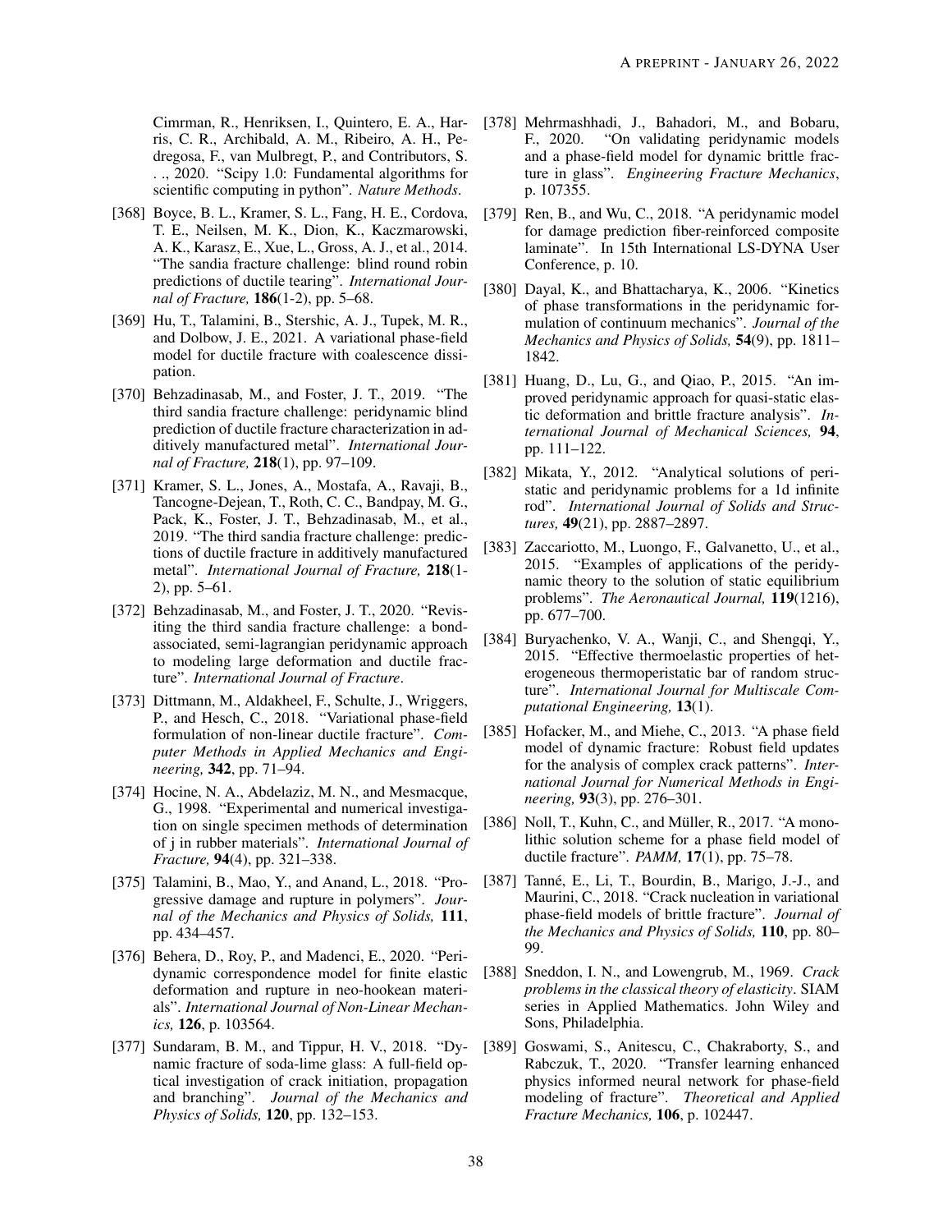Cimrman, R., Henriksen, I., Quintero, E. A., Harris, C. R., Archibald, A. M., Ribeiro, A. H., Pedregosa, F., van Mulbregt, P., and Contributors, S. . ., 2020. "Scipy 1.0: Fundamental algorithms for scientific computing in python". *Nature Methods*.

[368] Boyce, B. L., Kramer, S. L., Fang, H. E., Cordova, T. E., Neilsen, M. K., Dion, K., Kaczmarowski, A. K., Karasz, E., Xue, L., Gross, A. J., et al., 2014. "The sandia fracture challenge: blind round robin predictions of ductile tearing". *International Journal of Fracture,* **186**(1-2), pp. 5–68.

[369] Hu, T., Talamini, B., Stershic, A. J., Tupek, M. R., and Dolbow, J. E., 2021. A variational phase-field model for ductile fracture with coalescence dissipation.

[370] Behzadinasab, M., and Foster, J. T., 2019. "The third sandia fracture challenge: peridynamic blind prediction of ductile fracture characterization in additively manufactured metal". *International Journal of Fracture,* **218**(1), pp. 97–109.

[371] Kramer, S. L., Jones, A., Mostafa, A., Ravaji, B., Tancogne-Dejean, T., Roth, C. C., Bandpay, M. G., Pack, K., Foster, J. T., Behzadinasab, M., et al., 2019. "The third sandia fracture challenge: predictions of ductile fracture in additively manufactured metal". *International Journal of Fracture,* **218**(1-2), pp. 5–61.

[372] Behzadinasab, M., and Foster, J. T., 2020. "Revisiting the third sandia fracture challenge: a bond-associated, semi-lagrangian peridynamic approach to modeling large deformation and ductile fracture". *International Journal of Fracture*.

[373] Dittmann, M., Aldakheel, F., Schulte, J., Wriggers, P., and Hesch, C., 2018. "Variational phase-field formulation of non-linear ductile fracture". *Computer Methods in Applied Mechanics and Engineering,* **342**, pp. 71–94.

[374] Hocine, N. A., Abdelaziz, M. N., and Mesmacque, G., 1998. "Experimental and numerical investigation on single specimen methods of determination of j in rubber materials". *International Journal of Fracture,* **94**(4), pp. 321–338.

[375] Talamini, B., Mao, Y., and Anand, L., 2018. "Progressive damage and rupture in polymers". *Journal of the Mechanics and Physics of Solids,* **111**, pp. 434–457.

[376] Behera, D., Roy, P., and Madenci, E., 2020. "Peridynamic correspondence model for finite elastic deformation and rupture in neo-hookean materials". *International Journal of Non-Linear Mechanics,* **126**, p. 103564.

[377] Sundaram, B. M., and Tippur, H. V., 2018. "Dynamic fracture of soda-lime glass: A full-field optical investigation of crack initiation, propagation and branching". *Journal of the Mechanics and Physics of Solids,* **120**, pp. 132–153.

[378] Mehrmashhadi, J., Bahadori, M., and Bobaru, F., 2020. "On validating peridynamic models and a phase-field model for dynamic brittle fracture in glass". *Engineering Fracture Mechanics*, p. 107355.

[379] Ren, B., and Wu, C., 2018. "A peridynamic model for damage prediction fiber-reinforced composite laminate". In 15th International LS-DYNA User Conference, p. 10.

[380] Dayal, K., and Bhattacharya, K., 2006. "Kinetics of phase transformations in the peridynamic formulation of continuum mechanics". *Journal of the Mechanics and Physics of Solids,* **54**(9), pp. 1811–1842.

[381] Huang, D., Lu, G., and Qiao, P., 2015. "An improved peridynamic approach for quasi-static elastic deformation and brittle fracture analysis". *International Journal of Mechanical Sciences,* **94**, pp. 111–122.

[382] Mikata, Y., 2012. "Analytical solutions of peristatic and peridynamic problems for a 1d infinite rod". *International Journal of Solids and Structures,* **49**(21), pp. 2887–2897.

[383] Zaccariotto, M., Luongo, F., Galvanetto, U., et al., 2015. "Examples of applications of the peridynamic theory to the solution of static equilibrium problems". *The Aeronautical Journal,* **119**(1216), pp. 677–700.

[384] Buryachenko, V. A., Wanji, C., and Shengqi, Y., 2015. "Effective thermoelastic properties of heterogeneous thermoperistatic bar of random structure". *International Journal for Multiscale Computational Engineering,* **13**(1).

[385] Hofacker, M., and Miehe, C., 2013. "A phase field model of dynamic fracture: Robust field updates for the analysis of complex crack patterns". *International Journal for Numerical Methods in Engineering,* **93**(3), pp. 276–301.

[386] Noll, T., Kuhn, C., and Müller, R., 2017. "A monolithic solution scheme for a phase field model of ductile fracture". *PAMM,* **17**(1), pp. 75–78.

[387] Tanné, E., Li, T., Bourdin, B., Marigo, J.-J., and Maurini, C., 2018. "Crack nucleation in variational phase-field models of brittle fracture". *Journal of the Mechanics and Physics of Solids,* **110**, pp. 80–99.

[388] Sneddon, I. N., and Lowengrub, M., 1969. *Crack problems in the classical theory of elasticity*. SIAM series in Applied Mathematics. John Wiley and Sons, Philadelphia.

[389] Goswami, S., Anitescu, C., Chakraborty, S., and Rabczuk, T., 2020. "Transfer learning enhanced physics informed neural network for phase-field modeling of fracture". *Theoretical and Applied Fracture Mechanics,* **106**, p. 102447.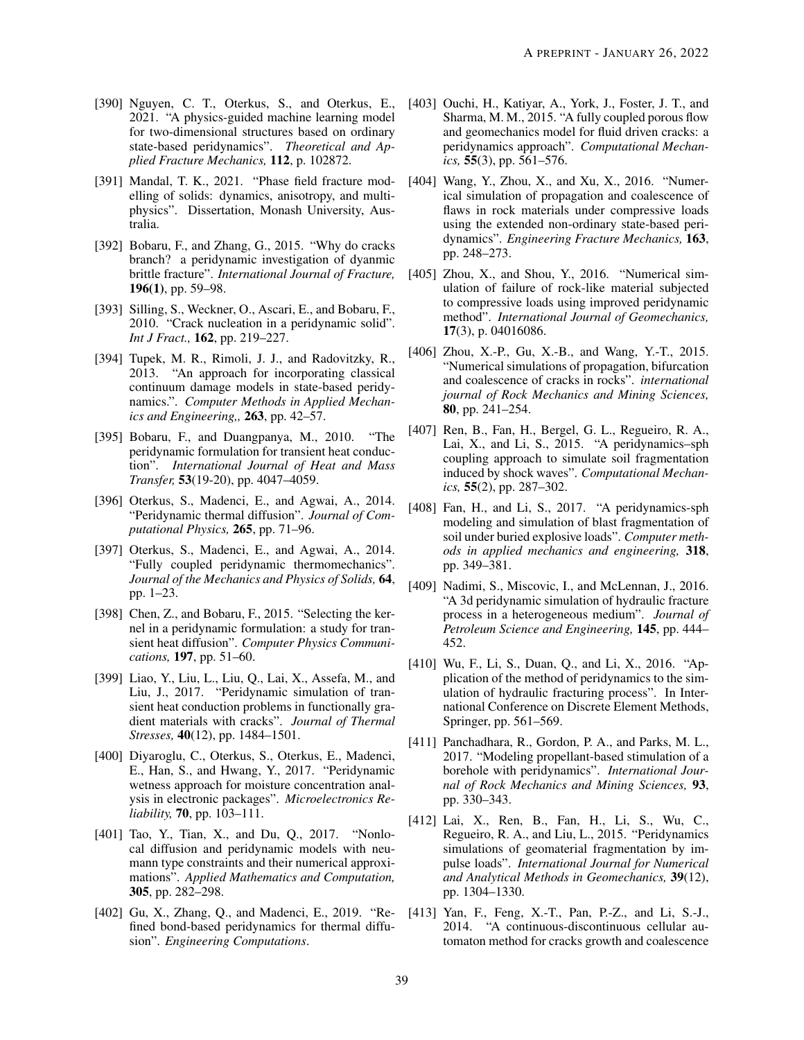[390] Nguyen, C. T., Oterkus, S., and Oterkus, E., 2021. "A physics-guided machine learning model for two-dimensional structures based on ordinary state-based peridynamics". *Theoretical and Applied Fracture Mechanics,* **112**, p. 102872.

[391] Mandal, T. K., 2021. "Phase field fracture modelling of solids: dynamics, anisotropy, and multiphysics". Dissertation, Monash University, Australia.

[392] Bobaru, F., and Zhang, G., 2015. "Why do cracks branch? a peridynamic investigation of dyanmic brittle fracture". *International Journal of Fracture,* **196(1)**, pp. 59–98.

[393] Silling, S., Weckner, O., Ascari, E., and Bobaru, F., 2010. "Crack nucleation in a peridynamic solid". *Int J Fract.,* **162**, pp. 219–227.

[394] Tupek, M. R., Rimoli, J. J., and Radovitzky, R., 2013. "An approach for incorporating classical continuum damage models in state-based peridynamics.". *Computer Methods in Applied Mechanics and Engineering,,* **263**, pp. 42–57.

[395] Bobaru, F., and Duangpanya, M., 2010. "The peridynamic formulation for transient heat conduction". *International Journal of Heat and Mass Transfer,* **53**(19-20), pp. 4047–4059.

[396] Oterkus, S., Madenci, E., and Agwai, A., 2014. "Peridynamic thermal diffusion". *Journal of Computational Physics,* **265**, pp. 71–96.

[397] Oterkus, S., Madenci, E., and Agwai, A., 2014. "Fully coupled peridynamic thermomechanics". *Journal of the Mechanics and Physics of Solids,* **64**, pp. 1–23.

[398] Chen, Z., and Bobaru, F., 2015. "Selecting the kernel in a peridynamic formulation: a study for transient heat diffusion". *Computer Physics Communications,* **197**, pp. 51–60.

[399] Liao, Y., Liu, L., Liu, Q., Lai, X., Assefa, M., and Liu, J., 2017. "Peridynamic simulation of transient heat conduction problems in functionally gradient materials with cracks". *Journal of Thermal Stresses,* **40**(12), pp. 1484–1501.

[400] Diyaroglu, C., Oterkus, S., Oterkus, E., Madenci, E., Han, S., and Hwang, Y., 2017. "Peridynamic wetness approach for moisture concentration analysis in electronic packages". *Microelectronics Reliability,* **70**, pp. 103–111.

[401] Tao, Y., Tian, X., and Du, Q., 2017. "Nonlocal diffusion and peridynamic models with neumann type constraints and their numerical approximations". *Applied Mathematics and Computation,* **305**, pp. 282–298.

[402] Gu, X., Zhang, Q., and Madenci, E., 2019. "Refined bond-based peridynamics for thermal diffusion". *Engineering Computations*.

[403] Ouchi, H., Katiyar, A., York, J., Foster, J. T., and Sharma, M. M., 2015. "A fully coupled porous flow and geomechanics model for fluid driven cracks: a peridynamics approach". *Computational Mechanics,* **55**(3), pp. 561–576.

[404] Wang, Y., Zhou, X., and Xu, X., 2016. "Numerical simulation of propagation and coalescence of flaws in rock materials under compressive loads using the extended non-ordinary state-based peridynamics". *Engineering Fracture Mechanics,* **163**, pp. 248–273.

[405] Zhou, X., and Shou, Y., 2016. "Numerical simulation of failure of rock-like material subjected to compressive loads using improved peridynamic method". *International Journal of Geomechanics,* **17**(3), p. 04016086.

[406] Zhou, X.-P., Gu, X.-B., and Wang, Y.-T., 2015. "Numerical simulations of propagation, bifurcation and coalescence of cracks in rocks". *international journal of Rock Mechanics and Mining Sciences,* **80**, pp. 241–254.

[407] Ren, B., Fan, H., Bergel, G. L., Regueiro, R. A., Lai, X., and Li, S., 2015. "A peridynamics–sph coupling approach to simulate soil fragmentation induced by shock waves". *Computational Mechanics,* **55**(2), pp. 287–302.

[408] Fan, H., and Li, S., 2017. "A peridynamics-sph modeling and simulation of blast fragmentation of soil under buried explosive loads". *Computer methods in applied mechanics and engineering,* **318**, pp. 349–381.

[409] Nadimi, S., Miscovic, I., and McLennan, J., 2016. "A 3d peridynamic simulation of hydraulic fracture process in a heterogeneous medium". *Journal of Petroleum Science and Engineering,* **145**, pp. 444–452.

[410] Wu, F., Li, S., Duan, Q., and Li, X., 2016. "Application of the method of peridynamics to the simulation of hydraulic fracturing process". In International Conference on Discrete Element Methods, Springer, pp. 561–569.

[411] Panchadhara, R., Gordon, P. A., and Parks, M. L., 2017. "Modeling propellant-based stimulation of a borehole with peridynamics". *International Journal of Rock Mechanics and Mining Sciences,* **93**, pp. 330–343.

[412] Lai, X., Ren, B., Fan, H., Li, S., Wu, C., Regueiro, R. A., and Liu, L., 2015. "Peridynamics simulations of geomaterial fragmentation by impulse loads". *International Journal for Numerical and Analytical Methods in Geomechanics,* **39**(12), pp. 1304–1330.

[413] Yan, F., Feng, X.-T., Pan, P.-Z., and Li, S.-J., 2014. "A continuous-discontinuous cellular automaton method for cracks growth and coalescence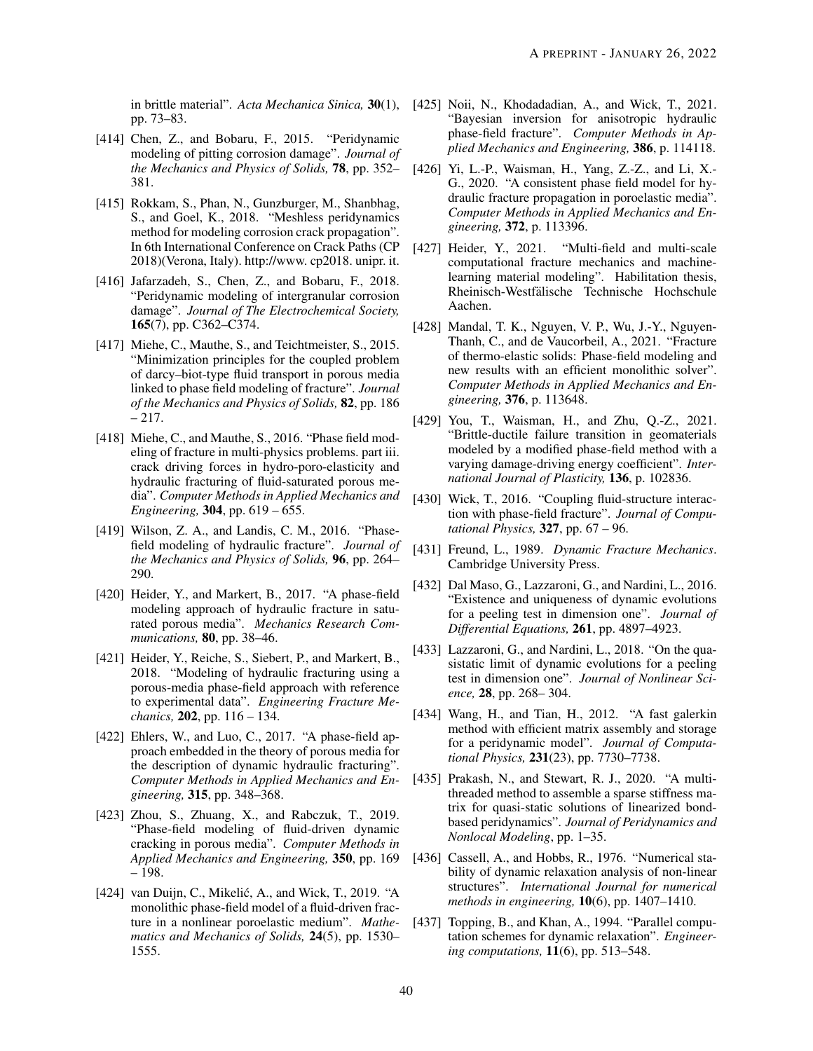in brittle material". *Acta Mechanica Sinica,* **30**(1), pp. 73–83.

[414] Chen, Z., and Bobaru, F., 2015. "Peridynamic modeling of pitting corrosion damage". *Journal of the Mechanics and Physics of Solids,* **78**, pp. 352–381.

[415] Rokkam, S., Phan, N., Gunzburger, M., Shanbhag, S., and Goel, K., 2018. "Meshless peridynamics method for modeling corrosion crack propagation". In 6th International Conference on Crack Paths (CP 2018)(Verona, Italy). http://www. cp2018. unipr. it.

[416] Jafarzadeh, S., Chen, Z., and Bobaru, F., 2018. "Peridynamic modeling of intergranular corrosion damage". *Journal of The Electrochemical Society,* **165**(7), pp. C362–C374.

[417] Miehe, C., Mauthe, S., and Teichtmeister, S., 2015. "Minimization principles for the coupled problem of darcy–biot-type fluid transport in porous media linked to phase field modeling of fracture". *Journal of the Mechanics and Physics of Solids,* **82**, pp. 186 – 217.

[418] Miehe, C., and Mauthe, S., 2016. "Phase field modeling of fracture in multi-physics problems. part iii. crack driving forces in hydro-poro-elasticity and hydraulic fracturing of fluid-saturated porous media". *Computer Methods in Applied Mechanics and Engineering,* **304**, pp. 619 – 655.

[419] Wilson, Z. A., and Landis, C. M., 2016. "Phase-field modeling of hydraulic fracture". *Journal of the Mechanics and Physics of Solids,* **96**, pp. 264–290.

[420] Heider, Y., and Markert, B., 2017. "A phase-field modeling approach of hydraulic fracture in saturated porous media". *Mechanics Research Communications,* **80**, pp. 38–46.

[421] Heider, Y., Reiche, S., Siebert, P., and Markert, B., 2018. "Modeling of hydraulic fracturing using a porous-media phase-field approach with reference to experimental data". *Engineering Fracture Mechanics,* **202**, pp. 116 – 134.

[422] Ehlers, W., and Luo, C., 2017. "A phase-field approach embedded in the theory of porous media for the description of dynamic hydraulic fracturing". *Computer Methods in Applied Mechanics and Engineering,* **315**, pp. 348–368.

[423] Zhou, S., Zhuang, X., and Rabczuk, T., 2019. "Phase-field modeling of fluid-driven dynamic cracking in porous media". *Computer Methods in Applied Mechanics and Engineering,* **350**, pp. 169 – 198.

[424] van Duijn, C., Mikelić, A., and Wick, T., 2019. "A monolithic phase-field model of a fluid-driven fracture in a nonlinear poroelastic medium". *Mathematics and Mechanics of Solids,* **24**(5), pp. 1530–1555.

[425] Noii, N., Khodadadian, A., and Wick, T., 2021. "Bayesian inversion for anisotropic hydraulic phase-field fracture". *Computer Methods in Applied Mechanics and Engineering,* **386**, p. 114118.

[426] Yi, L.-P., Waisman, H., Yang, Z.-Z., and Li, X.-G., 2020. "A consistent phase field model for hydraulic fracture propagation in poroelastic media". *Computer Methods in Applied Mechanics and Engineering,* **372**, p. 113396.

[427] Heider, Y., 2021. "Multi-field and multi-scale computational fracture mechanics and machine-learning material modeling". Habilitation thesis, Rheinisch-Westfälische Technische Hochschule Aachen.

[428] Mandal, T. K., Nguyen, V. P., Wu, J.-Y., Nguyen-Thanh, C., and de Vaucorbeil, A., 2021. "Fracture of thermo-elastic solids: Phase-field modeling and new results with an efficient monolithic solver". *Computer Methods in Applied Mechanics and Engineering,* **376**, p. 113648.

[429] You, T., Waisman, H., and Zhu, Q.-Z., 2021. "Brittle-ductile failure transition in geomaterials modeled by a modified phase-field method with a varying damage-driving energy coefficient". *International Journal of Plasticity,* **136**, p. 102836.

[430] Wick, T., 2016. "Coupling fluid-structure interaction with phase-field fracture". *Journal of Computational Physics,* **327**, pp. 67 – 96.

[431] Freund, L., 1989. *Dynamic Fracture Mechanics*. Cambridge University Press.

[432] Dal Maso, G., Lazzaroni, G., and Nardini, L., 2016. "Existence and uniqueness of dynamic evolutions for a peeling test in dimension one". *Journal of Differential Equations,* **261**, pp. 4897–4923.

[433] Lazzaroni, G., and Nardini, L., 2018. "On the quasistatic limit of dynamic evolutions for a peeling test in dimension one". *Journal of Nonlinear Science,* **28**, pp. 268– 304.

[434] Wang, H., and Tian, H., 2012. "A fast galerkin method with efficient matrix assembly and storage for a peridynamic model". *Journal of Computational Physics,* **231**(23), pp. 7730–7738.

[435] Prakash, N., and Stewart, R. J., 2020. "A multi-threaded method to assemble a sparse stiffness matrix for quasi-static solutions of linearized bond-based peridynamics". *Journal of Peridynamics and Nonlocal Modeling*, pp. 1–35.

[436] Cassell, A., and Hobbs, R., 1976. "Numerical stability of dynamic relaxation analysis of non-linear structures". *International Journal for numerical methods in engineering,* **10**(6), pp. 1407–1410.

[437] Topping, B., and Khan, A., 1994. "Parallel computation schemes for dynamic relaxation". *Engineering computations,* **11**(6), pp. 513–548.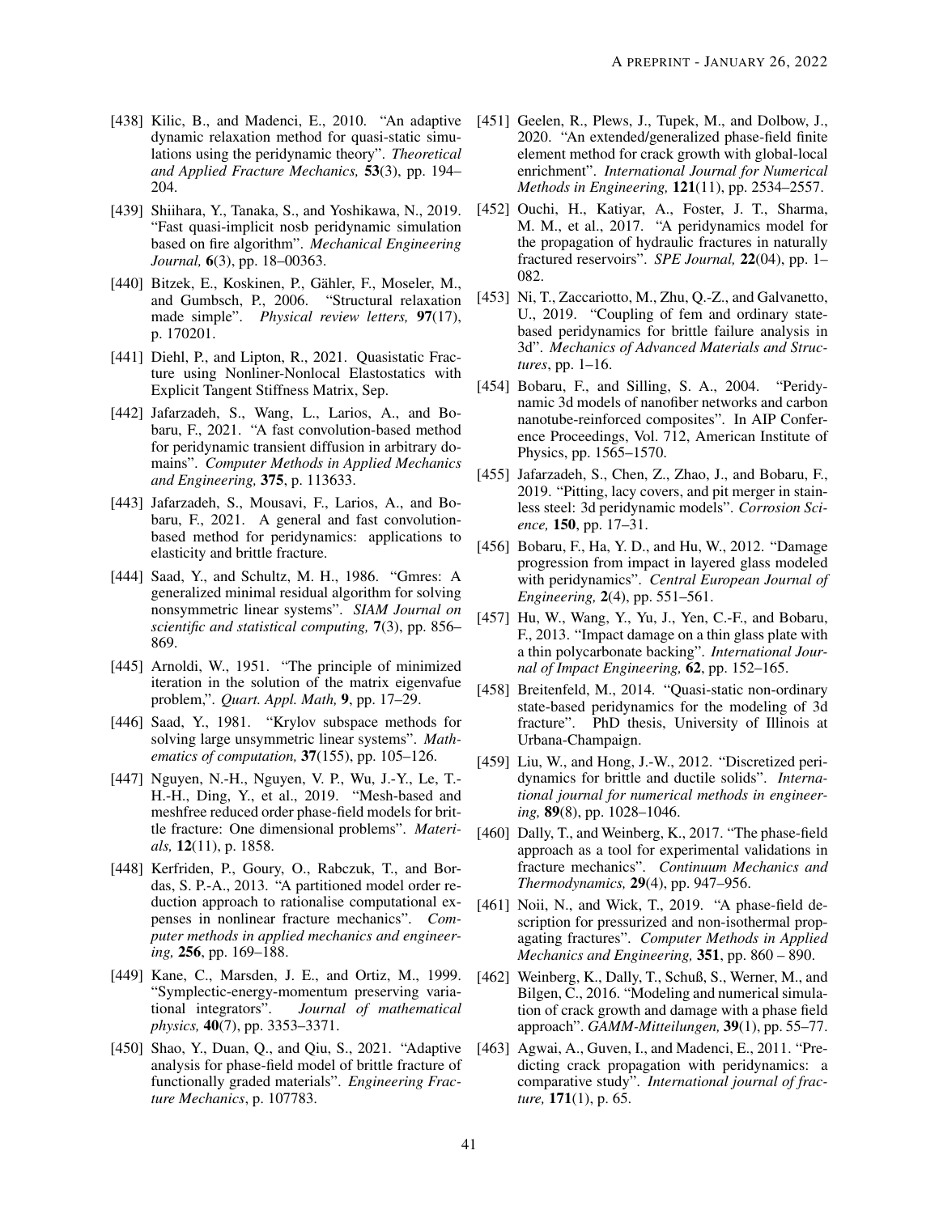[438] Kilic, B., and Madenci, E., 2010. "An adaptive dynamic relaxation method for quasi-static simulations using the peridynamic theory". *Theoretical and Applied Fracture Mechanics,* **53**(3), pp. 194–204.

[439] Shiihara, Y., Tanaka, S., and Yoshikawa, N., 2019. "Fast quasi-implicit nosb peridynamic simulation based on fire algorithm". *Mechanical Engineering Journal,* **6**(3), pp. 18–00363.

[440] Bitzek, E., Koskinen, P., Gähler, F., Moseler, M., and Gumbsch, P., 2006. "Structural relaxation made simple". *Physical review letters,* **97**(17), p. 170201.

[441] Diehl, P., and Lipton, R., 2021. Quasistatic Fracture using Nonliner-Nonlocal Elastostatics with Explicit Tangent Stiffness Matrix, Sep.

[442] Jafarzadeh, S., Wang, L., Larios, A., and Bobaru, F., 2021. "A fast convolution-based method for peridynamic transient diffusion in arbitrary domains". *Computer Methods in Applied Mechanics and Engineering,* **375**, p. 113633.

[443] Jafarzadeh, S., Mousavi, F., Larios, A., and Bobaru, F., 2021. A general and fast convolution-based method for peridynamics: applications to elasticity and brittle fracture.

[444] Saad, Y., and Schultz, M. H., 1986. "Gmres: A generalized minimal residual algorithm for solving nonsymmetric linear systems". *SIAM Journal on scientific and statistical computing,* **7**(3), pp. 856–869.

[445] Arnoldi, W., 1951. "The principle of minimized iteration in the solution of the matrix eigenvafue problem,". *Quart. Appl. Math,* **9**, pp. 17–29.

[446] Saad, Y., 1981. "Krylov subspace methods for solving large unsymmetric linear systems". *Mathematics of computation,* **37**(155), pp. 105–126.

[447] Nguyen, N.-H., Nguyen, V. P., Wu, J.-Y., Le, T.-H.-H., Ding, Y., et al., 2019. "Mesh-based and meshfree reduced order phase-field models for brittle fracture: One dimensional problems". *Materials,* **12**(11), p. 1858.

[448] Kerfriden, P., Goury, O., Rabczuk, T., and Bordas, S. P.-A., 2013. "A partitioned model order reduction approach to rationalise computational expenses in nonlinear fracture mechanics". *Computer methods in applied mechanics and engineering,* **256**, pp. 169–188.

[449] Kane, C., Marsden, J. E., and Ortiz, M., 1999. "Symplectic-energy-momentum preserving variational integrators". *Journal of mathematical physics,* **40**(7), pp. 3353–3371.

[450] Shao, Y., Duan, Q., and Qiu, S., 2021. "Adaptive analysis for phase-field model of brittle fracture of functionally graded materials". *Engineering Fracture Mechanics*, p. 107783.

[451] Geelen, R., Plews, J., Tupek, M., and Dolbow, J., 2020. "An extended/generalized phase-field finite element method for crack growth with global-local enrichment". *International Journal for Numerical Methods in Engineering,* **121**(11), pp. 2534–2557.

[452] Ouchi, H., Katiyar, A., Foster, J. T., Sharma, M. M., et al., 2017. "A peridynamics model for the propagation of hydraulic fractures in naturally fractured reservoirs". *SPE Journal,* **22**(04), pp. 1–082.

[453] Ni, T., Zaccariotto, M., Zhu, Q.-Z., and Galvanetto, U., 2019. "Coupling of fem and ordinary state-based peridynamics for brittle failure analysis in 3d". *Mechanics of Advanced Materials and Structures*, pp. 1–16.

[454] Bobaru, F., and Silling, S. A., 2004. "Peridynamic 3d models of nanofiber networks and carbon nanotube-reinforced composites". In AIP Conference Proceedings, Vol. 712, American Institute of Physics, pp. 1565–1570.

[455] Jafarzadeh, S., Chen, Z., Zhao, J., and Bobaru, F., 2019. "Pitting, lacy covers, and pit merger in stainless steel: 3d peridynamic models". *Corrosion Science,* **150**, pp. 17–31.

[456] Bobaru, F., Ha, Y. D., and Hu, W., 2012. "Damage progression from impact in layered glass modeled with peridynamics". *Central European Journal of Engineering,* **2**(4), pp. 551–561.

[457] Hu, W., Wang, Y., Yu, J., Yen, C.-F., and Bobaru, F., 2013. "Impact damage on a thin glass plate with a thin polycarbonate backing". *International Journal of Impact Engineering,* **62**, pp. 152–165.

[458] Breitenfeld, M., 2014. "Quasi-static non-ordinary state-based peridynamics for the modeling of 3d fracture". PhD thesis, University of Illinois at Urbana-Champaign.

[459] Liu, W., and Hong, J.-W., 2012. "Discretized peridynamics for brittle and ductile solids". *International journal for numerical methods in engineering,* **89**(8), pp. 1028–1046.

[460] Dally, T., and Weinberg, K., 2017. "The phase-field approach as a tool for experimental validations in fracture mechanics". *Continuum Mechanics and Thermodynamics,* **29**(4), pp. 947–956.

[461] Noii, N., and Wick, T., 2019. "A phase-field description for pressurized and non-isothermal propagating fractures". *Computer Methods in Applied Mechanics and Engineering,* **351**, pp. 860 – 890.

[462] Weinberg, K., Dally, T., Schuß, S., Werner, M., and Bilgen, C., 2016. "Modeling and numerical simulation of crack growth and damage with a phase field approach". *GAMM-Mitteilungen,* **39**(1), pp. 55–77.

[463] Agwai, A., Guven, I., and Madenci, E., 2011. "Predicting crack propagation with peridynamics: a comparative study". *International journal of fracture,* **171**(1), p. 65.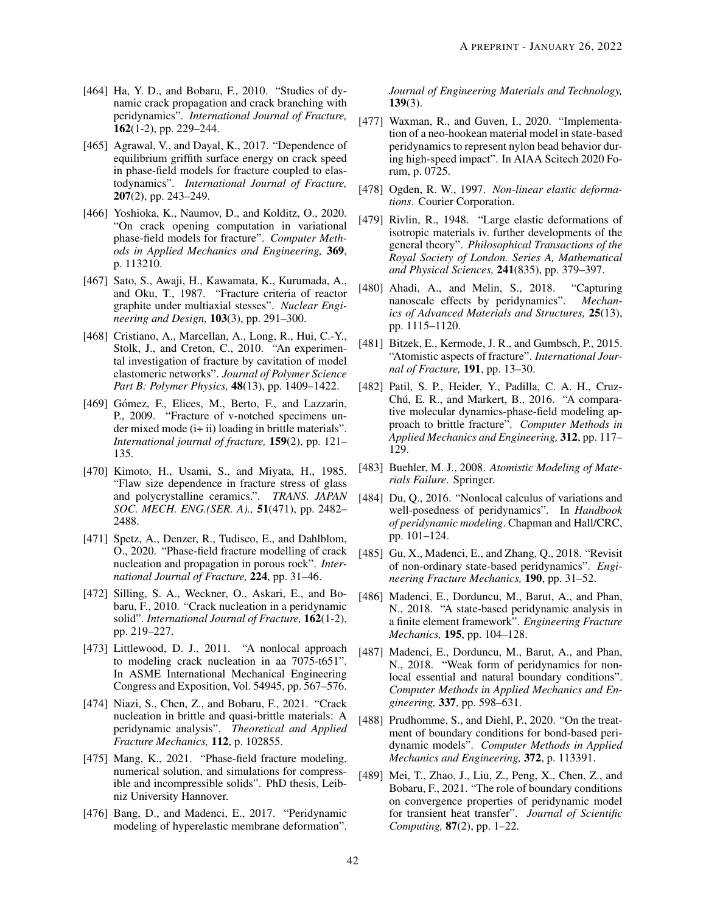[464] Ha, Y. D., and Bobaru, F., 2010. "Studies of dynamic crack propagation and crack branching with peridynamics". *International Journal of Fracture,* **162**(1-2), pp. 229–244.

[465] Agrawal, V., and Dayal, K., 2017. "Dependence of equilibrium griffith surface energy on crack speed in phase-field models for fracture coupled to elastodynamics". *International Journal of Fracture,* **207**(2), pp. 243–249.

[466] Yoshioka, K., Naumov, D., and Kolditz, O., 2020. "On crack opening computation in variational phase-field models for fracture". *Computer Methods in Applied Mechanics and Engineering,* **369**, p. 113210.

[467] Sato, S., Awaji, H., Kawamata, K., Kurumada, A., and Oku, T., 1987. "Fracture criteria of reactor graphite under multiaxial stesses". *Nuclear Engineering and Design,* **103**(3), pp. 291–300.

[468] Cristiano, A., Marcellan, A., Long, R., Hui, C.-Y., Stolk, J., and Creton, C., 2010. "An experimental investigation of fracture by cavitation of model elastomeric networks". *Journal of Polymer Science Part B: Polymer Physics,* **48**(13), pp. 1409–1422.

[469] Gómez, F., Elices, M., Berto, F., and Lazzarin, P., 2009. "Fracture of v-notched specimens under mixed mode (i+ ii) loading in brittle materials". *International journal of fracture,* **159**(2), pp. 121–135.

[470] Kimoto, H., Usami, S., and Miyata, H., 1985. "Flaw size dependence in fracture stress of glass and polycrystalline ceramics.". *TRANS. JAPAN SOC. MECH. ENG.(SER. A).,* **51**(471), pp. 2482–2488.

[471] Spetz, A., Denzer, R., Tudisco, E., and Dahlblom, O., 2020. "Phase-field fracture modelling of crack nucleation and propagation in porous rock". *International Journal of Fracture,* **224**, pp. 31–46.

[472] Silling, S. A., Weckner, O., Askari, E., and Bobaru, F., 2010. "Crack nucleation in a peridynamic solid". *International Journal of Fracture,* **162**(1-2), pp. 219–227.

[473] Littlewood, D. J., 2011. "A nonlocal approach to modeling crack nucleation in aa 7075-t651". In ASME International Mechanical Engineering Congress and Exposition, Vol. 54945, pp. 567–576.

[474] Niazi, S., Chen, Z., and Bobaru, F., 2021. "Crack nucleation in brittle and quasi-brittle materials: A peridynamic analysis". *Theoretical and Applied Fracture Mechanics,* **112**, p. 102855.

[475] Mang, K., 2021. "Phase-field fracture modeling, numerical solution, and simulations for compressible and incompressible solids". PhD thesis, Leibniz University Hannover.

[476] Bang, D., and Madenci, E., 2017. "Peridynamic modeling of hyperelastic membrane deformation". *Journal of Engineering Materials and Technology,* **139**(3).

[477] Waxman, R., and Guven, I., 2020. "Implementation of a neo-hookean material model in state-based peridynamics to represent nylon bead behavior during high-speed impact". In AIAA Scitech 2020 Forum, p. 0725.

[478] Ogden, R. W., 1997. *Non-linear elastic deformations*. Courier Corporation.

[479] Rivlin, R., 1948. "Large elastic deformations of isotropic materials iv. further developments of the general theory". *Philosophical Transactions of the Royal Society of London. Series A, Mathematical and Physical Sciences,* **241**(835), pp. 379–397.

[480] Ahadi, A., and Melin, S., 2018. "Capturing nanoscale effects by peridynamics". *Mechanics of Advanced Materials and Structures,* **25**(13), pp. 1115–1120.

[481] Bitzek, E., Kermode, J. R., and Gumbsch, P., 2015. "Atomistic aspects of fracture". *International Journal of Fracture,* **191**, pp. 13–30.

[482] Patil, S. P., Heider, Y., Padilla, C. A. H., Cruz-Chú, E. R., and Markert, B., 2016. "A comparative molecular dynamics-phase-field modeling approach to brittle fracture". *Computer Methods in Applied Mechanics and Engineering,* **312**, pp. 117–129.

[483] Buehler, M. J., 2008. *Atomistic Modeling of Materials Failure*. Springer.

[484] Du, Q., 2016. "Nonlocal calculus of variations and well-posedness of peridynamics". In *Handbook of peridynamic modeling*. Chapman and Hall/CRC, pp. 101–124.

[485] Gu, X., Madenci, E., and Zhang, Q., 2018. "Revisit of non-ordinary state-based peridynamics". *Engineering Fracture Mechanics,* **190**, pp. 31–52.

[486] Madenci, E., Dorduncu, M., Barut, A., and Phan, N., 2018. "A state-based peridynamic analysis in a finite element framework". *Engineering Fracture Mechanics,* **195**, pp. 104–128.

[487] Madenci, E., Dorduncu, M., Barut, A., and Phan, N., 2018. "Weak form of peridynamics for nonlocal essential and natural boundary conditions". *Computer Methods in Applied Mechanics and Engineering,* **337**, pp. 598–631.

[488] Prudhomme, S., and Diehl, P., 2020. "On the treatment of boundary conditions for bond-based peridynamic models". *Computer Methods in Applied Mechanics and Engineering,* **372**, p. 113391.

[489] Mei, T., Zhao, J., Liu, Z., Peng, X., Chen, Z., and Bobaru, F., 2021. "The role of boundary conditions on convergence properties of peridynamic model for transient heat transfer". *Journal of Scientific Computing,* **87**(2), pp. 1–22.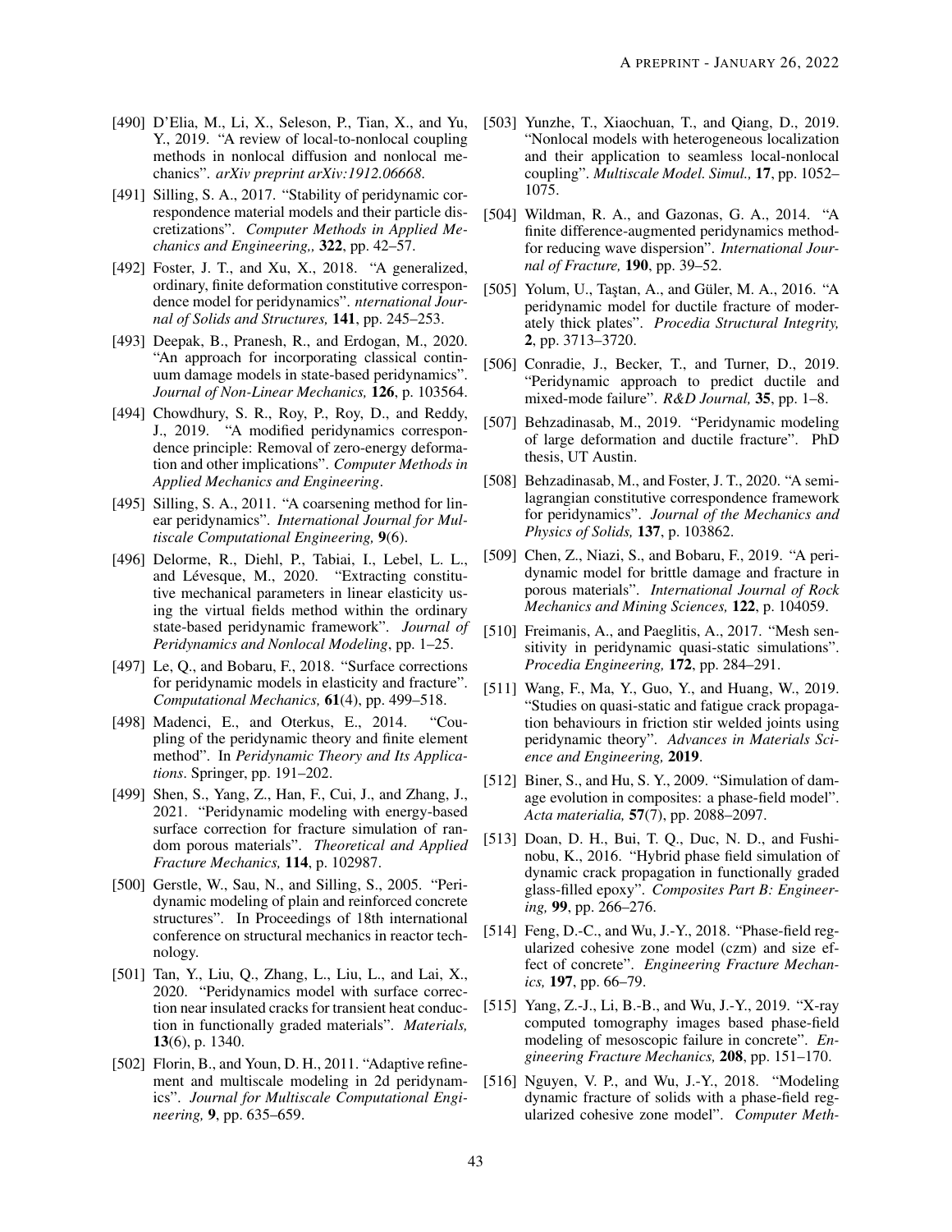[490] D'Elia, M., Li, X., Seleson, P., Tian, X., and Yu, Y., 2019. "A review of local-to-nonlocal coupling methods in nonlocal diffusion and nonlocal mechanics". *arXiv preprint arXiv:1912.06668*.

[491] Silling, S. A., 2017. "Stability of peridynamic correspondence material models and their particle discretizations". *Computer Methods in Applied Mechanics and Engineering,*, **322**, pp. 42–57.

[492] Foster, J. T., and Xu, X., 2018. "A generalized, ordinary, finite deformation constitutive correspondence model for peridynamics". *nternational Journal of Solids and Structures,* **141**, pp. 245–253.

[493] Deepak, B., Pranesh, R., and Erdogan, M., 2020. "An approach for incorporating classical continuum damage models in state-based peridynamics". *Journal of Non-Linear Mechanics,* **126**, p. 103564.

[494] Chowdhury, S. R., Roy, P., Roy, D., and Reddy, J., 2019. "A modified peridynamics correspondence principle: Removal of zero-energy deformation and other implications". *Computer Methods in Applied Mechanics and Engineering*.

[495] Silling, S. A., 2011. "A coarsening method for linear peridynamics". *International Journal for Multiscale Computational Engineering,* **9**(6).

[496] Delorme, R., Diehl, P., Tabiai, I., Lebel, L. L., and Lévesque, M., 2020. "Extracting constitutive mechanical parameters in linear elasticity using the virtual fields method within the ordinary state-based peridynamic framework". *Journal of Peridynamics and Nonlocal Modeling*, pp. 1–25.

[497] Le, Q., and Bobaru, F., 2018. "Surface corrections for peridynamic models in elasticity and fracture". *Computational Mechanics,* **61**(4), pp. 499–518.

[498] Madenci, E., and Oterkus, E., 2014. "Coupling of the peridynamic theory and finite element method". In *Peridynamic Theory and Its Applications*. Springer, pp. 191–202.

[499] Shen, S., Yang, Z., Han, F., Cui, J., and Zhang, J., 2021. "Peridynamic modeling with energy-based surface correction for fracture simulation of random porous materials". *Theoretical and Applied Fracture Mechanics,* **114**, p. 102987.

[500] Gerstle, W., Sau, N., and Silling, S., 2005. "Peridynamic modeling of plain and reinforced concrete structures". In Proceedings of 18th international conference on structural mechanics in reactor technology.

[501] Tan, Y., Liu, Q., Zhang, L., Liu, L., and Lai, X., 2020. "Peridynamics model with surface correction near insulated cracks for transient heat conduction in functionally graded materials". *Materials,* **13**(6), p. 1340.

[502] Florin, B., and Youn, D. H., 2011. "Adaptive refinement and multiscale modeling in 2d peridynamics". *Journal for Multiscale Computational Engineering,* **9**, pp. 635–659.

[503] Yunzhe, T., Xiaochuan, T., and Qiang, D., 2019. "Nonlocal models with heterogeneous localization and their application to seamless local-nonlocal coupling". *Multiscale Model. Simul.,* **17**, pp. 1052–1075.

[504] Wildman, R. A., and Gazonas, G. A., 2014. "A finite difference-augmented peridynamics methodfor reducing wave dispersion". *International Journal of Fracture,* **190**, pp. 39–52.

[505] Yolum, U., Taştan, A., and Güler, M. A., 2016. "A peridynamic model for ductile fracture of moderately thick plates". *Procedia Structural Integrity,* **2**, pp. 3713–3720.

[506] Conradie, J., Becker, T., and Turner, D., 2019. "Peridynamic approach to predict ductile and mixed-mode failure". *R&D Journal,* **35**, pp. 1–8.

[507] Behzadinasab, M., 2019. "Peridynamic modeling of large deformation and ductile fracture". PhD thesis, UT Austin.

[508] Behzadinasab, M., and Foster, J. T., 2020. "A semi-lagrangian constitutive correspondence framework for peridynamics". *Journal of the Mechanics and Physics of Solids,* **137**, p. 103862.

[509] Chen, Z., Niazi, S., and Bobaru, F., 2019. "A peridynamic model for brittle damage and fracture in porous materials". *International Journal of Rock Mechanics and Mining Sciences,* **122**, p. 104059.

[510] Freimanis, A., and Paeglitis, A., 2017. "Mesh sensitivity in peridynamic quasi-static simulations". *Procedia Engineering,* **172**, pp. 284–291.

[511] Wang, F., Ma, Y., Guo, Y., and Huang, W., 2019. "Studies on quasi-static and fatigue crack propagation behaviours in friction stir welded joints using peridynamic theory". *Advances in Materials Science and Engineering,* **2019**.

[512] Biner, S., and Hu, S. Y., 2009. "Simulation of damage evolution in composites: a phase-field model". *Acta materialia,* **57**(7), pp. 2088–2097.

[513] Doan, D. H., Bui, T. Q., Duc, N. D., and Fushinobu, K., 2016. "Hybrid phase field simulation of dynamic crack propagation in functionally graded glass-filled epoxy". *Composites Part B: Engineering,* **99**, pp. 266–276.

[514] Feng, D.-C., and Wu, J.-Y., 2018. "Phase-field regularized cohesive zone model (czm) and size effect of concrete". *Engineering Fracture Mechanics,* **197**, pp. 66–79.

[515] Yang, Z.-J., Li, B.-B., and Wu, J.-Y., 2019. "X-ray computed tomography images based phase-field modeling of mesoscopic failure in concrete". *Engineering Fracture Mechanics,* **208**, pp. 151–170.

[516] Nguyen, V. P., and Wu, J.-Y., 2018. "Modeling dynamic fracture of solids with a phase-field regularized cohesive zone model". *Computer Meth-*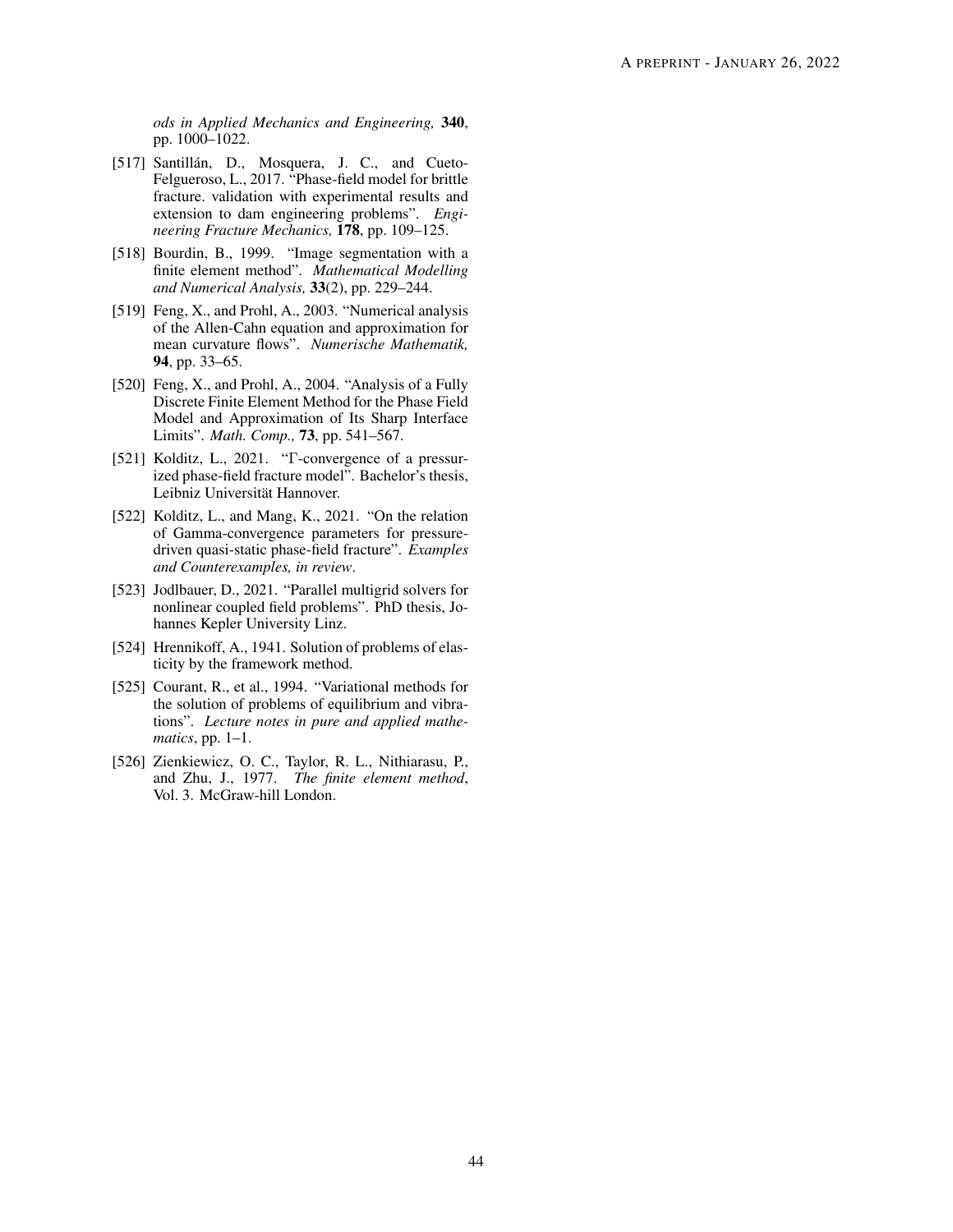*ods in Applied Mechanics and Engineering,* **340**, pp. 1000–1022.

[517] Santillán, D., Mosquera, J. C., and Cueto-Felgueroso, L., 2017. "Phase-field model for brittle fracture. validation with experimental results and extension to dam engineering problems". *Engineering Fracture Mechanics,* **178**, pp. 109–125.

[518] Bourdin, B., 1999. "Image segmentation with a finite element method". *Mathematical Modelling and Numerical Analysis,* **33**(2), pp. 229–244.

[519] Feng, X., and Prohl, A., 2003. "Numerical analysis of the Allen-Cahn equation and approximation for mean curvature flows". *Numerische Mathematik,* **94**, pp. 33–65.

[520] Feng, X., and Prohl, A., 2004. "Analysis of a Fully Discrete Finite Element Method for the Phase Field Model and Approximation of Its Sharp Interface Limits". *Math. Comp.,* **73**, pp. 541–567.

[521] Kolditz, L., 2021. "Γ-convergence of a pressurized phase-field fracture model". Bachelor's thesis, Leibniz Universität Hannover.

[522] Kolditz, L., and Mang, K., 2021. "On the relation of Gamma-convergence parameters for pressure-driven quasi-static phase-field fracture". *Examples and Counterexamples, in review*.

[523] Jodlbauer, D., 2021. "Parallel multigrid solvers for nonlinear coupled field problems". PhD thesis, Johannes Kepler University Linz.

[524] Hrennikoff, A., 1941. Solution of problems of elasticity by the framework method.

[525] Courant, R., et al., 1994. "Variational methods for the solution of problems of equilibrium and vibrations". *Lecture notes in pure and applied mathematics*, pp. 1–1.

[526] Zienkiewicz, O. C., Taylor, R. L., Nithiarasu, P., and Zhu, J., 1977. *The finite element method*, Vol. 3. McGraw-hill London.